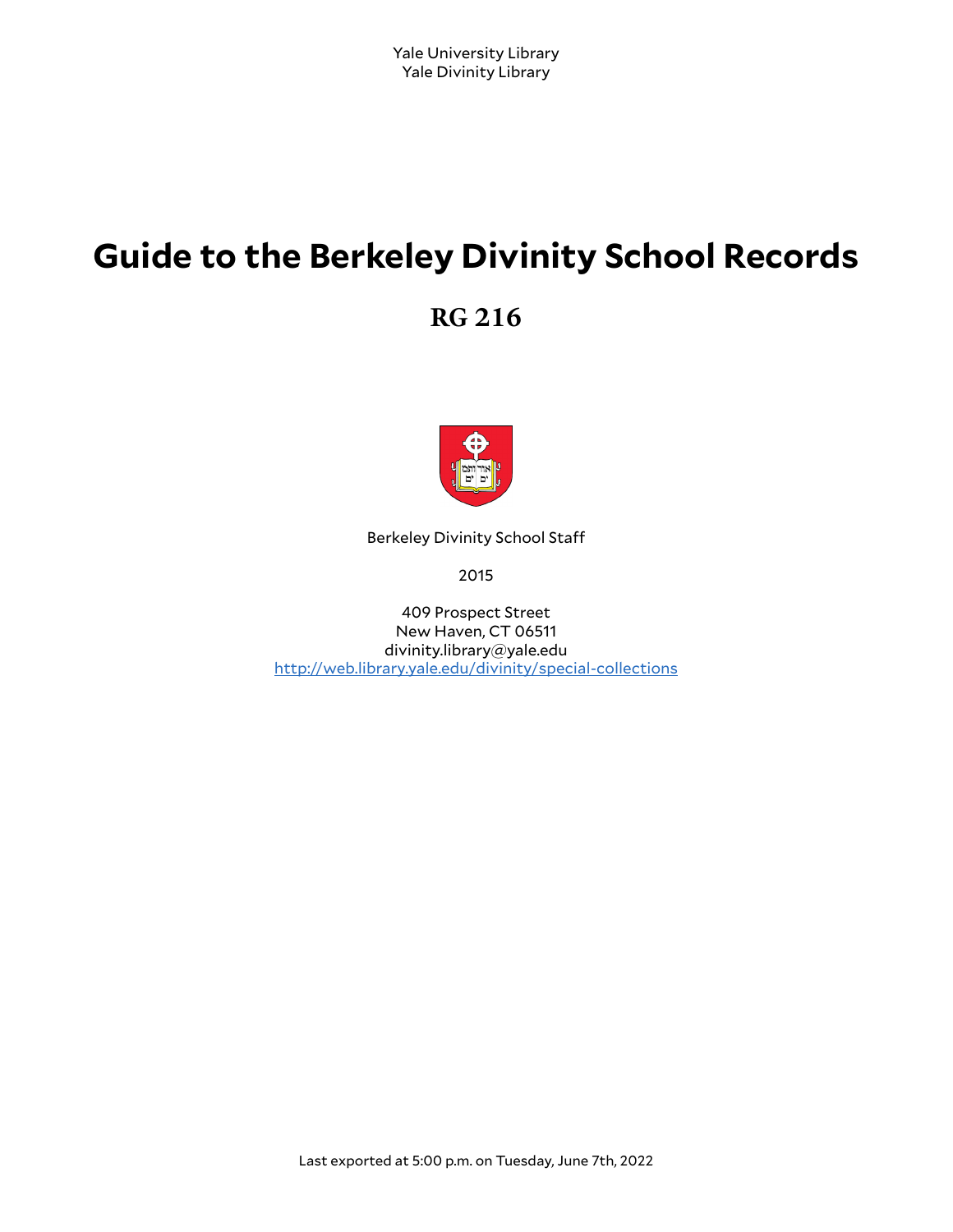Yale University Library
Yale Divinity Library

# Guide to the Berkeley Divinity School Records

## RG 216

Berkeley Divinity School Staff

2015

409 Prospect Street
New Haven, CT 06511
divinity.library@yale.edu
[http://web.library.yale.edu/divinity/special-collections](http://web.library.yale.edu/divinity/special-collections)

Last exported at 5:00 p.m. on Tuesday, June 7th, 2022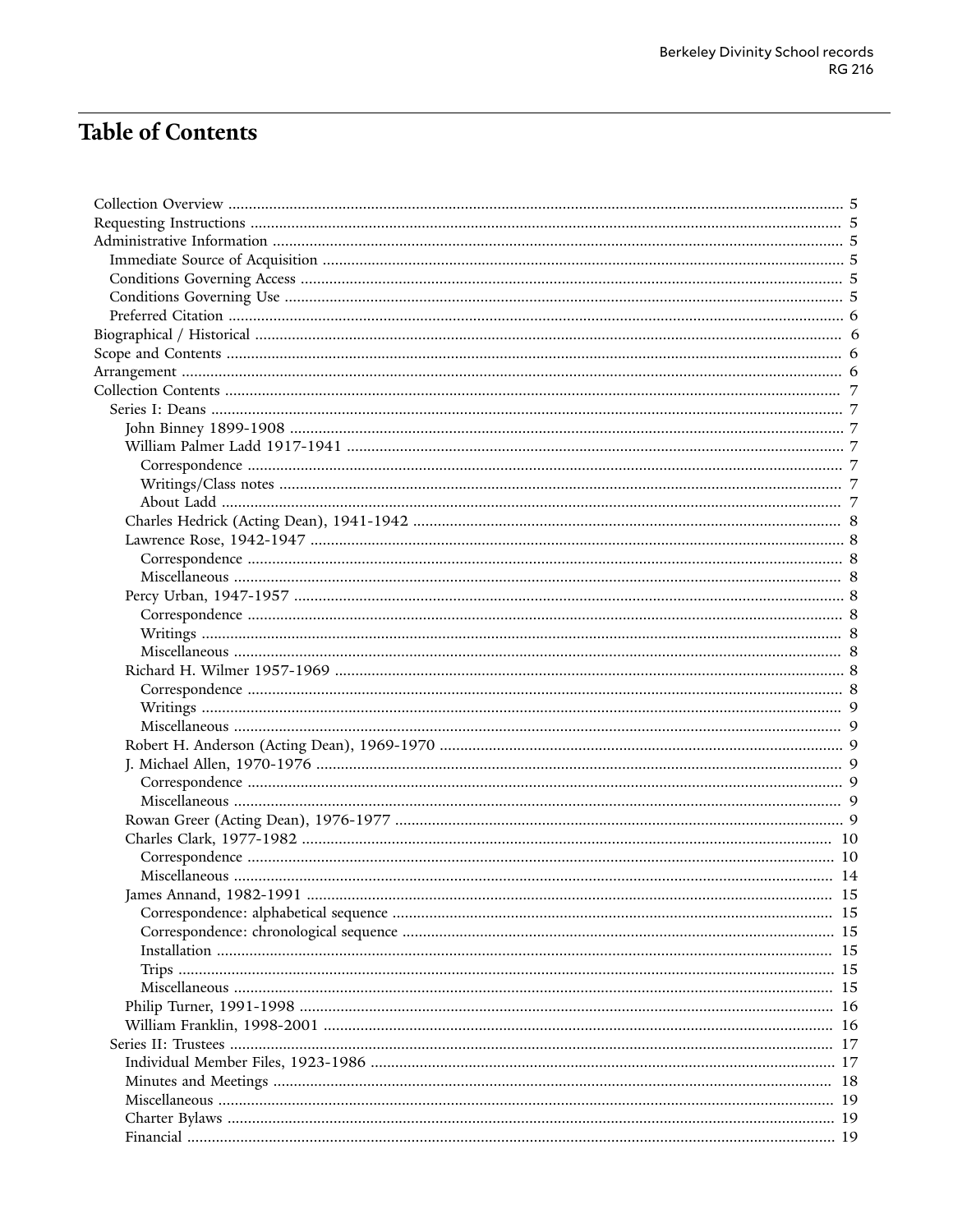# Table of Contents

- Collection Overview ..... 5
- Requesting Instructions ..... 5
- Administrative Information ..... 5
  - Immediate Source of Acquisition ..... 5
  - Conditions Governing Access ..... 5
  - Conditions Governing Use ..... 5
  - Preferred Citation ..... 6
- Biographical / Historical ..... 6
- Scope and Contents ..... 6
- Arrangement ..... 6
- Collection Contents ..... 7
  - Series I: Deans ..... 7
    - John Binney 1899-1908 ..... 7
    - William Palmer Ladd 1917-1941 ..... 7
      - Correspondence ..... 7
      - Writings/Class notes ..... 7
      - About Ladd ..... 7
    - Charles Hedrick (Acting Dean), 1941-1942 ..... 8
    - Lawrence Rose, 1942-1947 ..... 8
      - Correspondence ..... 8
      - Miscellaneous ..... 8
    - Percy Urban, 1947-1957 ..... 8
      - Correspondence ..... 8
      - Writings ..... 8
      - Miscellaneous ..... 8
    - Richard H. Wilmer 1957-1969 ..... 8
      - Correspondence ..... 8
      - Writings ..... 9
      - Miscellaneous ..... 9
    - Robert H. Anderson (Acting Dean), 1969-1970 ..... 9
    - J. Michael Allen, 1970-1976 ..... 9
      - Correspondence ..... 9
      - Miscellaneous ..... 9
    - Rowan Greer (Acting Dean), 1976-1977 ..... 9
    - Charles Clark, 1977-1982 ..... 10
      - Correspondence ..... 10
      - Miscellaneous ..... 14
    - James Annand, 1982-1991 ..... 15
      - Correspondence: alphabetical sequence ..... 15
      - Correspondence: chronological sequence ..... 15
      - Installation ..... 15
      - Trips ..... 15
      - Miscellaneous ..... 15
    - Philip Turner, 1991-1998 ..... 16
    - William Franklin, 1998-2001 ..... 16
  - Series II: Trustees ..... 17
    - Individual Member Files, 1923-1986 ..... 17
    - Minutes and Meetings ..... 18
    - Miscellaneous ..... 19
    - Charter Bylaws ..... 19
    - Financial ..... 19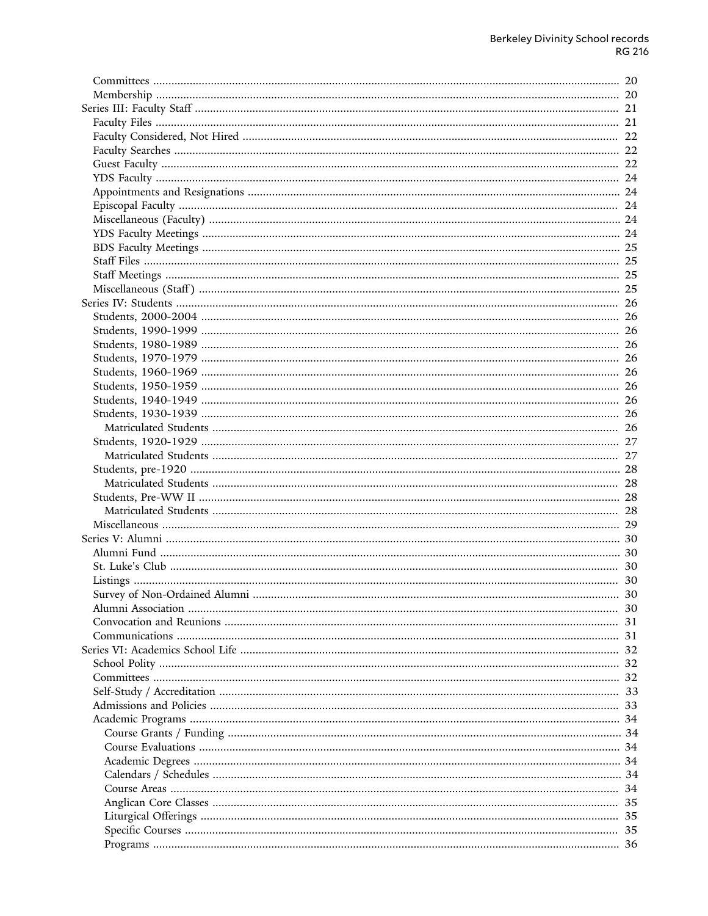- Committees ..... 20
- Membership ..... 20
- Series III: Faculty Staff ..... 21
  - Faculty Files ..... 21
  - Faculty Considered, Not Hired ..... 22
  - Faculty Searches ..... 22
  - Guest Faculty ..... 22
  - YDS Faculty ..... 24
  - Appointments and Resignations ..... 24
  - Episcopal Faculty ..... 24
  - Miscellaneous (Faculty) ..... 24
  - YDS Faculty Meetings ..... 24
  - BDS Faculty Meetings ..... 25
  - Staff Files ..... 25
  - Staff Meetings ..... 25
  - Miscellaneous (Staff) ..... 25
- Series IV: Students ..... 26
  - Students, 2000-2004 ..... 26
  - Students, 1990-1999 ..... 26
  - Students, 1980-1989 ..... 26
  - Students, 1970-1979 ..... 26
  - Students, 1960-1969 ..... 26
  - Students, 1950-1959 ..... 26
  - Students, 1940-1949 ..... 26
  - Students, 1930-1939 ..... 26
    - Matriculated Students ..... 26
  - Students, 1920-1929 ..... 27
    - Matriculated Students ..... 27
  - Students, pre-1920 ..... 28
    - Matriculated Students ..... 28
  - Students, Pre-WW II ..... 28
    - Matriculated Students ..... 28
  - Miscellaneous ..... 29
- Series V: Alumni ..... 30
  - Alumni Fund ..... 30
  - St. Luke's Club ..... 30
  - Listings ..... 30
  - Survey of Non-Ordained Alumni ..... 30
  - Alumni Association ..... 30
  - Convocation and Reunions ..... 31
  - Communications ..... 31
- Series VI: Academics School Life ..... 32
  - School Polity ..... 32
  - Committees ..... 32
  - Self-Study / Accreditation ..... 33
  - Admissions and Policies ..... 33
  - Academic Programs ..... 34
    - Course Grants / Funding ..... 34
    - Course Evaluations ..... 34
    - Academic Degrees ..... 34
    - Calendars / Schedules ..... 34
    - Course Areas ..... 34
    - Anglican Core Classes ..... 35
    - Liturgical Offerings ..... 35
    - Specific Courses ..... 35
    - Programs ..... 36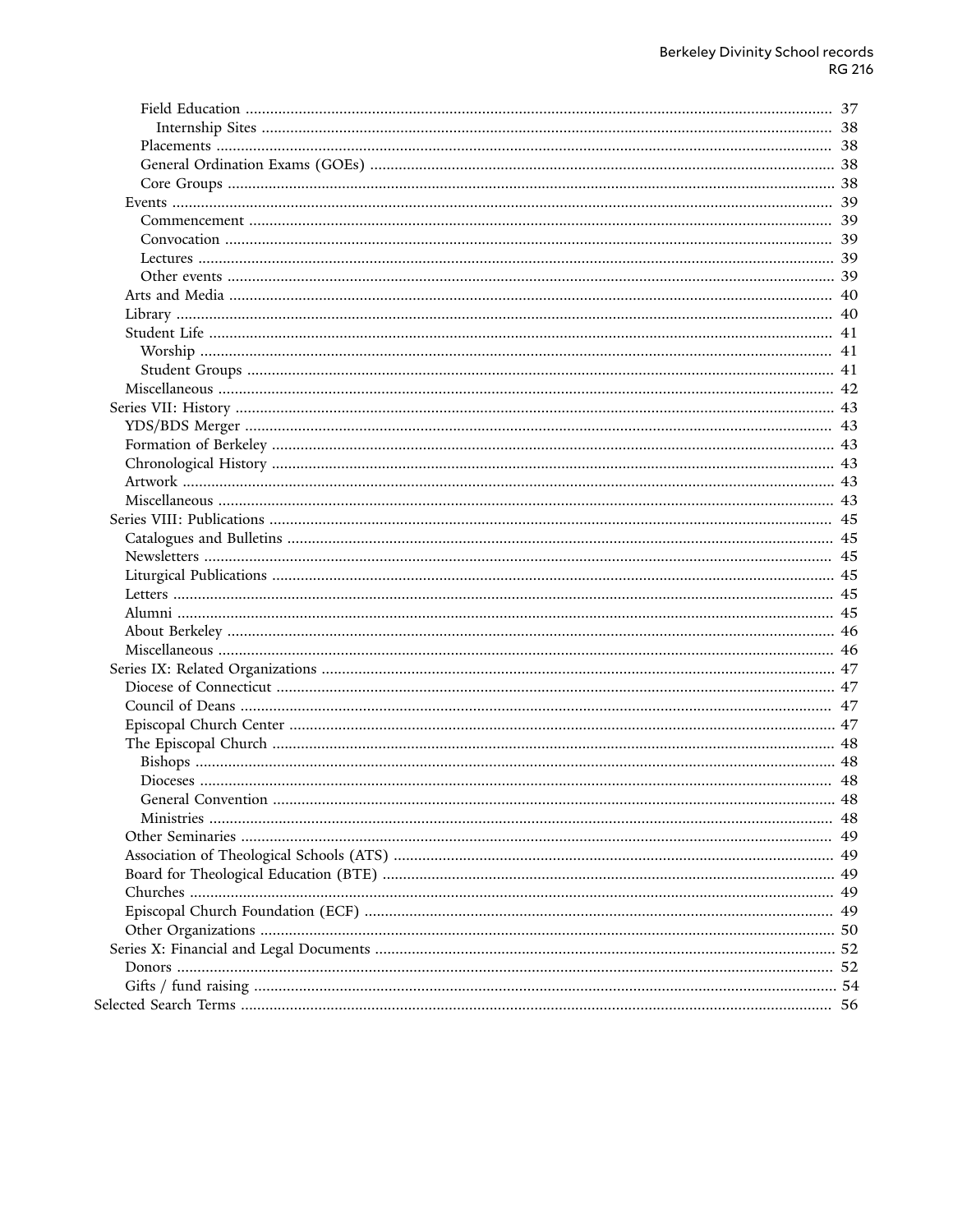- Field Education ... 37
  - Internship Sites ... 38
- Placements ... 38
- General Ordination Exams (GOEs) ... 38
- Core Groups ... 38
- Events ... 39
  - Commencement ... 39
  - Convocation ... 39
  - Lectures ... 39
  - Other events ... 39
- Arts and Media ... 40
- Library ... 40
- Student Life ... 41
  - Worship ... 41
  - Student Groups ... 41
- Miscellaneous ... 42

Series VII: History ... 43
- YDS/BDS Merger ... 43
- Formation of Berkeley ... 43
- Chronological History ... 43
- Artwork ... 43
- Miscellaneous ... 43

Series VIII: Publications ... 45
- Catalogues and Bulletins ... 45
- Newsletters ... 45
- Liturgical Publications ... 45
- Letters ... 45
- Alumni ... 45
- About Berkeley ... 46
- Miscellaneous ... 46

Series IX: Related Organizations ... 47
- Diocese of Connecticut ... 47
- Council of Deans ... 47
- Episcopal Church Center ... 47
- The Episcopal Church ... 48
  - Bishops ... 48
  - Dioceses ... 48
  - General Convention ... 48
  - Ministries ... 48
- Other Seminaries ... 49
- Association of Theological Schools (ATS) ... 49
- Board for Theological Education (BTE) ... 49
- Churches ... 49
- Episcopal Church Foundation (ECF) ... 49
- Other Organizations ... 50

Series X: Financial and Legal Documents ... 52
- Donors ... 52
- Gifts / fund raising ... 54

Selected Search Terms ... 56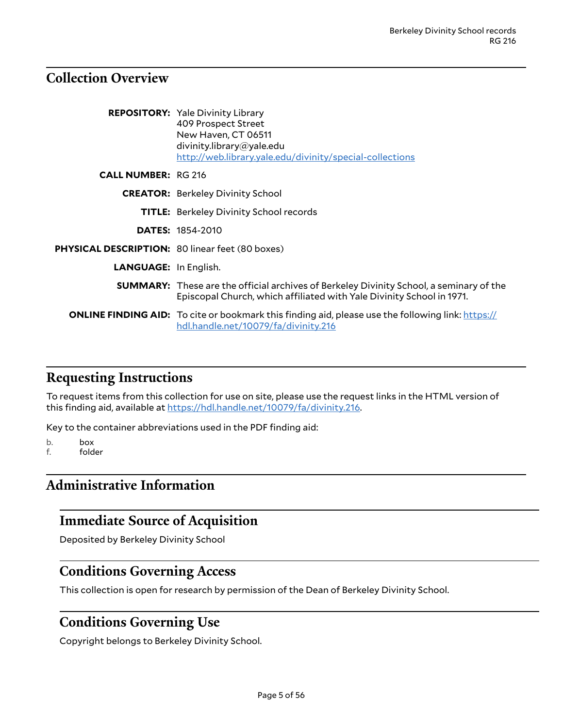## Collection Overview

**REPOSITORY:** Yale Divinity Library
409 Prospect Street
New Haven, CT 06511
divinity.library@yale.edu
http://web.library.yale.edu/divinity/special-collections

**CALL NUMBER:** RG 216

**CREATOR:** Berkeley Divinity School

**TITLE:** Berkeley Divinity School records

**DATES:** 1854-2010

**PHYSICAL DESCRIPTION:** 80 linear feet (80 boxes)

**LANGUAGE:** In English.

**SUMMARY:** These are the official archives of Berkeley Divinity School, a seminary of the Episcopal Church, which affiliated with Yale Divinity School in 1971.

**ONLINE FINDING AID:** To cite or bookmark this finding aid, please use the following link: https://hdl.handle.net/10079/fa/divinity.216

## Requesting Instructions

To request items from this collection for use on site, please use the request links in the HTML version of this finding aid, available at https://hdl.handle.net/10079/fa/divinity.216.

Key to the container abbreviations used in the PDF finding aid:

b. box
f. folder

## Administrative Information

### Immediate Source of Acquisition

Deposited by Berkeley Divinity School

### Conditions Governing Access

This collection is open for research by permission of the Dean of Berkeley Divinity School.

### Conditions Governing Use

Copyright belongs to Berkeley Divinity School.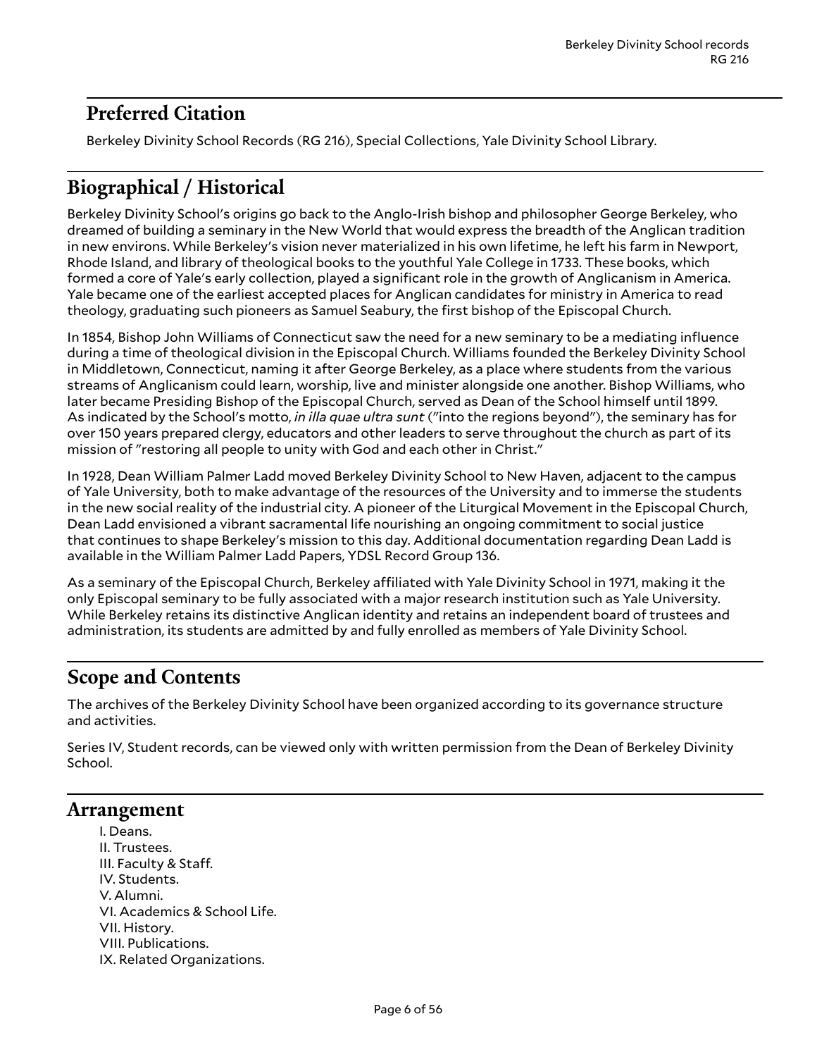## Preferred Citation

Berkeley Divinity School Records (RG 216), Special Collections, Yale Divinity School Library.

## Biographical / Historical

Berkeley Divinity School's origins go back to the Anglo-Irish bishop and philosopher George Berkeley, who dreamed of building a seminary in the New World that would express the breadth of the Anglican tradition in new environs. While Berkeley's vision never materialized in his own lifetime, he left his farm in Newport, Rhode Island, and library of theological books to the youthful Yale College in 1733. These books, which formed a core of Yale's early collection, played a significant role in the growth of Anglicanism in America. Yale became one of the earliest accepted places for Anglican candidates for ministry in America to read theology, graduating such pioneers as Samuel Seabury, the first bishop of the Episcopal Church.

In 1854, Bishop John Williams of Connecticut saw the need for a new seminary to be a mediating influence during a time of theological division in the Episcopal Church. Williams founded the Berkeley Divinity School in Middletown, Connecticut, naming it after George Berkeley, as a place where students from the various streams of Anglicanism could learn, worship, live and minister alongside one another. Bishop Williams, who later became Presiding Bishop of the Episcopal Church, served as Dean of the School himself until 1899. As indicated by the School's motto, *in illa quae ultra sunt* ("into the regions beyond"), the seminary has for over 150 years prepared clergy, educators and other leaders to serve throughout the church as part of its mission of "restoring all people to unity with God and each other in Christ."

In 1928, Dean William Palmer Ladd moved Berkeley Divinity School to New Haven, adjacent to the campus of Yale University, both to make advantage of the resources of the University and to immerse the students in the new social reality of the industrial city. A pioneer of the Liturgical Movement in the Episcopal Church, Dean Ladd envisioned a vibrant sacramental life nourishing an ongoing commitment to social justice that continues to shape Berkeley's mission to this day. Additional documentation regarding Dean Ladd is available in the William Palmer Ladd Papers, YDSL Record Group 136.

As a seminary of the Episcopal Church, Berkeley affiliated with Yale Divinity School in 1971, making it the only Episcopal seminary to be fully associated with a major research institution such as Yale University. While Berkeley retains its distinctive Anglican identity and retains an independent board of trustees and administration, its students are admitted by and fully enrolled as members of Yale Divinity School.

## Scope and Contents

The archives of the Berkeley Divinity School have been organized according to its governance structure and activities.

Series IV, Student records, can be viewed only with written permission from the Dean of Berkeley Divinity School.

## Arrangement

I. Deans.
II. Trustees.
III. Faculty & Staff.
IV. Students.
V. Alumni.
VI. Academics & School Life.
VII. History.
VIII. Publications.
IX. Related Organizations.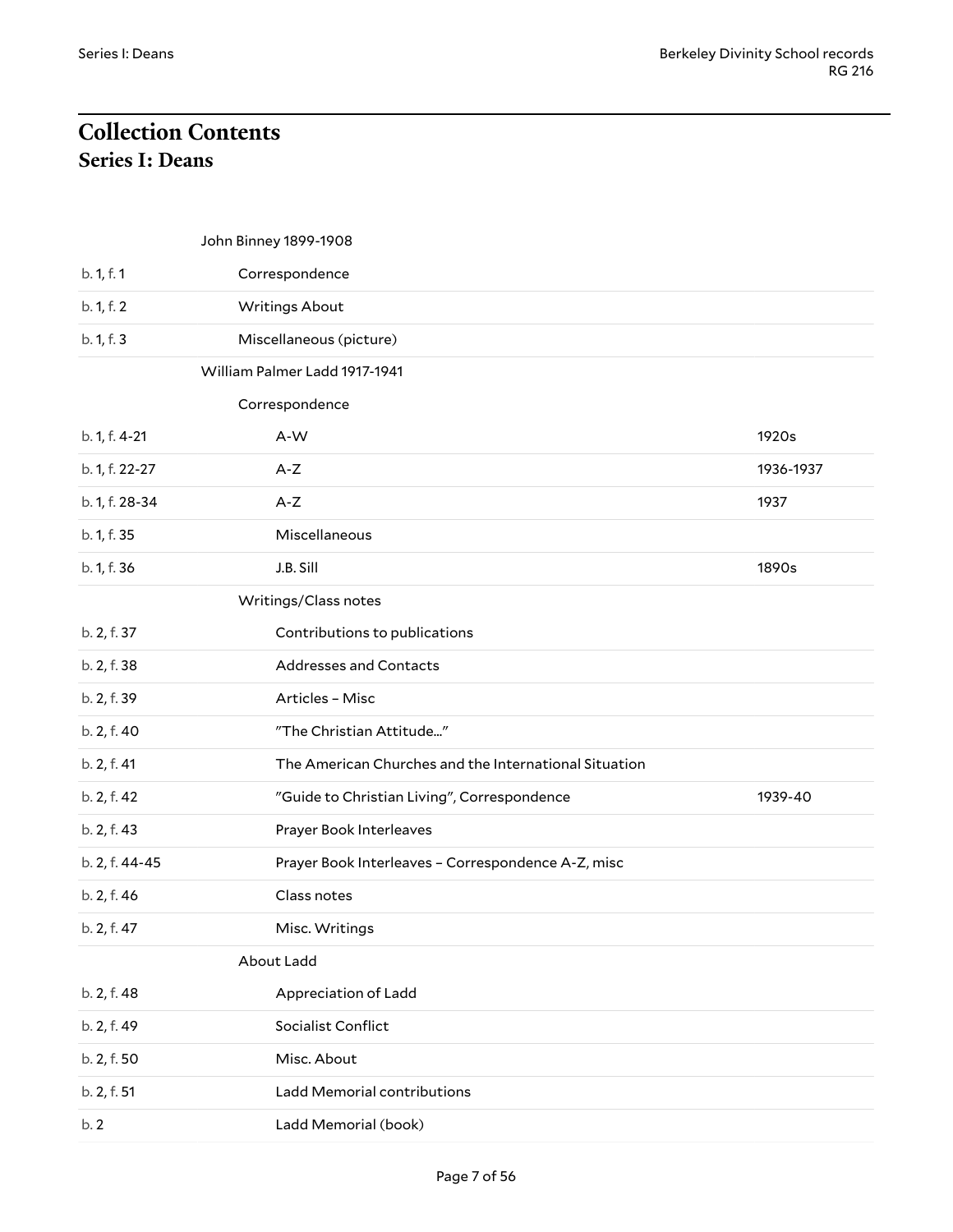# Collection Contents

## Series I: Deans

| | | |
|---|---|---|
| | John Binney 1899-1908 | |
| b. 1, f. 1 | Correspondence | |
| b. 1, f. 2 | Writings About | |
| b. 1, f. 3 | Miscellaneous (picture) | |
| | William Palmer Ladd 1917-1941 | |
| | Correspondence | |
| b. 1, f. 4-21 | A-W | 1920s |
| b. 1, f. 22-27 | A-Z | 1936-1937 |
| b. 1, f. 28-34 | A-Z | 1937 |
| b. 1, f. 35 | Miscellaneous | |
| b. 1, f. 36 | J.B. Sill | 1890s |
| | Writings/Class notes | |
| b. 2, f. 37 | Contributions to publications | |
| b. 2, f. 38 | Addresses and Contacts | |
| b. 2, f. 39 | Articles – Misc | |
| b. 2, f. 40 | "The Christian Attitude..." | |
| b. 2, f. 41 | The American Churches and the International Situation | |
| b. 2, f. 42 | "Guide to Christian Living", Correspondence | 1939-40 |
| b. 2, f. 43 | Prayer Book Interleaves | |
| b. 2, f. 44-45 | Prayer Book Interleaves – Correspondence A-Z, misc | |
| b. 2, f. 46 | Class notes | |
| b. 2, f. 47 | Misc. Writings | |
| | About Ladd | |
| b. 2, f. 48 | Appreciation of Ladd | |
| b. 2, f. 49 | Socialist Conflict | |
| b. 2, f. 50 | Misc. About | |
| b. 2, f. 51 | Ladd Memorial contributions | |
| b. 2 | Ladd Memorial (book) | |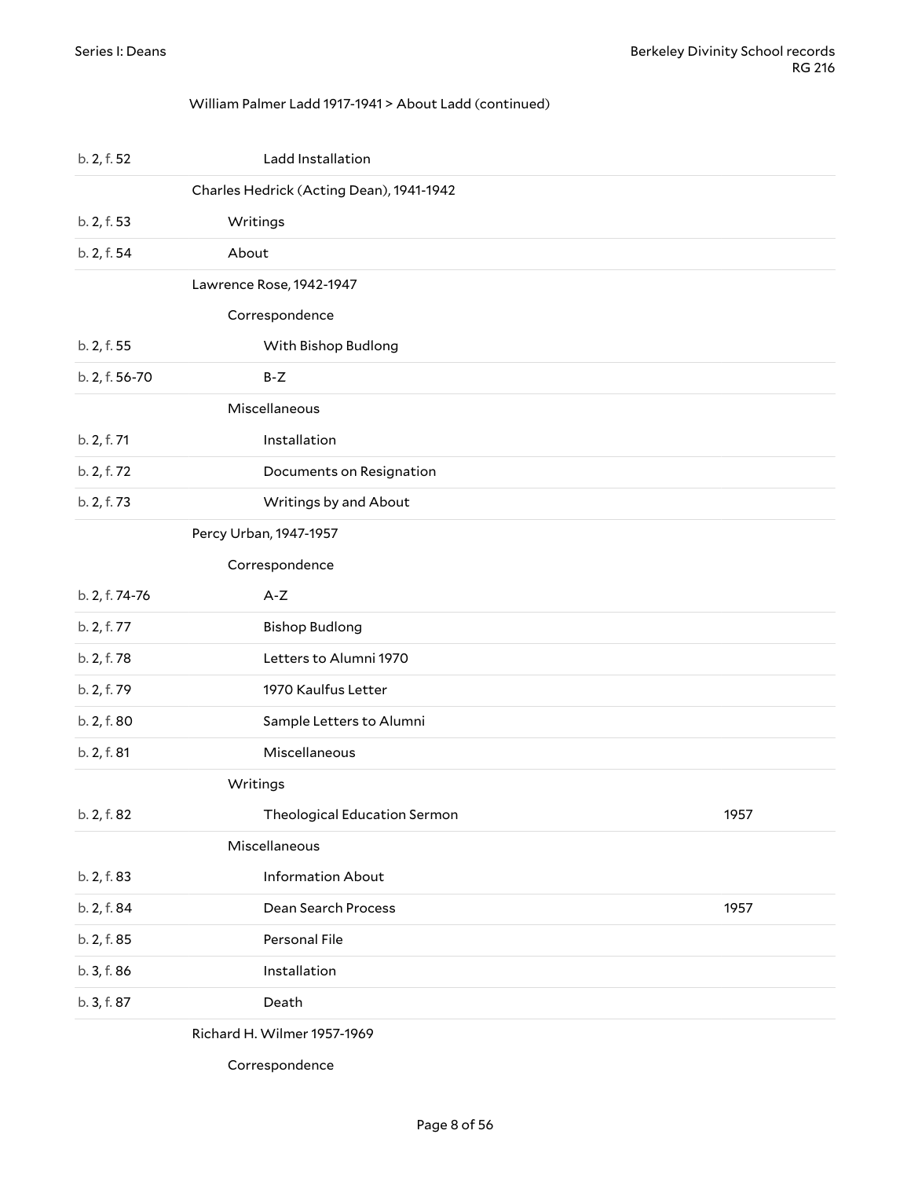William Palmer Ladd 1917-1941 > About Ladd (continued)

| | | |
|---|---|---|
| b. 2, f. 52 | Ladd Installation | |
| | **Charles Hedrick (Acting Dean), 1941-1942** | |
| b. 2, f. 53 | Writings | |
| b. 2, f. 54 | About | |
| | **Lawrence Rose, 1942-1947** | |
| | Correspondence | |
| b. 2, f. 55 | With Bishop Budlong | |
| b. 2, f. 56-70 | B-Z | |
| | Miscellaneous | |
| b. 2, f. 71 | Installation | |
| b. 2, f. 72 | Documents on Resignation | |
| b. 2, f. 73 | Writings by and About | |
| | **Percy Urban, 1947-1957** | |
| | Correspondence | |
| b. 2, f. 74-76 | A-Z | |
| b. 2, f. 77 | Bishop Budlong | |
| b. 2, f. 78 | Letters to Alumni 1970 | |
| b. 2, f. 79 | 1970 Kaulfus Letter | |
| b. 2, f. 80 | Sample Letters to Alumni | |
| b. 2, f. 81 | Miscellaneous | |
| | Writings | |
| b. 2, f. 82 | Theological Education Sermon | 1957 |
| | Miscellaneous | |
| b. 2, f. 83 | Information About | |
| b. 2, f. 84 | Dean Search Process | 1957 |
| b. 2, f. 85 | Personal File | |
| b. 3, f. 86 | Installation | |
| b. 3, f. 87 | Death | |
| | **Richard H. Wilmer 1957-1969** | |
| | Correspondence | |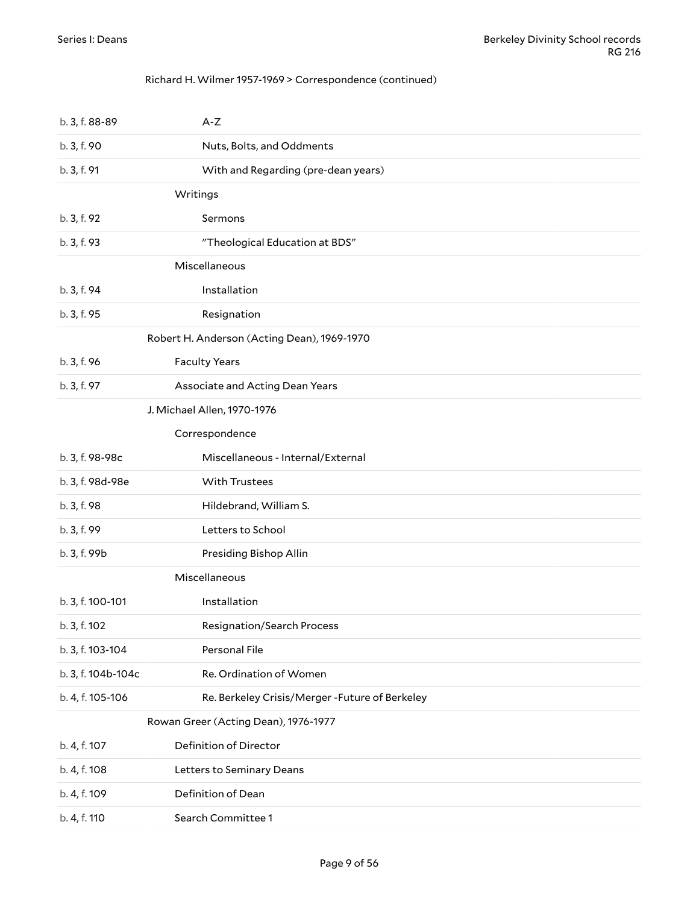Richard H. Wilmer 1957-1969 > Correspondence (continued)

| | |
|---|---|
| b. 3, f. 88-89 | A-Z |
| b. 3, f. 90 | Nuts, Bolts, and Oddments |
| b. 3, f. 91 | With and Regarding (pre-dean years) |
| | Writings |
| b. 3, f. 92 | Sermons |
| b. 3, f. 93 | "Theological Education at BDS" |
| | Miscellaneous |
| b. 3, f. 94 | Installation |
| b. 3, f. 95 | Resignation |
| | Robert H. Anderson (Acting Dean), 1969-1970 |
| b. 3, f. 96 | Faculty Years |
| b. 3, f. 97 | Associate and Acting Dean Years |
| | J. Michael Allen, 1970-1976 |
| | Correspondence |
| b. 3, f. 98-98c | Miscellaneous - Internal/External |
| b. 3, f. 98d-98e | With Trustees |
| b. 3, f. 98 | Hildebrand, William S. |
| b. 3, f. 99 | Letters to School |
| b. 3, f. 99b | Presiding Bishop Allin |
| | Miscellaneous |
| b. 3, f. 100-101 | Installation |
| b. 3, f. 102 | Resignation/Search Process |
| b. 3, f. 103-104 | Personal File |
| b. 3, f. 104b-104c | Re. Ordination of Women |
| b. 4, f. 105-106 | Re. Berkeley Crisis/Merger -Future of Berkeley |
| | Rowan Greer (Acting Dean), 1976-1977 |
| b. 4, f. 107 | Definition of Director |
| b. 4, f. 108 | Letters to Seminary Deans |
| b. 4, f. 109 | Definition of Dean |
| b. 4, f. 110 | Search Committee 1 |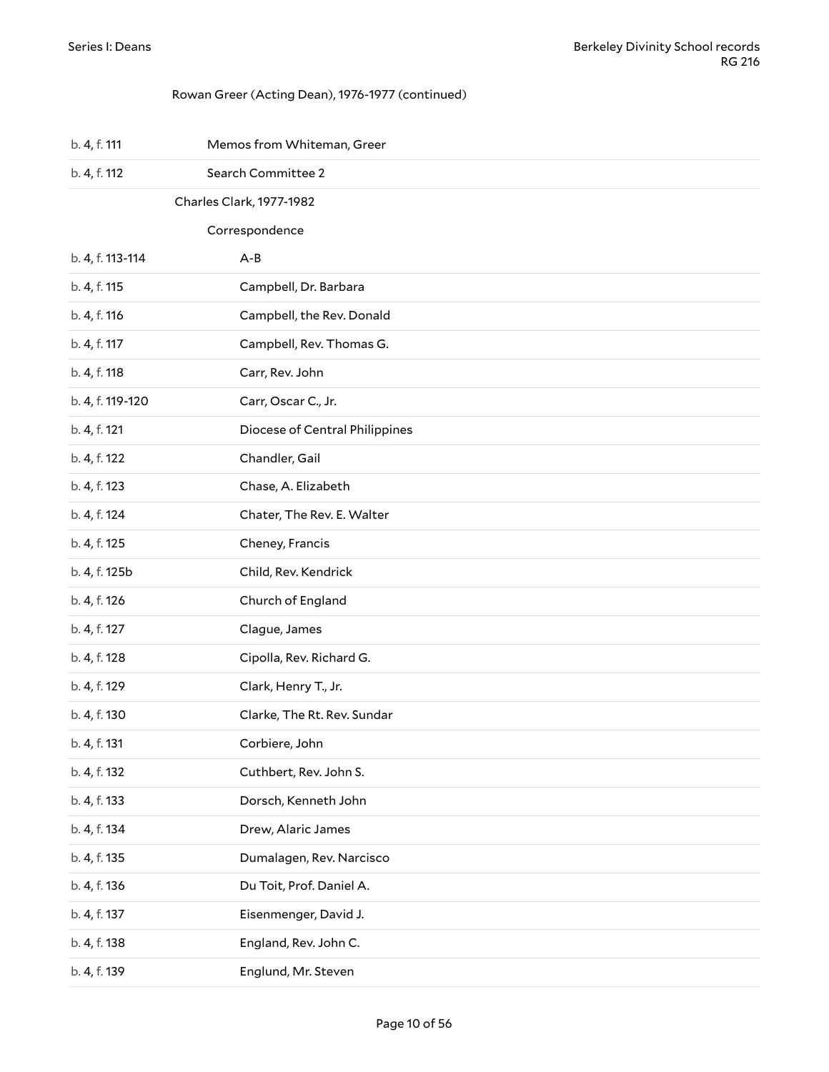Rowan Greer (Acting Dean), 1976-1977 (continued)

| | |
|---|---|
| b. 4, f. 111 | Memos from Whiteman, Greer |
| b. 4, f. 112 | Search Committee 2 |
| | **Charles Clark, 1977-1982** |
| | Correspondence |
| b. 4, f. 113-114 | A-B |
| b. 4, f. 115 | Campbell, Dr. Barbara |
| b. 4, f. 116 | Campbell, the Rev. Donald |
| b. 4, f. 117 | Campbell, Rev. Thomas G. |
| b. 4, f. 118 | Carr, Rev. John |
| b. 4, f. 119-120 | Carr, Oscar C., Jr. |
| b. 4, f. 121 | Diocese of Central Philippines |
| b. 4, f. 122 | Chandler, Gail |
| b. 4, f. 123 | Chase, A. Elizabeth |
| b. 4, f. 124 | Chater, The Rev. E. Walter |
| b. 4, f. 125 | Cheney, Francis |
| b. 4, f. 125b | Child, Rev. Kendrick |
| b. 4, f. 126 | Church of England |
| b. 4, f. 127 | Clague, James |
| b. 4, f. 128 | Cipolla, Rev. Richard G. |
| b. 4, f. 129 | Clark, Henry T., Jr. |
| b. 4, f. 130 | Clarke, The Rt. Rev. Sundar |
| b. 4, f. 131 | Corbiere, John |
| b. 4, f. 132 | Cuthbert, Rev. John S. |
| b. 4, f. 133 | Dorsch, Kenneth John |
| b. 4, f. 134 | Drew, Alaric James |
| b. 4, f. 135 | Dumalagen, Rev. Narcisco |
| b. 4, f. 136 | Du Toit, Prof. Daniel A. |
| b. 4, f. 137 | Eisenmenger, David J. |
| b. 4, f. 138 | England, Rev. John C. |
| b. 4, f. 139 | Englund, Mr. Steven |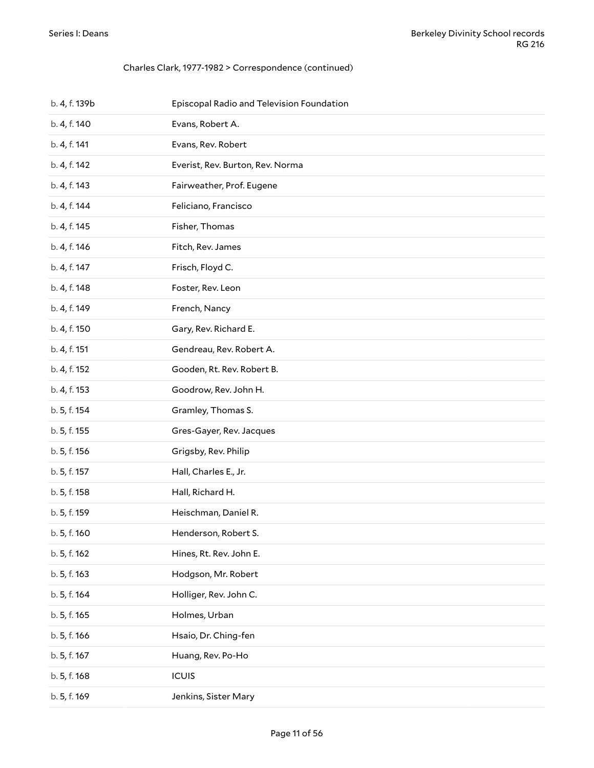Charles Clark, 1977-1982 > Correspondence (continued)

| | |
|---|---|
| b. 4, f. 139b | Episcopal Radio and Television Foundation |
| b. 4, f. 140 | Evans, Robert A. |
| b. 4, f. 141 | Evans, Rev. Robert |
| b. 4, f. 142 | Everist, Rev. Burton, Rev. Norma |
| b. 4, f. 143 | Fairweather, Prof. Eugene |
| b. 4, f. 144 | Feliciano, Francisco |
| b. 4, f. 145 | Fisher, Thomas |
| b. 4, f. 146 | Fitch, Rev. James |
| b. 4, f. 147 | Frisch, Floyd C. |
| b. 4, f. 148 | Foster, Rev. Leon |
| b. 4, f. 149 | French, Nancy |
| b. 4, f. 150 | Gary, Rev. Richard E. |
| b. 4, f. 151 | Gendreau, Rev. Robert A. |
| b. 4, f. 152 | Gooden, Rt. Rev. Robert B. |
| b. 4, f. 153 | Goodrow, Rev. John H. |
| b. 5, f. 154 | Gramley, Thomas S. |
| b. 5, f. 155 | Gres-Gayer, Rev. Jacques |
| b. 5, f. 156 | Grigsby, Rev. Philip |
| b. 5, f. 157 | Hall, Charles E., Jr. |
| b. 5, f. 158 | Hall, Richard H. |
| b. 5, f. 159 | Heischman, Daniel R. |
| b. 5, f. 160 | Henderson, Robert S. |
| b. 5, f. 162 | Hines, Rt. Rev. John E. |
| b. 5, f. 163 | Hodgson, Mr. Robert |
| b. 5, f. 164 | Holliger, Rev. John C. |
| b. 5, f. 165 | Holmes, Urban |
| b. 5, f. 166 | Hsaio, Dr. Ching-fen |
| b. 5, f. 167 | Huang, Rev. Po-Ho |
| b. 5, f. 168 | ICUIS |
| b. 5, f. 169 | Jenkins, Sister Mary |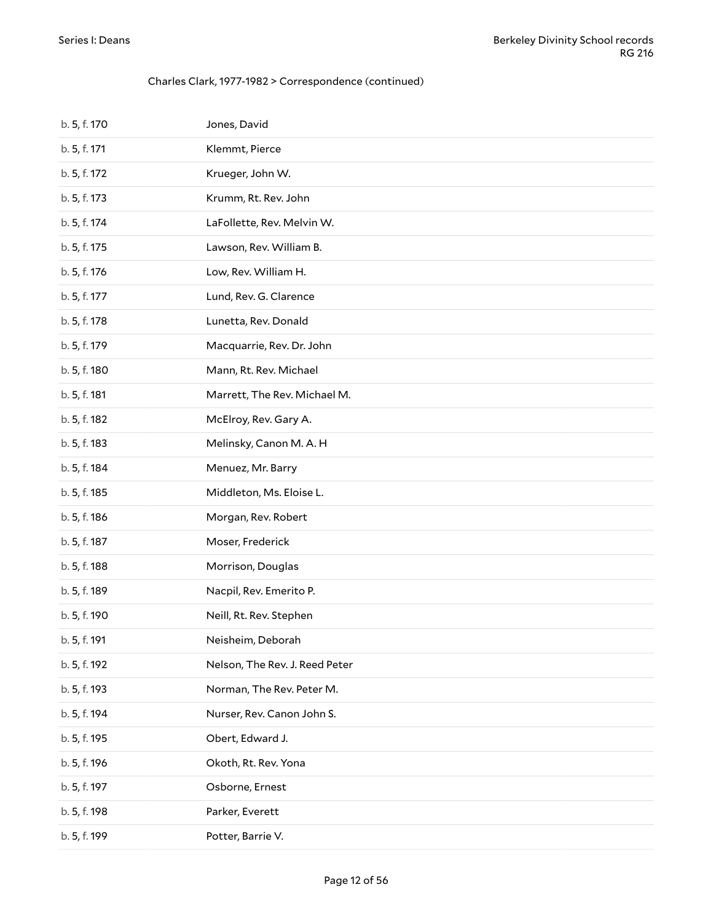Charles Clark, 1977-1982 > Correspondence (continued)

| | |
|---|---|
| b. 5, f. 170 | Jones, David |
| b. 5, f. 171 | Klemmt, Pierce |
| b. 5, f. 172 | Krueger, John W. |
| b. 5, f. 173 | Krumm, Rt. Rev. John |
| b. 5, f. 174 | LaFollette, Rev. Melvin W. |
| b. 5, f. 175 | Lawson, Rev. William B. |
| b. 5, f. 176 | Low, Rev. William H. |
| b. 5, f. 177 | Lund, Rev. G. Clarence |
| b. 5, f. 178 | Lunetta, Rev. Donald |
| b. 5, f. 179 | Macquarrie, Rev. Dr. John |
| b. 5, f. 180 | Mann, Rt. Rev. Michael |
| b. 5, f. 181 | Marrett, The Rev. Michael M. |
| b. 5, f. 182 | McElroy, Rev. Gary A. |
| b. 5, f. 183 | Melinsky, Canon M. A. H |
| b. 5, f. 184 | Menuez, Mr. Barry |
| b. 5, f. 185 | Middleton, Ms. Eloise L. |
| b. 5, f. 186 | Morgan, Rev. Robert |
| b. 5, f. 187 | Moser, Frederick |
| b. 5, f. 188 | Morrison, Douglas |
| b. 5, f. 189 | Nacpil, Rev. Emerito P. |
| b. 5, f. 190 | Neill, Rt. Rev. Stephen |
| b. 5, f. 191 | Neisheim, Deborah |
| b. 5, f. 192 | Nelson, The Rev. J. Reed Peter |
| b. 5, f. 193 | Norman, The Rev. Peter M. |
| b. 5, f. 194 | Nurser, Rev. Canon John S. |
| b. 5, f. 195 | Obert, Edward J. |
| b. 5, f. 196 | Okoth, Rt. Rev. Yona |
| b. 5, f. 197 | Osborne, Ernest |
| b. 5, f. 198 | Parker, Everett |
| b. 5, f. 199 | Potter, Barrie V. |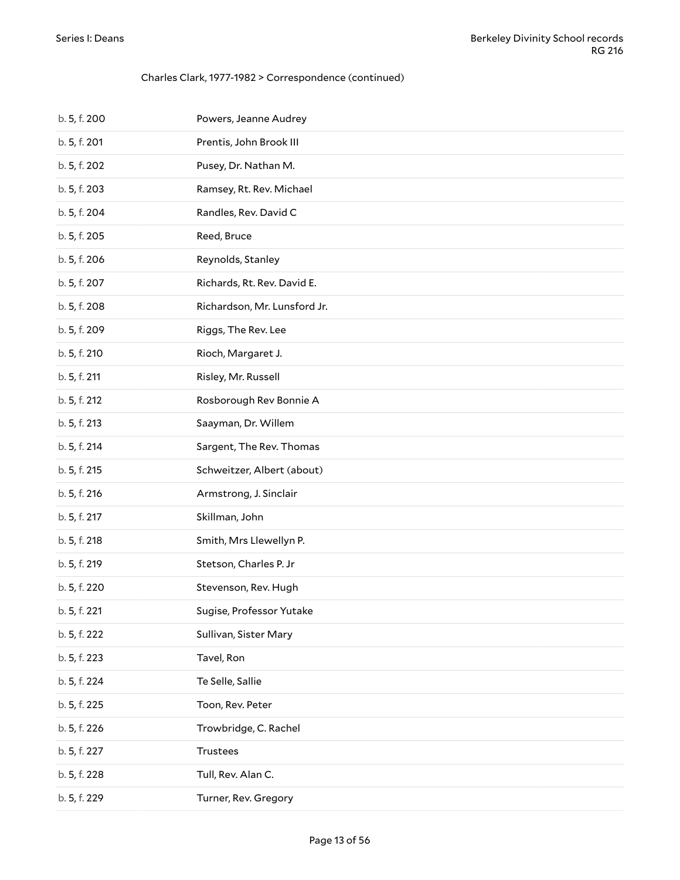Charles Clark, 1977-1982 > Correspondence (continued)

| | |
|---|---|
| b. 5, f. 200 | Powers, Jeanne Audrey |
| b. 5, f. 201 | Prentis, John Brook III |
| b. 5, f. 202 | Pusey, Dr. Nathan M. |
| b. 5, f. 203 | Ramsey, Rt. Rev. Michael |
| b. 5, f. 204 | Randles, Rev. David C |
| b. 5, f. 205 | Reed, Bruce |
| b. 5, f. 206 | Reynolds, Stanley |
| b. 5, f. 207 | Richards, Rt. Rev. David E. |
| b. 5, f. 208 | Richardson, Mr. Lunsford Jr. |
| b. 5, f. 209 | Riggs, The Rev. Lee |
| b. 5, f. 210 | Rioch, Margaret J. |
| b. 5, f. 211 | Risley, Mr. Russell |
| b. 5, f. 212 | Rosborough Rev Bonnie A |
| b. 5, f. 213 | Saayman, Dr. Willem |
| b. 5, f. 214 | Sargent, The Rev. Thomas |
| b. 5, f. 215 | Schweitzer, Albert (about) |
| b. 5, f. 216 | Armstrong, J. Sinclair |
| b. 5, f. 217 | Skillman, John |
| b. 5, f. 218 | Smith, Mrs Llewellyn P. |
| b. 5, f. 219 | Stetson, Charles P. Jr |
| b. 5, f. 220 | Stevenson, Rev. Hugh |
| b. 5, f. 221 | Sugise, Professor Yutake |
| b. 5, f. 222 | Sullivan, Sister Mary |
| b. 5, f. 223 | Tavel, Ron |
| b. 5, f. 224 | Te Selle, Sallie |
| b. 5, f. 225 | Toon, Rev. Peter |
| b. 5, f. 226 | Trowbridge, C. Rachel |
| b. 5, f. 227 | Trustees |
| b. 5, f. 228 | Tull, Rev. Alan C. |
| b. 5, f. 229 | Turner, Rev. Gregory |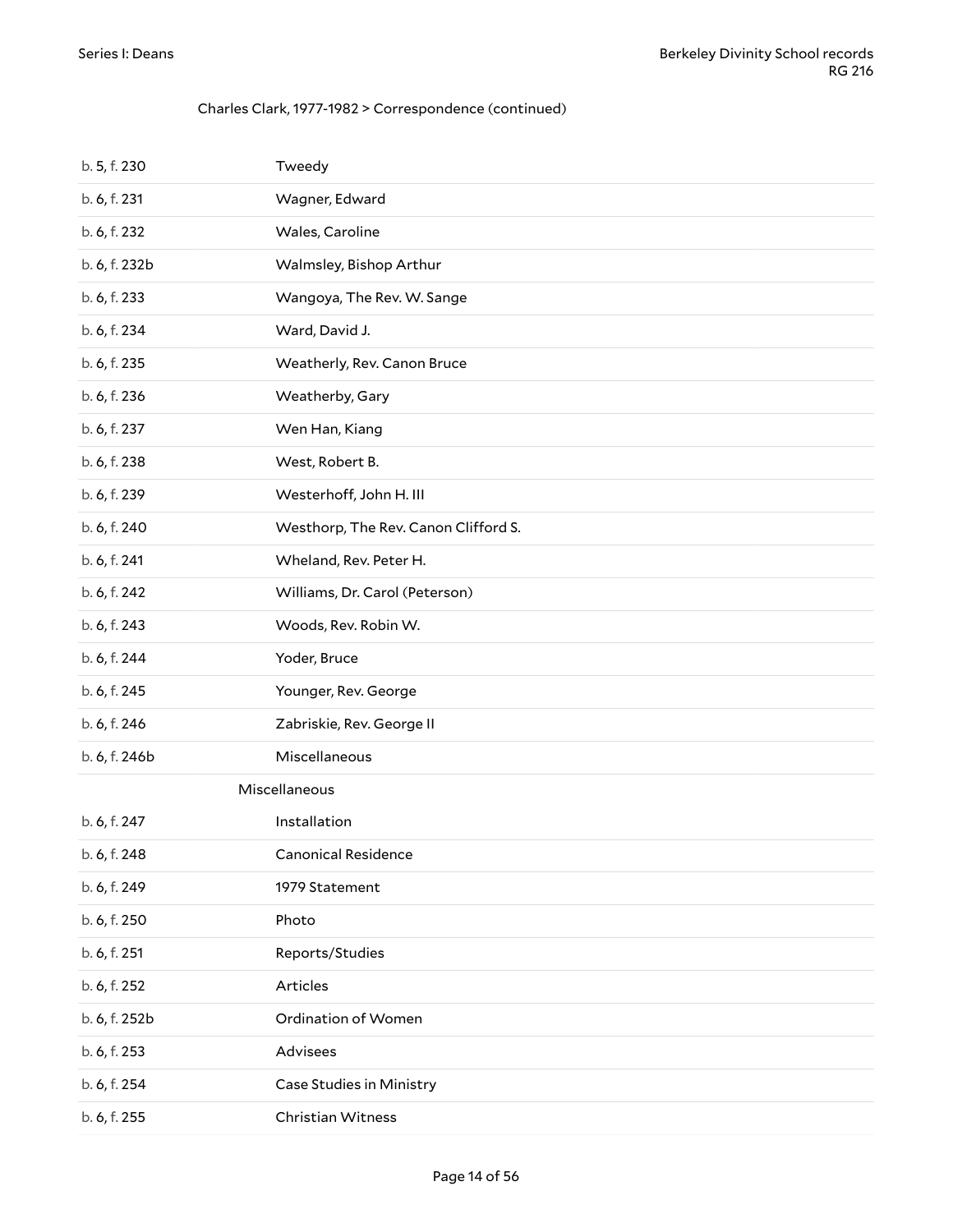Charles Clark, 1977-1982 > Correspondence (continued)

| | |
|---|---|
| b. 5, f. 230 | Tweedy |
| b. 6, f. 231 | Wagner, Edward |
| b. 6, f. 232 | Wales, Caroline |
| b. 6, f. 232b | Walmsley, Bishop Arthur |
| b. 6, f. 233 | Wangoya, The Rev. W. Sange |
| b. 6, f. 234 | Ward, David J. |
| b. 6, f. 235 | Weatherly, Rev. Canon Bruce |
| b. 6, f. 236 | Weatherby, Gary |
| b. 6, f. 237 | Wen Han, Kiang |
| b. 6, f. 238 | West, Robert B. |
| b. 6, f. 239 | Westerhoff, John H. III |
| b. 6, f. 240 | Westhorp, The Rev. Canon Clifford S. |
| b. 6, f. 241 | Wheland, Rev. Peter H. |
| b. 6, f. 242 | Williams, Dr. Carol (Peterson) |
| b. 6, f. 243 | Woods, Rev. Robin W. |
| b. 6, f. 244 | Yoder, Bruce |
| b. 6, f. 245 | Younger, Rev. George |
| b. 6, f. 246 | Zabriskie, Rev. George II |
| b. 6, f. 246b | Miscellaneous |

Miscellaneous

| | |
|---|---|
| b. 6, f. 247 | Installation |
| b. 6, f. 248 | Canonical Residence |
| b. 6, f. 249 | 1979 Statement |
| b. 6, f. 250 | Photo |
| b. 6, f. 251 | Reports/Studies |
| b. 6, f. 252 | Articles |
| b. 6, f. 252b | Ordination of Women |
| b. 6, f. 253 | Advisees |
| b. 6, f. 254 | Case Studies in Ministry |
| b. 6, f. 255 | Christian Witness |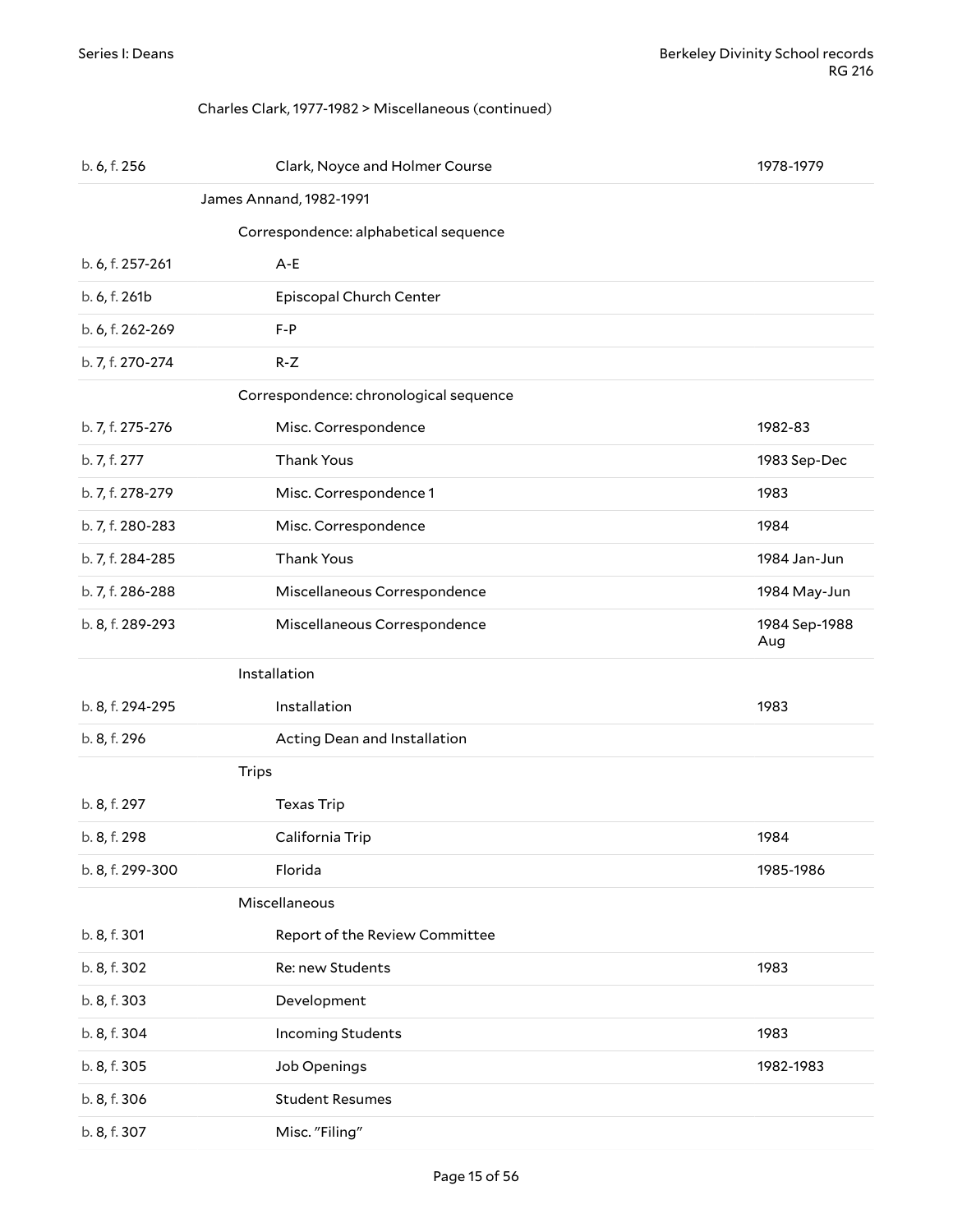Charles Clark, 1977-1982 > Miscellaneous (continued)

| Location | Title | Date |
|---|---|---|
| b. 6, f. 256 | Clark, Noyce and Holmer Course | 1978-1979 |
| | **James Annand, 1982-1991** | |
| | **Correspondence: alphabetical sequence** | |
| b. 6, f. 257-261 | A-E | |
| b. 6, f. 261b | Episcopal Church Center | |
| b. 6, f. 262-269 | F-P | |
| b. 7, f. 270-274 | R-Z | |
| | **Correspondence: chronological sequence** | |
| b. 7, f. 275-276 | Misc. Correspondence | 1982-83 |
| b. 7, f. 277 | Thank Yous | 1983 Sep-Dec |
| b. 7, f. 278-279 | Misc. Correspondence 1 | 1983 |
| b. 7, f. 280-283 | Misc. Correspondence | 1984 |
| b. 7, f. 284-285 | Thank Yous | 1984 Jan-Jun |
| b. 7, f. 286-288 | Miscellaneous Correspondence | 1984 May-Jun |
| b. 8, f. 289-293 | Miscellaneous Correspondence | 1984 Sep-1988 Aug |
| | **Installation** | |
| b. 8, f. 294-295 | Installation | 1983 |
| b. 8, f. 296 | Acting Dean and Installation | |
| | **Trips** | |
| b. 8, f. 297 | Texas Trip | |
| b. 8, f. 298 | California Trip | 1984 |
| b. 8, f. 299-300 | Florida | 1985-1986 |
| | **Miscellaneous** | |
| b. 8, f. 301 | Report of the Review Committee | |
| b. 8, f. 302 | Re: new Students | 1983 |
| b. 8, f. 303 | Development | |
| b. 8, f. 304 | Incoming Students | 1983 |
| b. 8, f. 305 | Job Openings | 1982-1983 |
| b. 8, f. 306 | Student Resumes | |
| b. 8, f. 307 | Misc. "Filing" | |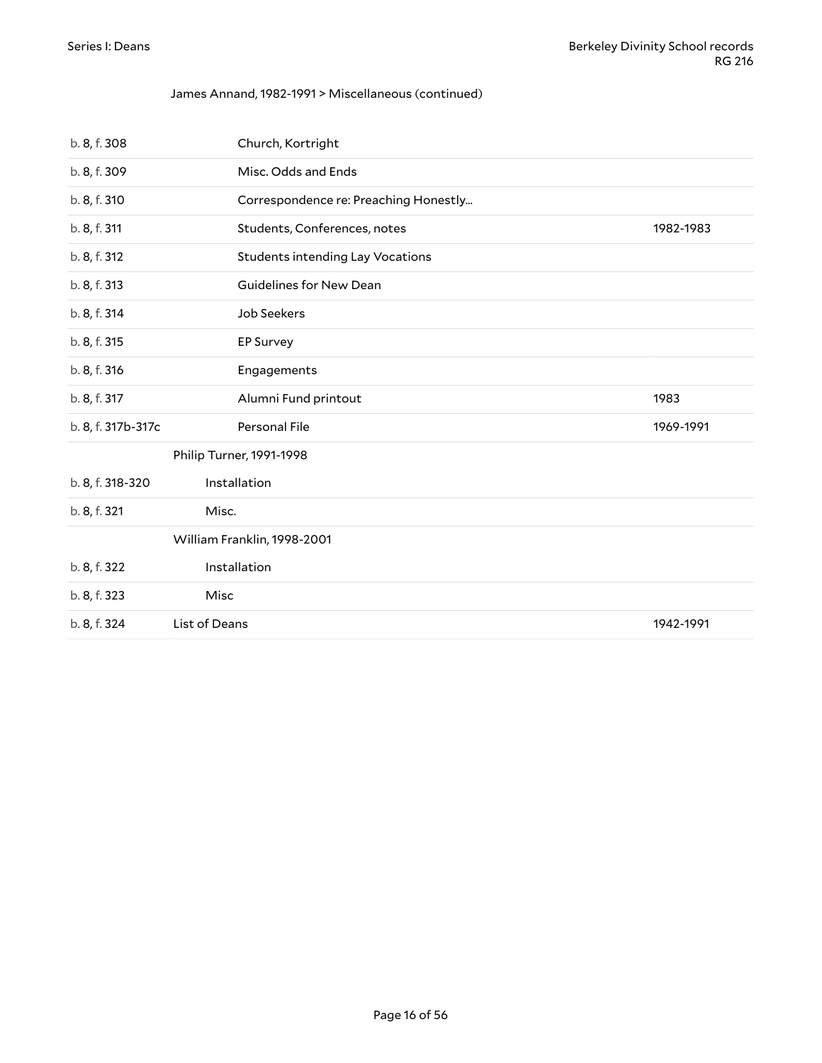James Annand, 1982-1991 > Miscellaneous (continued)

| | | |
|---|---|---|
| b. 8, f. 308 | Church, Kortright | |
| b. 8, f. 309 | Misc. Odds and Ends | |
| b. 8, f. 310 | Correspondence re: Preaching Honestly... | |
| b. 8, f. 311 | Students, Conferences, notes | 1982-1983 |
| b. 8, f. 312 | Students intending Lay Vocations | |
| b. 8, f. 313 | Guidelines for New Dean | |
| b. 8, f. 314 | Job Seekers | |
| b. 8, f. 315 | EP Survey | |
| b. 8, f. 316 | Engagements | |
| b. 8, f. 317 | Alumni Fund printout | 1983 |
| b. 8, f. 317b-317c | Personal File | 1969-1991 |
| | Philip Turner, 1991-1998 | |
| b. 8, f. 318-320 | Installation | |
| b. 8, f. 321 | Misc. | |
| | William Franklin, 1998-2001 | |
| b. 8, f. 322 | Installation | |
| b. 8, f. 323 | Misc | |
| b. 8, f. 324 | List of Deans | 1942-1991 |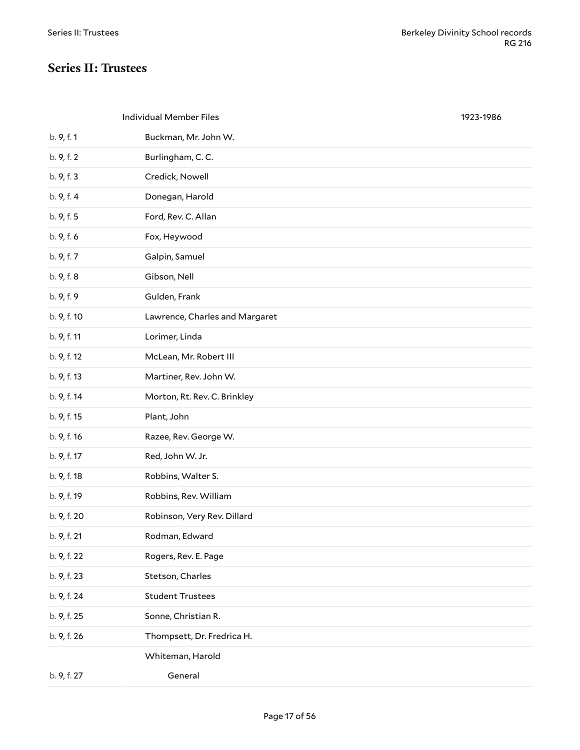## Series II: Trustees

| | Individual Member Files | 1923-1986 |
|---|---|---|
| b. 9, f. 1 | Buckman, Mr. John W. | |
| b. 9, f. 2 | Burlingham, C. C. | |
| b. 9, f. 3 | Credick, Nowell | |
| b. 9, f. 4 | Donegan, Harold | |
| b. 9, f. 5 | Ford, Rev. C. Allan | |
| b. 9, f. 6 | Fox, Heywood | |
| b. 9, f. 7 | Galpin, Samuel | |
| b. 9, f. 8 | Gibson, Nell | |
| b. 9, f. 9 | Gulden, Frank | |
| b. 9, f. 10 | Lawrence, Charles and Margaret | |
| b. 9, f. 11 | Lorimer, Linda | |
| b. 9, f. 12 | McLean, Mr. Robert III | |
| b. 9, f. 13 | Martiner, Rev. John W. | |
| b. 9, f. 14 | Morton, Rt. Rev. C. Brinkley | |
| b. 9, f. 15 | Plant, John | |
| b. 9, f. 16 | Razee, Rev. George W. | |
| b. 9, f. 17 | Red, John W. Jr. | |
| b. 9, f. 18 | Robbins, Walter S. | |
| b. 9, f. 19 | Robbins, Rev. William | |
| b. 9, f. 20 | Robinson, Very Rev. Dillard | |
| b. 9, f. 21 | Rodman, Edward | |
| b. 9, f. 22 | Rogers, Rev. E. Page | |
| b. 9, f. 23 | Stetson, Charles | |
| b. 9, f. 24 | Student Trustees | |
| b. 9, f. 25 | Sonne, Christian R. | |
| b. 9, f. 26 | Thompsett, Dr. Fredrica H. | |
| | Whiteman, Harold | |
| b. 9, f. 27 | General | |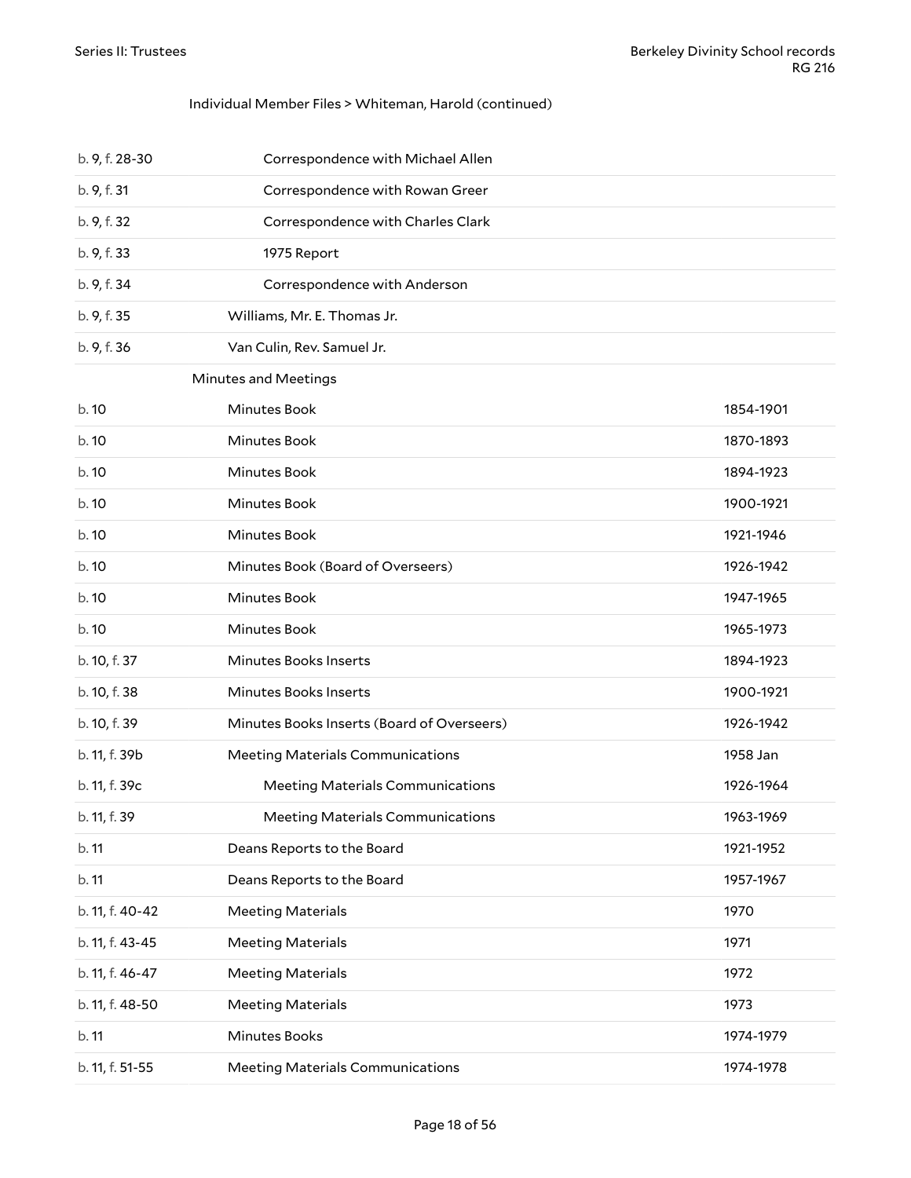Individual Member Files > Whiteman, Harold (continued)

| | | |
|---|---|---|
| b. 9, f. 28-30 | Correspondence with Michael Allen | |
| b. 9, f. 31 | Correspondence with Rowan Greer | |
| b. 9, f. 32 | Correspondence with Charles Clark | |
| b. 9, f. 33 | 1975 Report | |
| b. 9, f. 34 | Correspondence with Anderson | |
| b. 9, f. 35 | Williams, Mr. E. Thomas Jr. | |
| b. 9, f. 36 | Van Culin, Rev. Samuel Jr. | |

Minutes and Meetings

| | | |
|---|---|---|
| b. 10 | Minutes Book | 1854-1901 |
| b. 10 | Minutes Book | 1870-1893 |
| b. 10 | Minutes Book | 1894-1923 |
| b. 10 | Minutes Book | 1900-1921 |
| b. 10 | Minutes Book | 1921-1946 |
| b. 10 | Minutes Book (Board of Overseers) | 1926-1942 |
| b. 10 | Minutes Book | 1947-1965 |
| b. 10 | Minutes Book | 1965-1973 |
| b. 10, f. 37 | Minutes Books Inserts | 1894-1923 |
| b. 10, f. 38 | Minutes Books Inserts | 1900-1921 |
| b. 10, f. 39 | Minutes Books Inserts (Board of Overseers) | 1926-1942 |
| b. 11, f. 39b | Meeting Materials Communications | 1958 Jan |
| b. 11, f. 39c | Meeting Materials Communications | 1926-1964 |
| b. 11, f. 39 | Meeting Materials Communications | 1963-1969 |
| b. 11 | Deans Reports to the Board | 1921-1952 |
| b. 11 | Deans Reports to the Board | 1957-1967 |
| b. 11, f. 40-42 | Meeting Materials | 1970 |
| b. 11, f. 43-45 | Meeting Materials | 1971 |
| b. 11, f. 46-47 | Meeting Materials | 1972 |
| b. 11, f. 48-50 | Meeting Materials | 1973 |
| b. 11 | Minutes Books | 1974-1979 |
| b. 11, f. 51-55 | Meeting Materials Communications | 1974-1978 |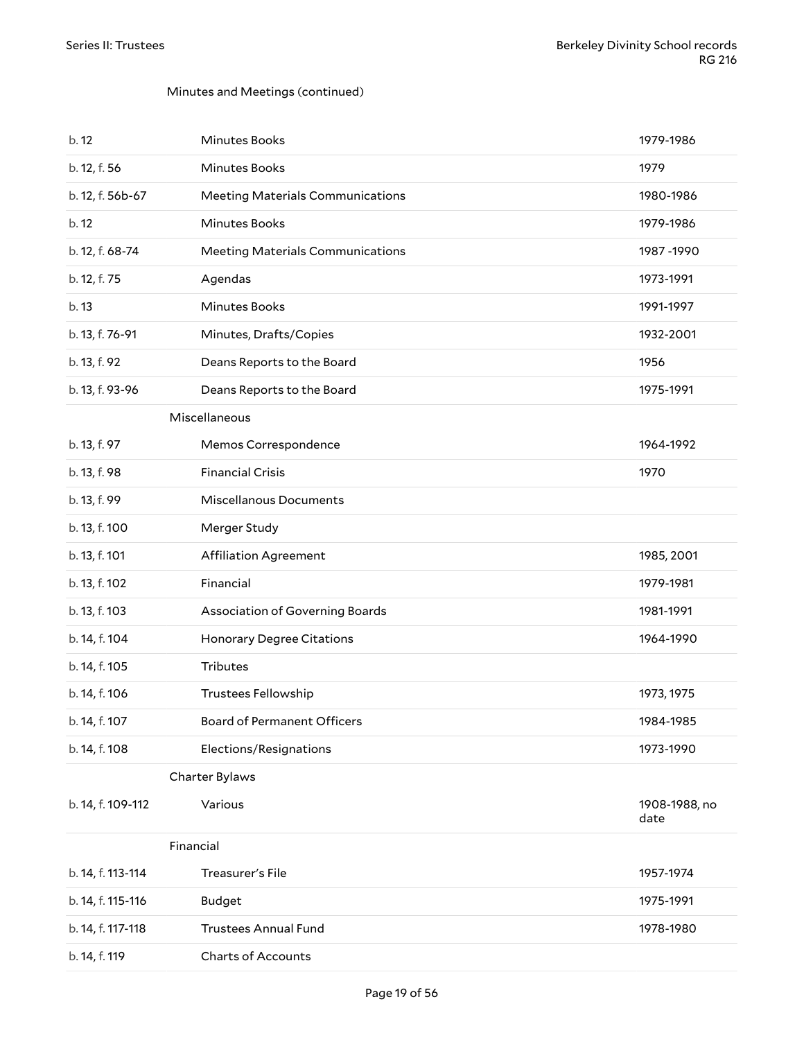Minutes and Meetings (continued)

| | | |
|---|---|---|
| b. 12 | Minutes Books | 1979-1986 |
| b. 12, f. 56 | Minutes Books | 1979 |
| b. 12, f. 56b-67 | Meeting Materials Communications | 1980-1986 |
| b. 12 | Minutes Books | 1979-1986 |
| b. 12, f. 68-74 | Meeting Materials Communications | 1987 -1990 |
| b. 12, f. 75 | Agendas | 1973-1991 |
| b. 13 | Minutes Books | 1991-1997 |
| b. 13, f. 76-91 | Minutes, Drafts/Copies | 1932-2001 |
| b. 13, f. 92 | Deans Reports to the Board | 1956 |
| b. 13, f. 93-96 | Deans Reports to the Board | 1975-1991 |

Miscellaneous

| | | |
|---|---|---|
| b. 13, f. 97 | Memos Correspondence | 1964-1992 |
| b. 13, f. 98 | Financial Crisis | 1970 |
| b. 13, f. 99 | Miscellanous Documents | |
| b. 13, f. 100 | Merger Study | |
| b. 13, f. 101 | Affiliation Agreement | 1985, 2001 |
| b. 13, f. 102 | Financial | 1979-1981 |
| b. 13, f. 103 | Association of Governing Boards | 1981-1991 |
| b. 14, f. 104 | Honorary Degree Citations | 1964-1990 |
| b. 14, f. 105 | Tributes | |
| b. 14, f. 106 | Trustees Fellowship | 1973, 1975 |
| b. 14, f. 107 | Board of Permanent Officers | 1984-1985 |
| b. 14, f. 108 | Elections/Resignations | 1973-1990 |

Charter Bylaws

| | | |
|---|---|---|
| b. 14, f. 109-112 | Various | 1908-1988, no date |

Financial

| | | |
|---|---|---|
| b. 14, f. 113-114 | Treasurer's File | 1957-1974 |
| b. 14, f. 115-116 | Budget | 1975-1991 |
| b. 14, f. 117-118 | Trustees Annual Fund | 1978-1980 |
| b. 14, f. 119 | Charts of Accounts | |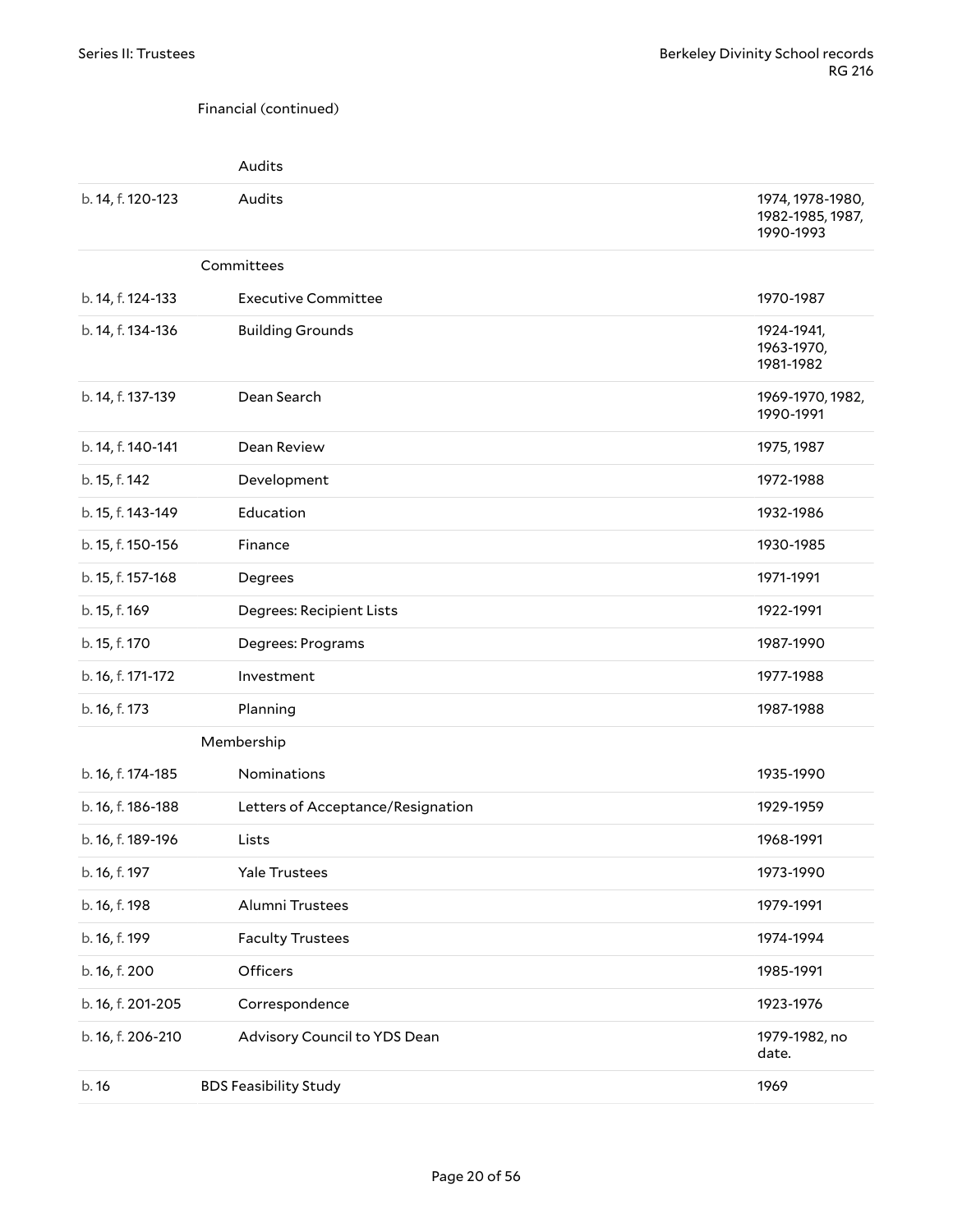Financial (continued)

Audits

| | | |
|---|---|---|
| b. 14, f. 120-123 | Audits | 1974, 1978-1980, 1982-1985, 1987, 1990-1993 |

Committees

| | | |
|---|---|---|
| b. 14, f. 124-133 | Executive Committee | 1970-1987 |
| b. 14, f. 134-136 | Building Grounds | 1924-1941, 1963-1970, 1981-1982 |
| b. 14, f. 137-139 | Dean Search | 1969-1970, 1982, 1990-1991 |
| b. 14, f. 140-141 | Dean Review | 1975, 1987 |
| b. 15, f. 142 | Development | 1972-1988 |
| b. 15, f. 143-149 | Education | 1932-1986 |
| b. 15, f. 150-156 | Finance | 1930-1985 |
| b. 15, f. 157-168 | Degrees | 1971-1991 |
| b. 15, f. 169 | Degrees: Recipient Lists | 1922-1991 |
| b. 15, f. 170 | Degrees: Programs | 1987-1990 |
| b. 16, f. 171-172 | Investment | 1977-1988 |
| b. 16, f. 173 | Planning | 1987-1988 |

Membership

| | | |
|---|---|---|
| b. 16, f. 174-185 | Nominations | 1935-1990 |
| b. 16, f. 186-188 | Letters of Acceptance/Resignation | 1929-1959 |
| b. 16, f. 189-196 | Lists | 1968-1991 |
| b. 16, f. 197 | Yale Trustees | 1973-1990 |
| b. 16, f. 198 | Alumni Trustees | 1979-1991 |
| b. 16, f. 199 | Faculty Trustees | 1974-1994 |
| b. 16, f. 200 | Officers | 1985-1991 |
| b. 16, f. 201-205 | Correspondence | 1923-1976 |
| b. 16, f. 206-210 | Advisory Council to YDS Dean | 1979-1982, no date. |
| b. 16 | BDS Feasibility Study | 1969 |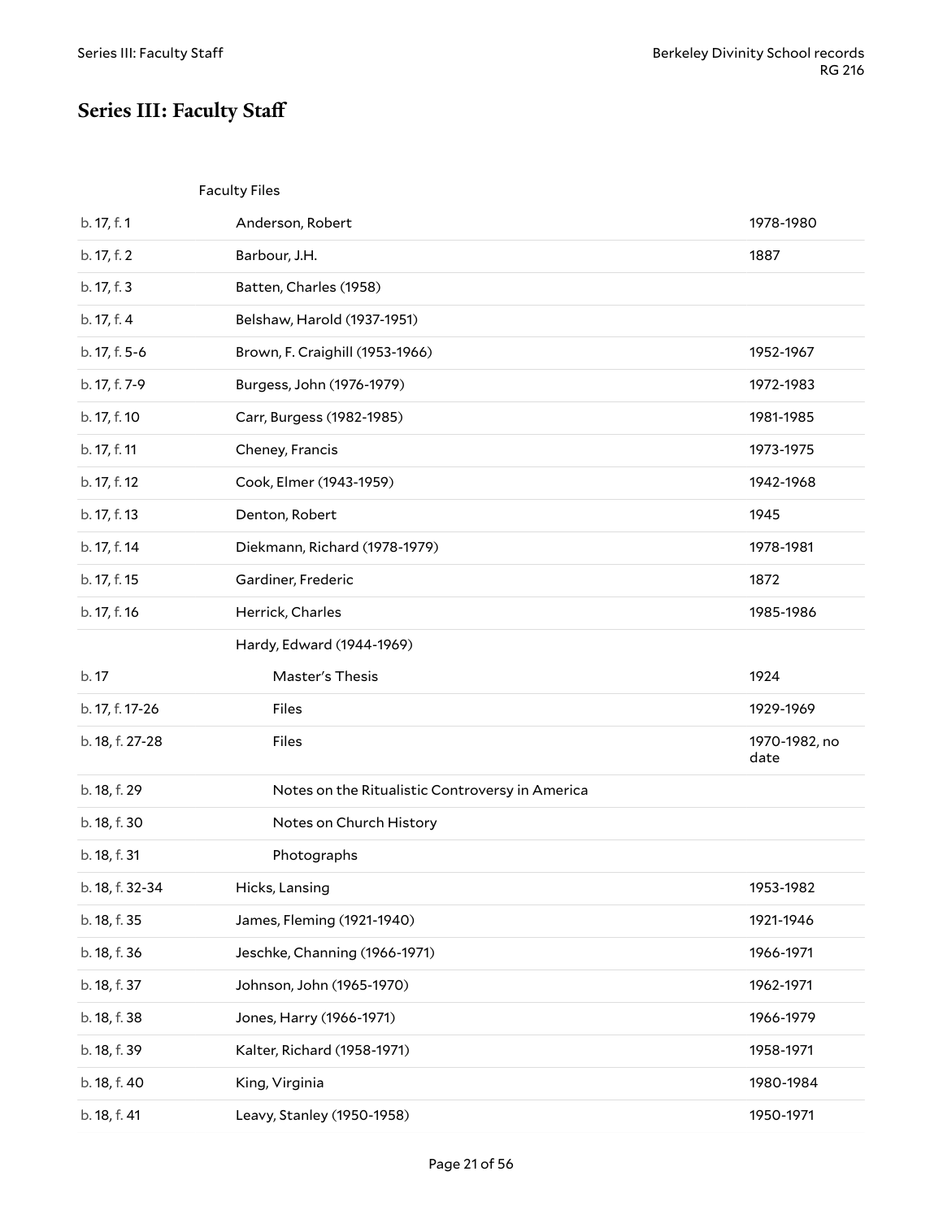# Series III: Faculty Staff

Faculty Files

| Location | Title | Date |
|---|---|---|
| b. 17, f. 1 | Anderson, Robert | 1978-1980 |
| b. 17, f. 2 | Barbour, J.H. | 1887 |
| b. 17, f. 3 | Batten, Charles (1958) | |
| b. 17, f. 4 | Belshaw, Harold (1937-1951) | |
| b. 17, f. 5-6 | Brown, F. Craighill (1953-1966) | 1952-1967 |
| b. 17, f. 7-9 | Burgess, John (1976-1979) | 1972-1983 |
| b. 17, f. 10 | Carr, Burgess (1982-1985) | 1981-1985 |
| b. 17, f. 11 | Cheney, Francis | 1973-1975 |
| b. 17, f. 12 | Cook, Elmer (1943-1959) | 1942-1968 |
| b. 17, f. 13 | Denton, Robert | 1945 |
| b. 17, f. 14 | Diekmann, Richard (1978-1979) | 1978-1981 |
| b. 17, f. 15 | Gardiner, Frederic | 1872 |
| b. 17, f. 16 | Herrick, Charles | 1985-1986 |
| | Hardy, Edward (1944-1969) | |
| b. 17 | Master's Thesis | 1924 |
| b. 17, f. 17-26 | Files | 1929-1969 |
| b. 18, f. 27-28 | Files | 1970-1982, no date |
| b. 18, f. 29 | Notes on the Ritualistic Controversy in America | |
| b. 18, f. 30 | Notes on Church History | |
| b. 18, f. 31 | Photographs | |
| b. 18, f. 32-34 | Hicks, Lansing | 1953-1982 |
| b. 18, f. 35 | James, Fleming (1921-1940) | 1921-1946 |
| b. 18, f. 36 | Jeschke, Channing (1966-1971) | 1966-1971 |
| b. 18, f. 37 | Johnson, John (1965-1970) | 1962-1971 |
| b. 18, f. 38 | Jones, Harry (1966-1971) | 1966-1979 |
| b. 18, f. 39 | Kalter, Richard (1958-1971) | 1958-1971 |
| b. 18, f. 40 | King, Virginia | 1980-1984 |
| b. 18, f. 41 | Leavy, Stanley (1950-1958) | 1950-1971 |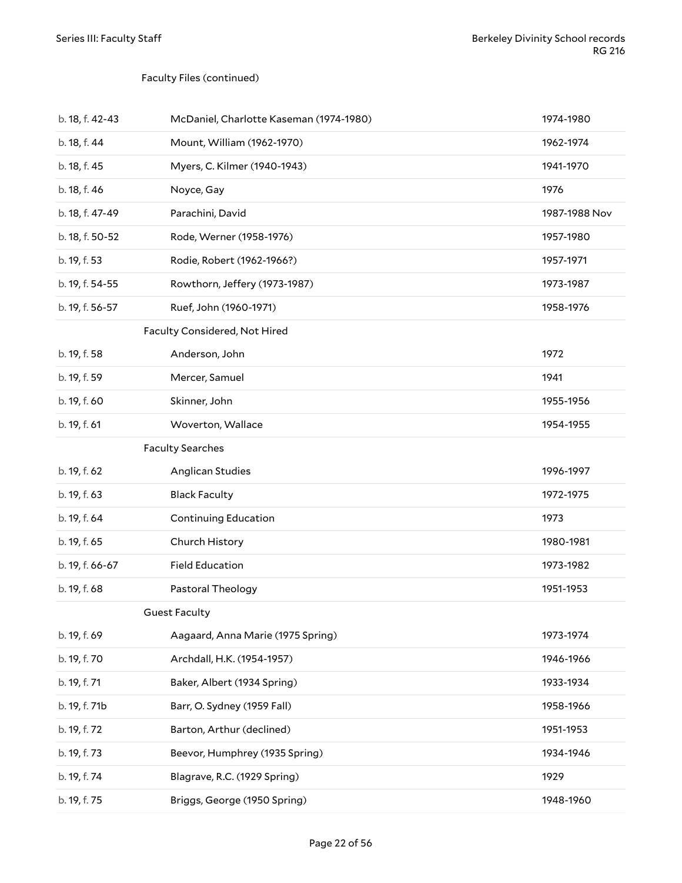Faculty Files (continued)

| | | |
|---|---|---|
| b. 18, f. 42-43 | McDaniel, Charlotte Kaseman (1974-1980) | 1974-1980 |
| b. 18, f. 44 | Mount, William (1962-1970) | 1962-1974 |
| b. 18, f. 45 | Myers, C. Kilmer (1940-1943) | 1941-1970 |
| b. 18, f. 46 | Noyce, Gay | 1976 |
| b. 18, f. 47-49 | Parachini, David | 1987-1988 Nov |
| b. 18, f. 50-52 | Rode, Werner (1958-1976) | 1957-1980 |
| b. 19, f. 53 | Rodie, Robert (1962-1966?) | 1957-1971 |
| b. 19, f. 54-55 | Rowthorn, Jeffery (1973-1987) | 1973-1987 |
| b. 19, f. 56-57 | Ruef, John (1960-1971) | 1958-1976 |

Faculty Considered, Not Hired

| | | |
|---|---|---|
| b. 19, f. 58 | Anderson, John | 1972 |
| b. 19, f. 59 | Mercer, Samuel | 1941 |
| b. 19, f. 60 | Skinner, John | 1955-1956 |
| b. 19, f. 61 | Woverton, Wallace | 1954-1955 |

Faculty Searches

| | | |
|---|---|---|
| b. 19, f. 62 | Anglican Studies | 1996-1997 |
| b. 19, f. 63 | Black Faculty | 1972-1975 |
| b. 19, f. 64 | Continuing Education | 1973 |
| b. 19, f. 65 | Church History | 1980-1981 |
| b. 19, f. 66-67 | Field Education | 1973-1982 |
| b. 19, f. 68 | Pastoral Theology | 1951-1953 |

Guest Faculty

| | | |
|---|---|---|
| b. 19, f. 69 | Aagaard, Anna Marie (1975 Spring) | 1973-1974 |
| b. 19, f. 70 | Archdall, H.K. (1954-1957) | 1946-1966 |
| b. 19, f. 71 | Baker, Albert (1934 Spring) | 1933-1934 |
| b. 19, f. 71b | Barr, O. Sydney (1959 Fall) | 1958-1966 |
| b. 19, f. 72 | Barton, Arthur (declined) | 1951-1953 |
| b. 19, f. 73 | Beevor, Humphrey (1935 Spring) | 1934-1946 |
| b. 19, f. 74 | Blagrave, R.C. (1929 Spring) | 1929 |
| b. 19, f. 75 | Briggs, George (1950 Spring) | 1948-1960 |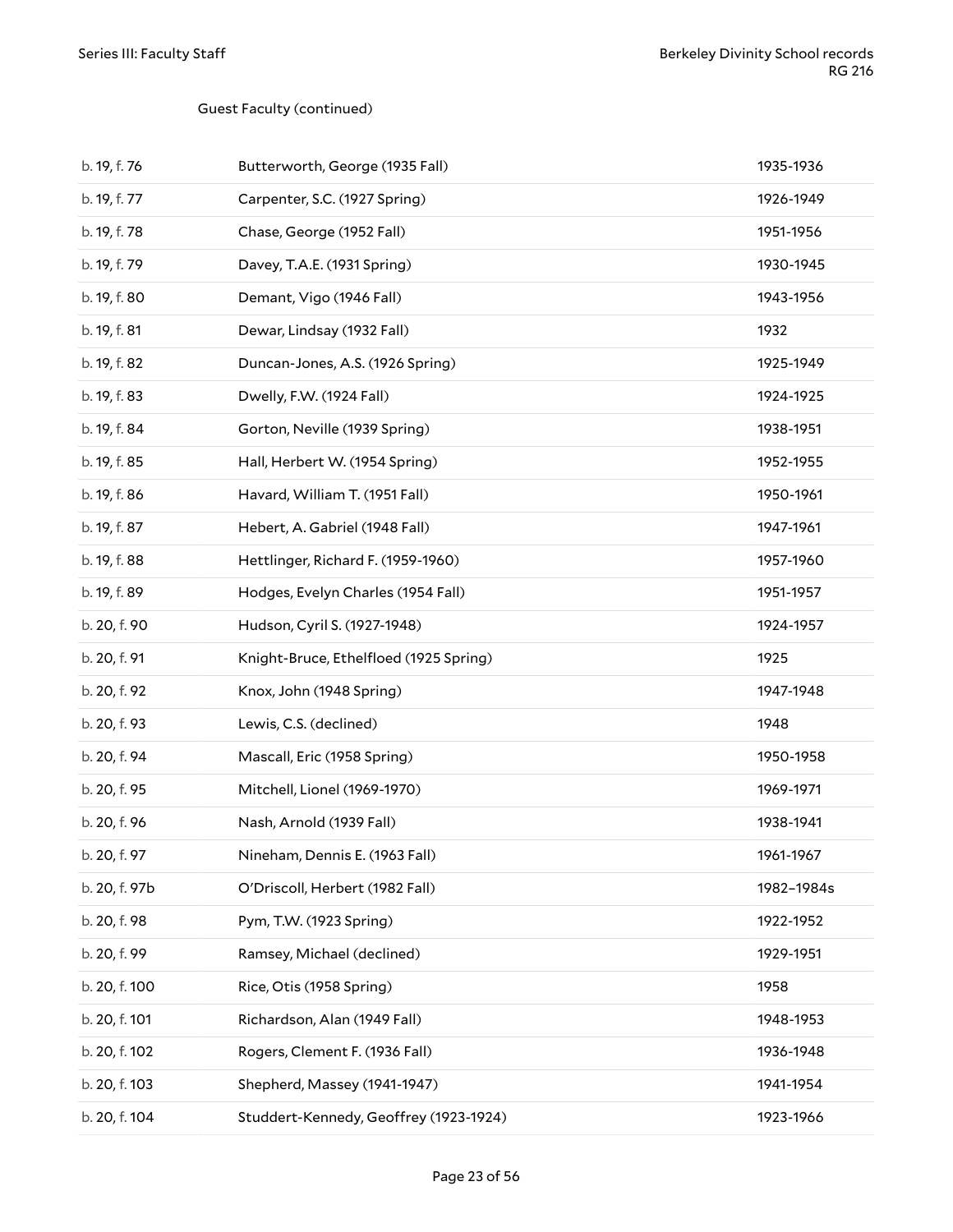Guest Faculty (continued)

| | | |
|---|---|---|
| b. 19, f. 76 | Butterworth, George (1935 Fall) | 1935-1936 |
| b. 19, f. 77 | Carpenter, S.C. (1927 Spring) | 1926-1949 |
| b. 19, f. 78 | Chase, George (1952 Fall) | 1951-1956 |
| b. 19, f. 79 | Davey, T.A.E. (1931 Spring) | 1930-1945 |
| b. 19, f. 80 | Demant, Vigo (1946 Fall) | 1943-1956 |
| b. 19, f. 81 | Dewar, Lindsay (1932 Fall) | 1932 |
| b. 19, f. 82 | Duncan-Jones, A.S. (1926 Spring) | 1925-1949 |
| b. 19, f. 83 | Dwelly, F.W. (1924 Fall) | 1924-1925 |
| b. 19, f. 84 | Gorton, Neville (1939 Spring) | 1938-1951 |
| b. 19, f. 85 | Hall, Herbert W. (1954 Spring) | 1952-1955 |
| b. 19, f. 86 | Havard, William T. (1951 Fall) | 1950-1961 |
| b. 19, f. 87 | Hebert, A. Gabriel (1948 Fall) | 1947-1961 |
| b. 19, f. 88 | Hettlinger, Richard F. (1959-1960) | 1957-1960 |
| b. 19, f. 89 | Hodges, Evelyn Charles (1954 Fall) | 1951-1957 |
| b. 20, f. 90 | Hudson, Cyril S. (1927-1948) | 1924-1957 |
| b. 20, f. 91 | Knight-Bruce, Ethelfloed (1925 Spring) | 1925 |
| b. 20, f. 92 | Knox, John (1948 Spring) | 1947-1948 |
| b. 20, f. 93 | Lewis, C.S. (declined) | 1948 |
| b. 20, f. 94 | Mascall, Eric (1958 Spring) | 1950-1958 |
| b. 20, f. 95 | Mitchell, Lionel (1969-1970) | 1969-1971 |
| b. 20, f. 96 | Nash, Arnold (1939 Fall) | 1938-1941 |
| b. 20, f. 97 | Nineham, Dennis E. (1963 Fall) | 1961-1967 |
| b. 20, f. 97b | O'Driscoll, Herbert (1982 Fall) | 1982–1984s |
| b. 20, f. 98 | Pym, T.W. (1923 Spring) | 1922-1952 |
| b. 20, f. 99 | Ramsey, Michael (declined) | 1929-1951 |
| b. 20, f. 100 | Rice, Otis (1958 Spring) | 1958 |
| b. 20, f. 101 | Richardson, Alan (1949 Fall) | 1948-1953 |
| b. 20, f. 102 | Rogers, Clement F. (1936 Fall) | 1936-1948 |
| b. 20, f. 103 | Shepherd, Massey (1941-1947) | 1941-1954 |
| b. 20, f. 104 | Studdert-Kennedy, Geoffrey (1923-1924) | 1923-1966 |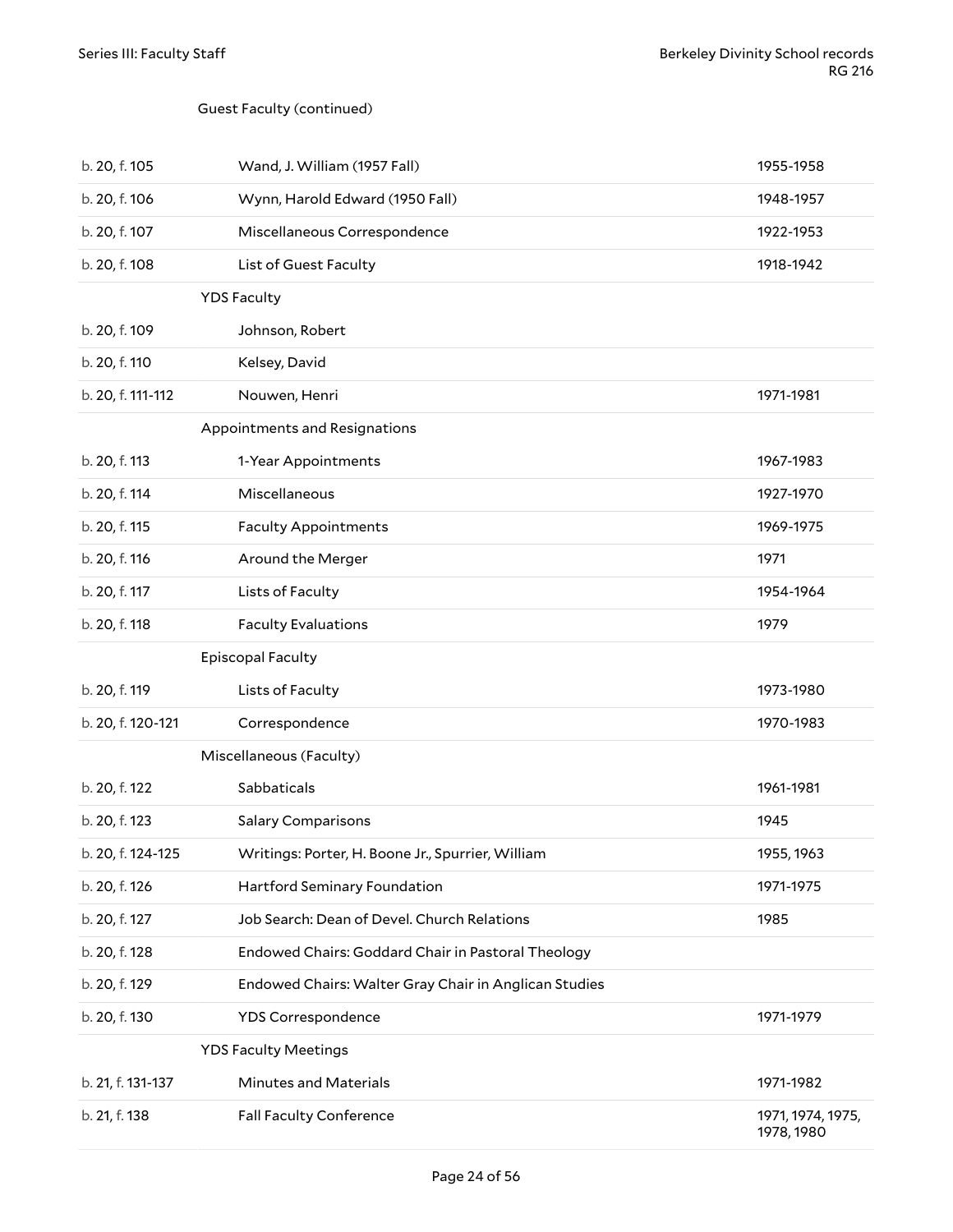Guest Faculty (continued)

| | | |
|---|---|---|
| b. 20, f. 105 | Wand, J. William (1957 Fall) | 1955-1958 |
| b. 20, f. 106 | Wynn, Harold Edward (1950 Fall) | 1948-1957 |
| b. 20, f. 107 | Miscellaneous Correspondence | 1922-1953 |
| b. 20, f. 108 | List of Guest Faculty | 1918-1942 |
| | **YDS Faculty** | |
| b. 20, f. 109 | Johnson, Robert | |
| b. 20, f. 110 | Kelsey, David | |
| b. 20, f. 111-112 | Nouwen, Henri | 1971-1981 |
| | **Appointments and Resignations** | |
| b. 20, f. 113 | 1-Year Appointments | 1967-1983 |
| b. 20, f. 114 | Miscellaneous | 1927-1970 |
| b. 20, f. 115 | Faculty Appointments | 1969-1975 |
| b. 20, f. 116 | Around the Merger | 1971 |
| b. 20, f. 117 | Lists of Faculty | 1954-1964 |
| b. 20, f. 118 | Faculty Evaluations | 1979 |
| | **Episcopal Faculty** | |
| b. 20, f. 119 | Lists of Faculty | 1973-1980 |
| b. 20, f. 120-121 | Correspondence | 1970-1983 |
| | **Miscellaneous (Faculty)** | |
| b. 20, f. 122 | Sabbaticals | 1961-1981 |
| b. 20, f. 123 | Salary Comparisons | 1945 |
| b. 20, f. 124-125 | Writings: Porter, H. Boone Jr., Spurrier, William | 1955, 1963 |
| b. 20, f. 126 | Hartford Seminary Foundation | 1971-1975 |
| b. 20, f. 127 | Job Search: Dean of Devel. Church Relations | 1985 |
| b. 20, f. 128 | Endowed Chairs: Goddard Chair in Pastoral Theology | |
| b. 20, f. 129 | Endowed Chairs: Walter Gray Chair in Anglican Studies | |
| b. 20, f. 130 | YDS Correspondence | 1971-1979 |
| | **YDS Faculty Meetings** | |
| b. 21, f. 131-137 | Minutes and Materials | 1971-1982 |
| b. 21, f. 138 | Fall Faculty Conference | 1971, 1974, 1975, 1978, 1980 |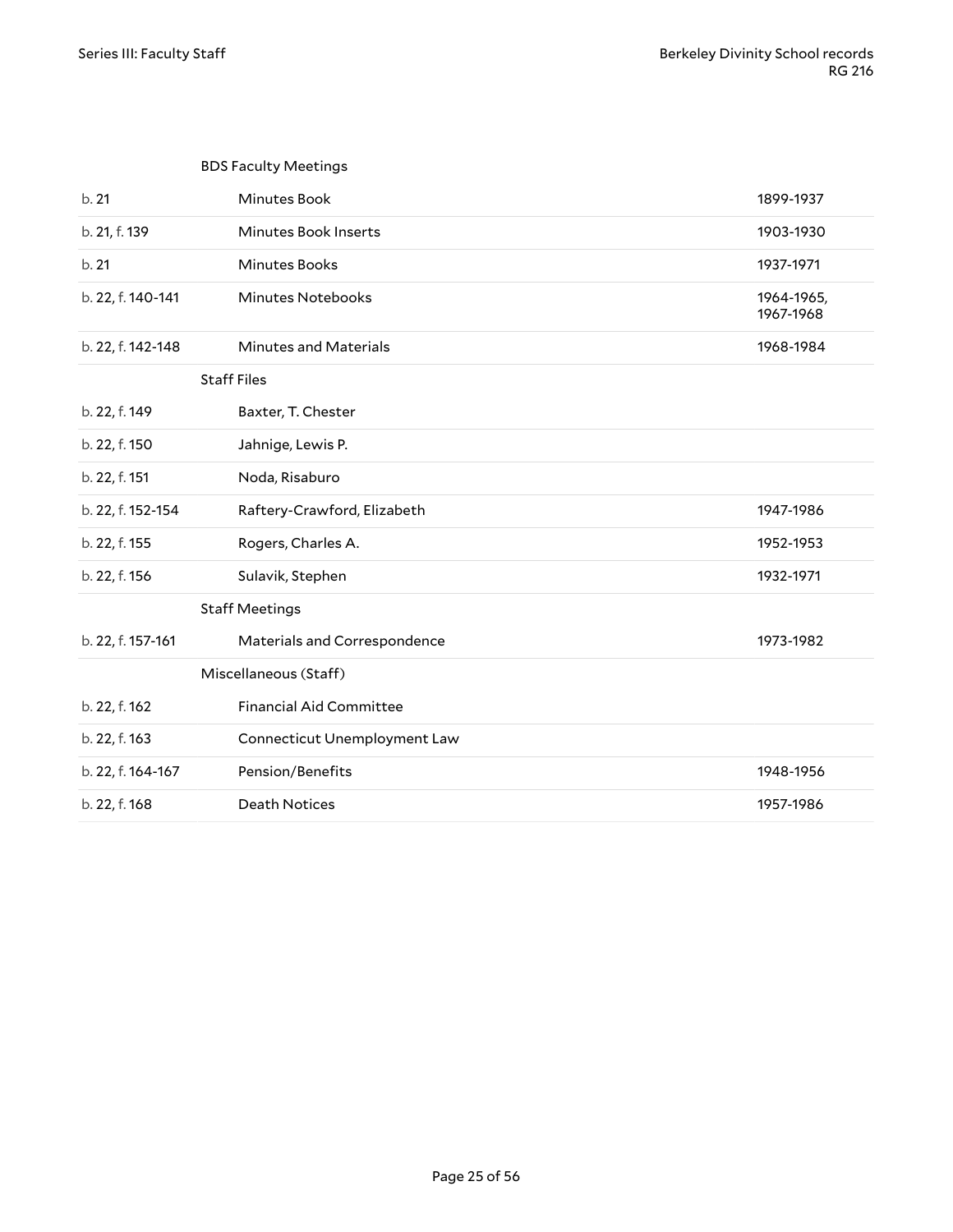| | BDS Faculty Meetings | |
|---|---|---|
| b. 21 | Minutes Book | 1899-1937 |
| b. 21, f. 139 | Minutes Book Inserts | 1903-1930 |
| b. 21 | Minutes Books | 1937-1971 |
| b. 22, f. 140-141 | Minutes Notebooks | 1964-1965, 1967-1968 |
| b. 22, f. 142-148 | Minutes and Materials | 1968-1984 |
| | **Staff Files** | |
| b. 22, f. 149 | Baxter, T. Chester | |
| b. 22, f. 150 | Jahnige, Lewis P. | |
| b. 22, f. 151 | Noda, Risaburo | |
| b. 22, f. 152-154 | Raftery-Crawford, Elizabeth | 1947-1986 |
| b. 22, f. 155 | Rogers, Charles A. | 1952-1953 |
| b. 22, f. 156 | Sulavik, Stephen | 1932-1971 |
| | **Staff Meetings** | |
| b. 22, f. 157-161 | Materials and Correspondence | 1973-1982 |
| | **Miscellaneous (Staff)** | |
| b. 22, f. 162 | Financial Aid Committee | |
| b. 22, f. 163 | Connecticut Unemployment Law | |
| b. 22, f. 164-167 | Pension/Benefits | 1948-1956 |
| b. 22, f. 168 | Death Notices | 1957-1986 |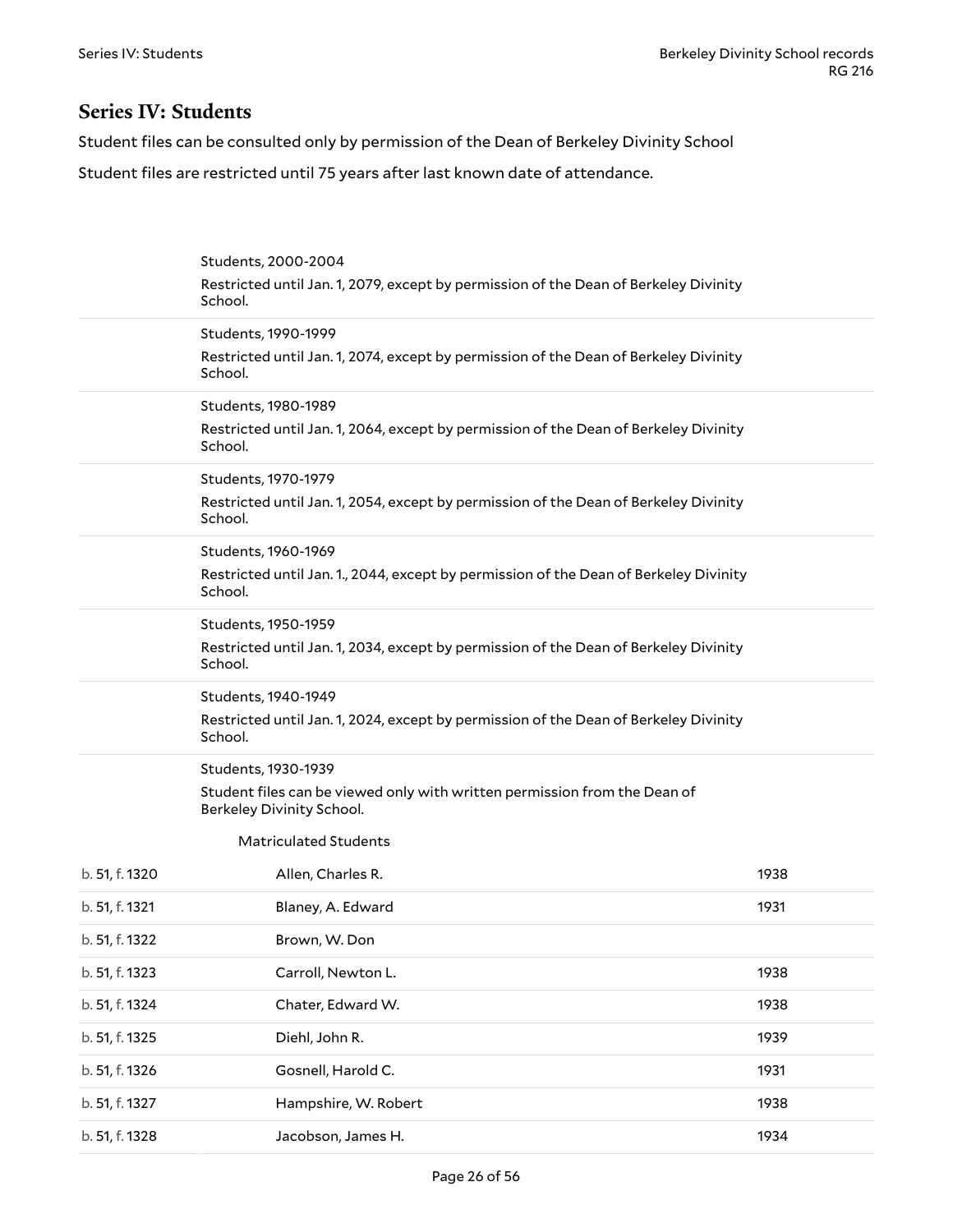## Series IV: Students

Student files can be consulted only by permission of the Dean of Berkeley Divinity School

Student files are restricted until 75 years after last known date of attendance.

Students, 2000-2004

Restricted until Jan. 1, 2079, except by permission of the Dean of Berkeley Divinity School.

Students, 1990-1999

Restricted until Jan. 1, 2074, except by permission of the Dean of Berkeley Divinity School.

Students, 1980-1989

Restricted until Jan. 1, 2064, except by permission of the Dean of Berkeley Divinity School.

Students, 1970-1979

Restricted until Jan. 1, 2054, except by permission of the Dean of Berkeley Divinity School.

Students, 1960-1969

Restricted until Jan. 1., 2044, except by permission of the Dean of Berkeley Divinity School.

Students, 1950-1959

Restricted until Jan. 1, 2034, except by permission of the Dean of Berkeley Divinity School.

Students, 1940-1949

Restricted until Jan. 1, 2024, except by permission of the Dean of Berkeley Divinity School.

Students, 1930-1939

Student files can be viewed only with written permission from the Dean of Berkeley Divinity School.

Matriculated Students

| | | |
|---|---|---|
| b. 51, f. 1320 | Allen, Charles R. | 1938 |
| b. 51, f. 1321 | Blaney, A. Edward | 1931 |
| b. 51, f. 1322 | Brown, W. Don | |
| b. 51, f. 1323 | Carroll, Newton L. | 1938 |
| b. 51, f. 1324 | Chater, Edward W. | 1938 |
| b. 51, f. 1325 | Diehl, John R. | 1939 |
| b. 51, f. 1326 | Gosnell, Harold C. | 1931 |
| b. 51, f. 1327 | Hampshire, W. Robert | 1938 |
| b. 51, f. 1328 | Jacobson, James H. | 1934 |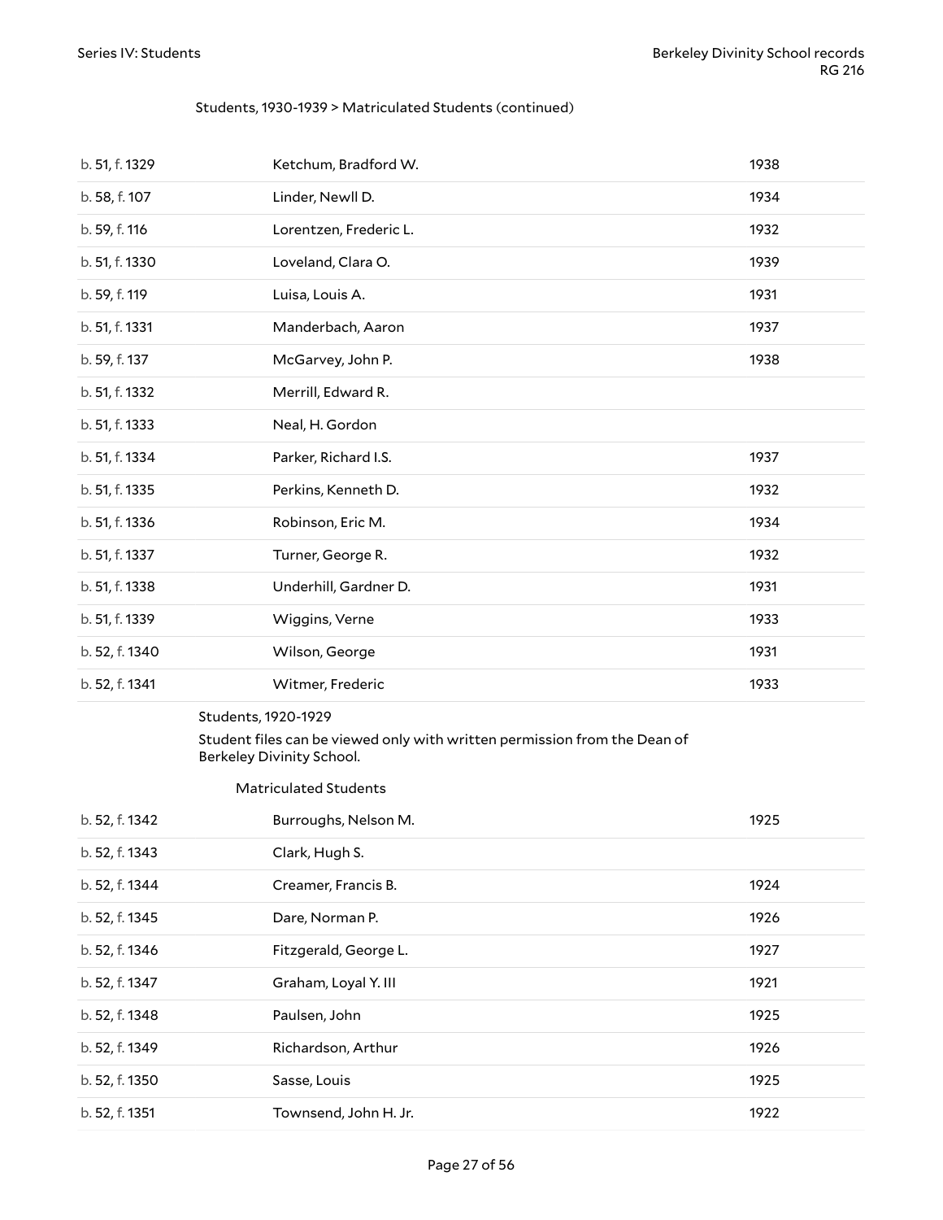Students, 1930-1939 > Matriculated Students (continued)

| | | |
|---|---|---|
| b. 51, f. 1329 | Ketchum, Bradford W. | 1938 |
| b. 58, f. 107 | Linder, Newll D. | 1934 |
| b. 59, f. 116 | Lorentzen, Frederic L. | 1932 |
| b. 51, f. 1330 | Loveland, Clara O. | 1939 |
| b. 59, f. 119 | Luisa, Louis A. | 1931 |
| b. 51, f. 1331 | Manderbach, Aaron | 1937 |
| b. 59, f. 137 | McGarvey, John P. | 1938 |
| b. 51, f. 1332 | Merrill, Edward R. | |
| b. 51, f. 1333 | Neal, H. Gordon | |
| b. 51, f. 1334 | Parker, Richard I.S. | 1937 |
| b. 51, f. 1335 | Perkins, Kenneth D. | 1932 |
| b. 51, f. 1336 | Robinson, Eric M. | 1934 |
| b. 51, f. 1337 | Turner, George R. | 1932 |
| b. 51, f. 1338 | Underhill, Gardner D. | 1931 |
| b. 51, f. 1339 | Wiggins, Verne | 1933 |
| b. 52, f. 1340 | Wilson, George | 1931 |
| b. 52, f. 1341 | Witmer, Frederic | 1933 |

Students, 1920-1929

Student files can be viewed only with written permission from the Dean of Berkeley Divinity School.

Matriculated Students

| | | |
|---|---|---|
| b. 52, f. 1342 | Burroughs, Nelson M. | 1925 |
| b. 52, f. 1343 | Clark, Hugh S. | |
| b. 52, f. 1344 | Creamer, Francis B. | 1924 |
| b. 52, f. 1345 | Dare, Norman P. | 1926 |
| b. 52, f. 1346 | Fitzgerald, George L. | 1927 |
| b. 52, f. 1347 | Graham, Loyal Y. III | 1921 |
| b. 52, f. 1348 | Paulsen, John | 1925 |
| b. 52, f. 1349 | Richardson, Arthur | 1926 |
| b. 52, f. 1350 | Sasse, Louis | 1925 |
| b. 52, f. 1351 | Townsend, John H. Jr. | 1922 |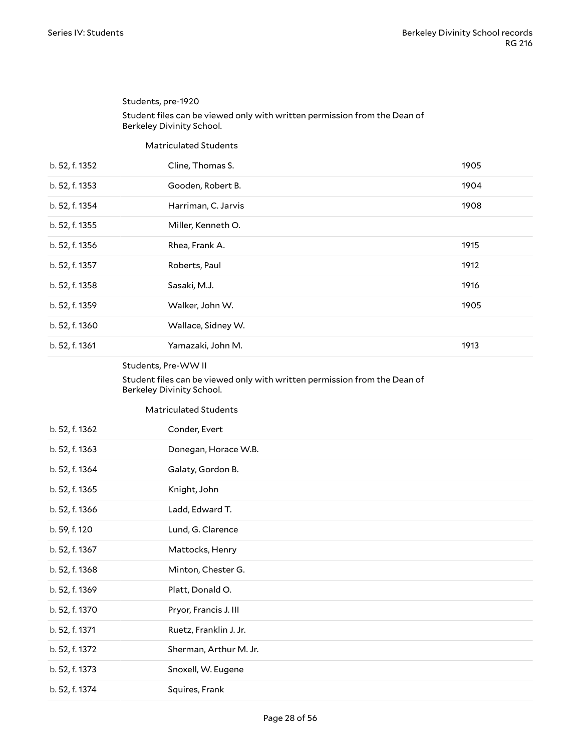## Students, pre-1920

Student files can be viewed only with written permission from the Dean of Berkeley Divinity School.

### Matriculated Students

| | | |
|---|---|---|
| b. 52, f. 1352 | Cline, Thomas S. | 1905 |
| b. 52, f. 1353 | Gooden, Robert B. | 1904 |
| b. 52, f. 1354 | Harriman, C. Jarvis | 1908 |
| b. 52, f. 1355 | Miller, Kenneth O. | |
| b. 52, f. 1356 | Rhea, Frank A. | 1915 |
| b. 52, f. 1357 | Roberts, Paul | 1912 |
| b. 52, f. 1358 | Sasaki, M.J. | 1916 |
| b. 52, f. 1359 | Walker, John W. | 1905 |
| b. 52, f. 1360 | Wallace, Sidney W. | |
| b. 52, f. 1361 | Yamazaki, John M. | 1913 |

## Students, Pre-WW II

Student files can be viewed only with written permission from the Dean of Berkeley Divinity School.

### Matriculated Students

| | |
|---|---|
| b. 52, f. 1362 | Conder, Evert |
| b. 52, f. 1363 | Donegan, Horace W.B. |
| b. 52, f. 1364 | Galaty, Gordon B. |
| b. 52, f. 1365 | Knight, John |
| b. 52, f. 1366 | Ladd, Edward T. |
| b. 59, f. 120 | Lund, G. Clarence |
| b. 52, f. 1367 | Mattocks, Henry |
| b. 52, f. 1368 | Minton, Chester G. |
| b. 52, f. 1369 | Platt, Donald O. |
| b. 52, f. 1370 | Pryor, Francis J. III |
| b. 52, f. 1371 | Ruetz, Franklin J. Jr. |
| b. 52, f. 1372 | Sherman, Arthur M. Jr. |
| b. 52, f. 1373 | Snoxell, W. Eugene |
| b. 52, f. 1374 | Squires, Frank |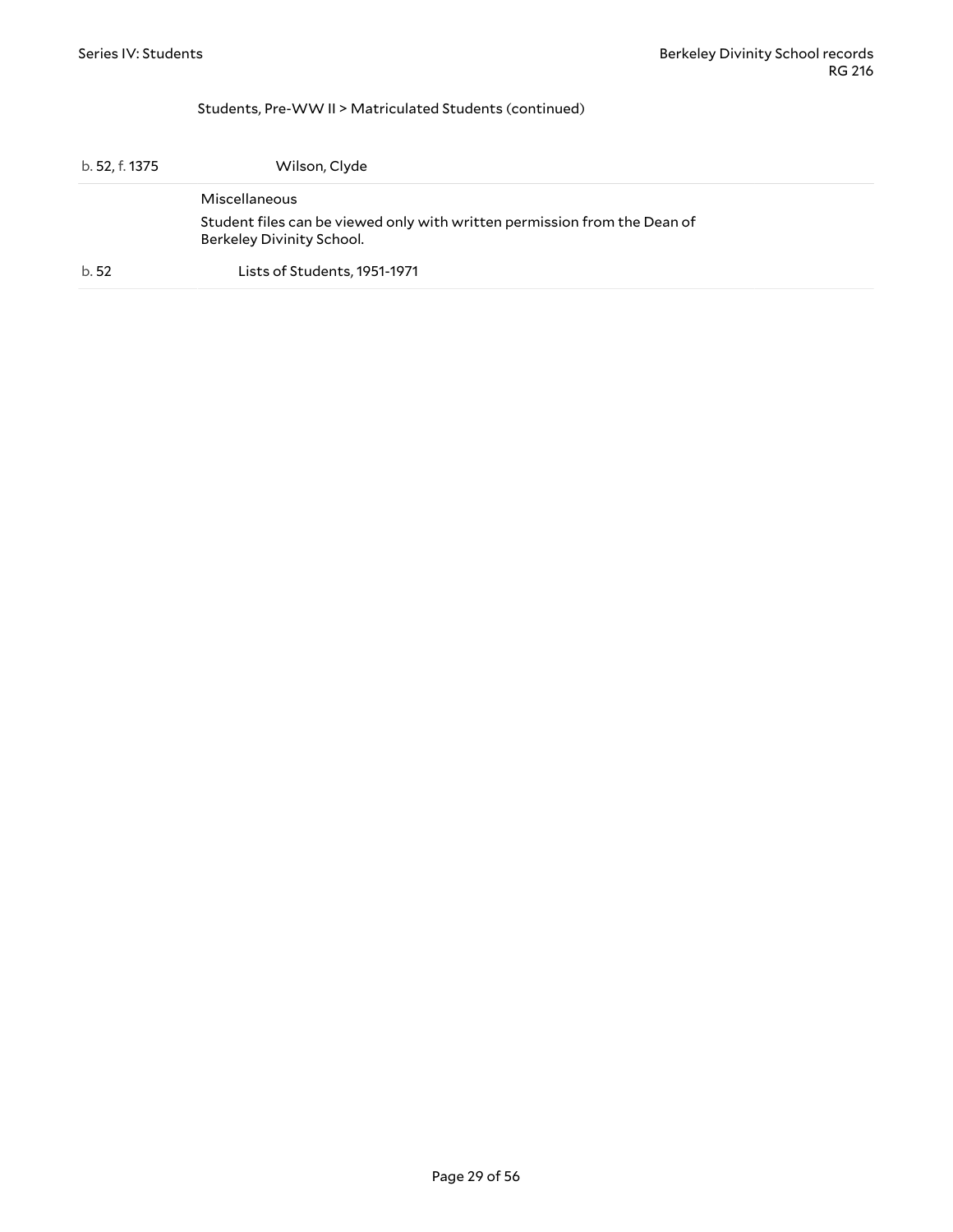Students, Pre-WW II > Matriculated Students (continued)

| | |
|---|---|
| b. 52, f. 1375 | Wilson, Clyde |

Miscellaneous

Student files can be viewed only with written permission from the Dean of Berkeley Divinity School.

| | |
|---|---|
| b. 52 | Lists of Students, 1951-1971 |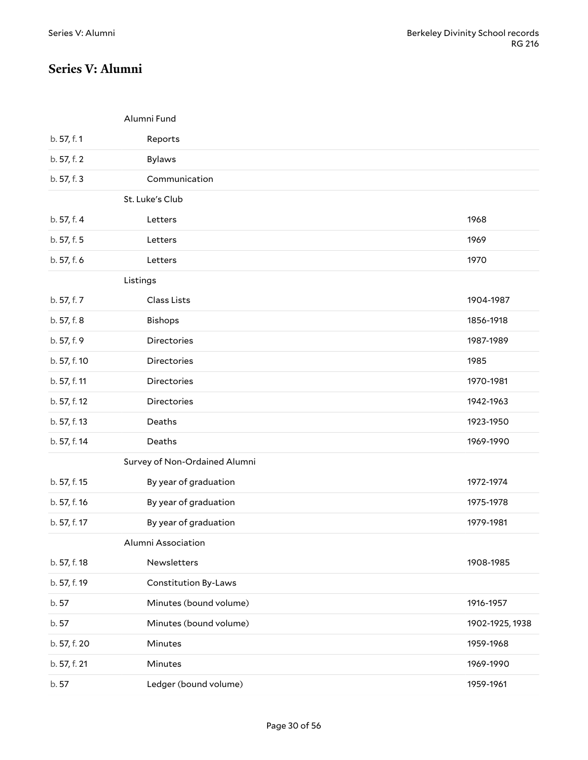## Series V: Alumni

| | | |
|---|---|---|
| | Alumni Fund | |
| b. 57, f. 1 | Reports | |
| b. 57, f. 2 | Bylaws | |
| b. 57, f. 3 | Communication | |
| | St. Luke's Club | |
| b. 57, f. 4 | Letters | 1968 |
| b. 57, f. 5 | Letters | 1969 |
| b. 57, f. 6 | Letters | 1970 |
| | Listings | |
| b. 57, f. 7 | Class Lists | 1904-1987 |
| b. 57, f. 8 | Bishops | 1856-1918 |
| b. 57, f. 9 | Directories | 1987-1989 |
| b. 57, f. 10 | Directories | 1985 |
| b. 57, f. 11 | Directories | 1970-1981 |
| b. 57, f. 12 | Directories | 1942-1963 |
| b. 57, f. 13 | Deaths | 1923-1950 |
| b. 57, f. 14 | Deaths | 1969-1990 |
| | Survey of Non-Ordained Alumni | |
| b. 57, f. 15 | By year of graduation | 1972-1974 |
| b. 57, f. 16 | By year of graduation | 1975-1978 |
| b. 57, f. 17 | By year of graduation | 1979-1981 |
| | Alumni Association | |
| b. 57, f. 18 | Newsletters | 1908-1985 |
| b. 57, f. 19 | Constitution By-Laws | |
| b. 57 | Minutes (bound volume) | 1916-1957 |
| b. 57 | Minutes (bound volume) | 1902-1925, 1938 |
| b. 57, f. 20 | Minutes | 1959-1968 |
| b. 57, f. 21 | Minutes | 1969-1990 |
| b. 57 | Ledger (bound volume) | 1959-1961 |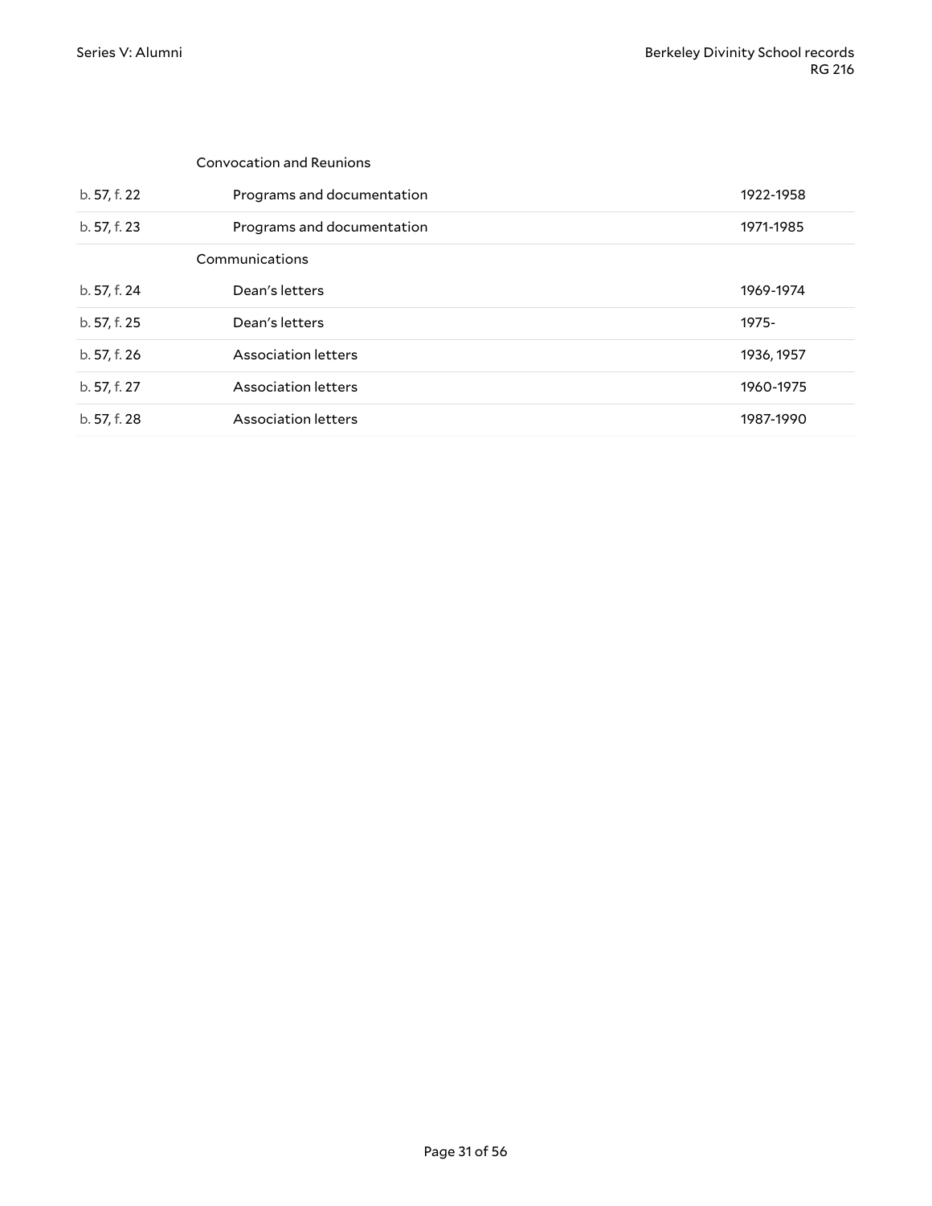| | | |
|---|---|---|
| | Convocation and Reunions | |
| b. 57, f. 22 | Programs and documentation | 1922-1958 |
| b. 57, f. 23 | Programs and documentation | 1971-1985 |
| | Communications | |
| b. 57, f. 24 | Dean's letters | 1969-1974 |
| b. 57, f. 25 | Dean's letters | 1975- |
| b. 57, f. 26 | Association letters | 1936, 1957 |
| b. 57, f. 27 | Association letters | 1960-1975 |
| b. 57, f. 28 | Association letters | 1987-1990 |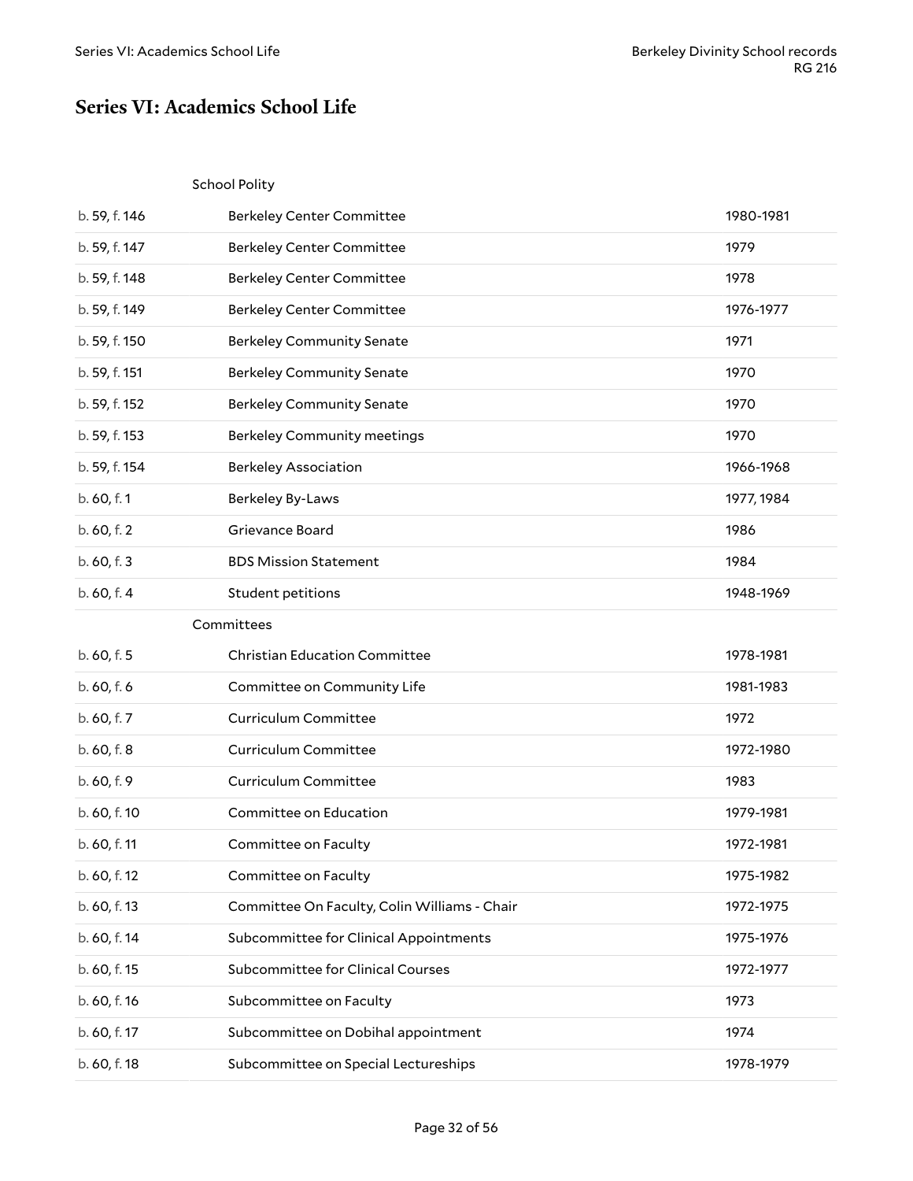## Series VI: Academics School Life

| | | |
|---|---|---|
| | **School Polity** | |
| b. 59, f. 146 | Berkeley Center Committee | 1980-1981 |
| b. 59, f. 147 | Berkeley Center Committee | 1979 |
| b. 59, f. 148 | Berkeley Center Committee | 1978 |
| b. 59, f. 149 | Berkeley Center Committee | 1976-1977 |
| b. 59, f. 150 | Berkeley Community Senate | 1971 |
| b. 59, f. 151 | Berkeley Community Senate | 1970 |
| b. 59, f. 152 | Berkeley Community Senate | 1970 |
| b. 59, f. 153 | Berkeley Community meetings | 1970 |
| b. 59, f. 154 | Berkeley Association | 1966-1968 |
| b. 60, f. 1 | Berkeley By-Laws | 1977, 1984 |
| b. 60, f. 2 | Grievance Board | 1986 |
| b. 60, f. 3 | BDS Mission Statement | 1984 |
| b. 60, f. 4 | Student petitions | 1948-1969 |
| | **Committees** | |
| b. 60, f. 5 | Christian Education Committee | 1978-1981 |
| b. 60, f. 6 | Committee on Community Life | 1981-1983 |
| b. 60, f. 7 | Curriculum Committee | 1972 |
| b. 60, f. 8 | Curriculum Committee | 1972-1980 |
| b. 60, f. 9 | Curriculum Committee | 1983 |
| b. 60, f. 10 | Committee on Education | 1979-1981 |
| b. 60, f. 11 | Committee on Faculty | 1972-1981 |
| b. 60, f. 12 | Committee on Faculty | 1975-1982 |
| b. 60, f. 13 | Committee On Faculty, Colin Williams - Chair | 1972-1975 |
| b. 60, f. 14 | Subcommittee for Clinical Appointments | 1975-1976 |
| b. 60, f. 15 | Subcommittee for Clinical Courses | 1972-1977 |
| b. 60, f. 16 | Subcommittee on Faculty | 1973 |
| b. 60, f. 17 | Subcommittee on Dobihal appointment | 1974 |
| b. 60, f. 18 | Subcommittee on Special Lectureships | 1978-1979 |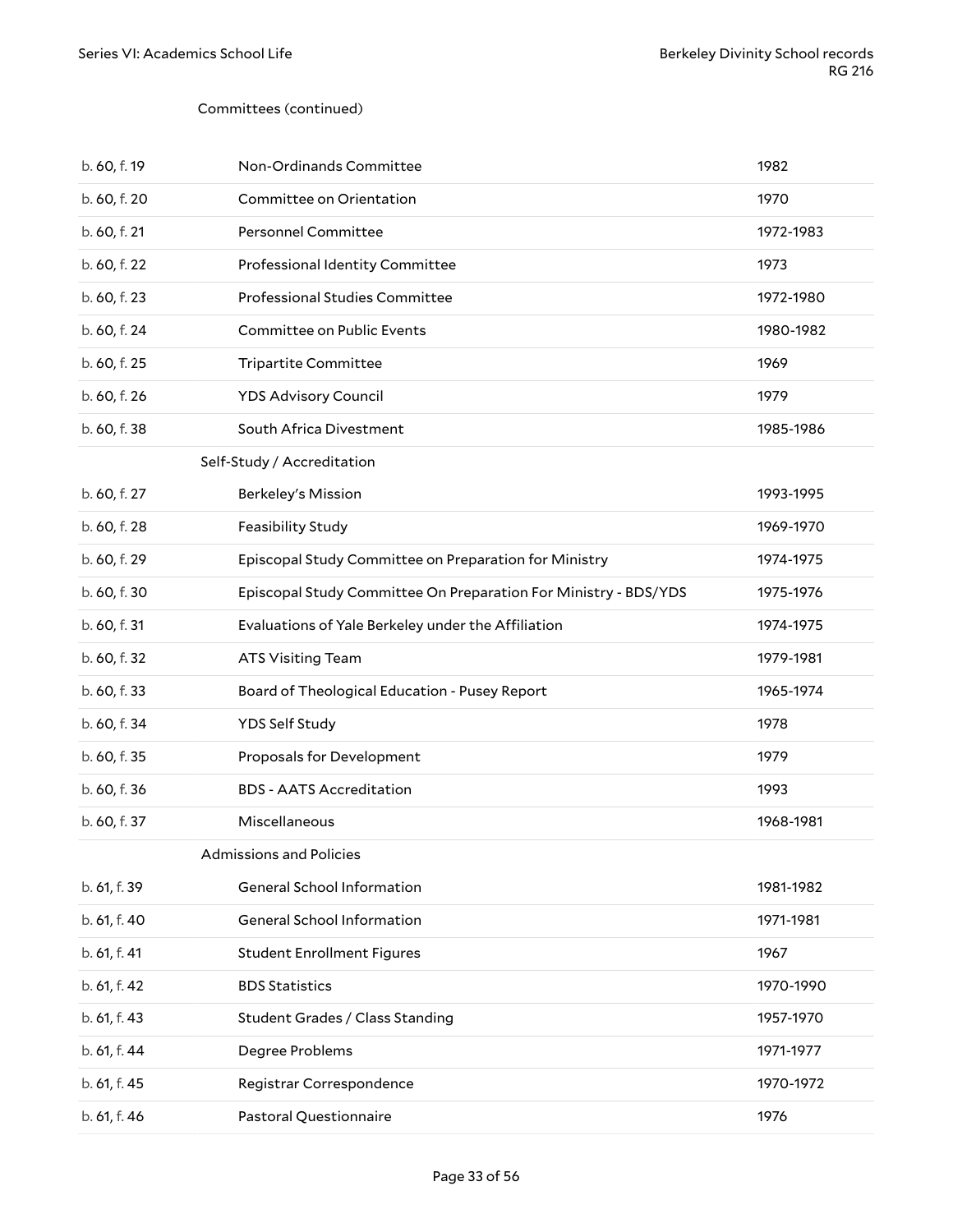Committees (continued)

| | | |
|---|---|---|
| b. 60, f. 19 | Non-Ordinands Committee | 1982 |
| b. 60, f. 20 | Committee on Orientation | 1970 |
| b. 60, f. 21 | Personnel Committee | 1972-1983 |
| b. 60, f. 22 | Professional Identity Committee | 1973 |
| b. 60, f. 23 | Professional Studies Committee | 1972-1980 |
| b. 60, f. 24 | Committee on Public Events | 1980-1982 |
| b. 60, f. 25 | Tripartite Committee | 1969 |
| b. 60, f. 26 | YDS Advisory Council | 1979 |
| b. 60, f. 38 | South Africa Divestment | 1985-1986 |

Self-Study / Accreditation

| | | |
|---|---|---|
| b. 60, f. 27 | Berkeley's Mission | 1993-1995 |
| b. 60, f. 28 | Feasibility Study | 1969-1970 |
| b. 60, f. 29 | Episcopal Study Committee on Preparation for Ministry | 1974-1975 |
| b. 60, f. 30 | Episcopal Study Committee On Preparation For Ministry - BDS/YDS | 1975-1976 |
| b. 60, f. 31 | Evaluations of Yale Berkeley under the Affiliation | 1974-1975 |
| b. 60, f. 32 | ATS Visiting Team | 1979-1981 |
| b. 60, f. 33 | Board of Theological Education - Pusey Report | 1965-1974 |
| b. 60, f. 34 | YDS Self Study | 1978 |
| b. 60, f. 35 | Proposals for Development | 1979 |
| b. 60, f. 36 | BDS - AATS Accreditation | 1993 |
| b. 60, f. 37 | Miscellaneous | 1968-1981 |

Admissions and Policies

| | | |
|---|---|---|
| b. 61, f. 39 | General School Information | 1981-1982 |
| b. 61, f. 40 | General School Information | 1971-1981 |
| b. 61, f. 41 | Student Enrollment Figures | 1967 |
| b. 61, f. 42 | BDS Statistics | 1970-1990 |
| b. 61, f. 43 | Student Grades / Class Standing | 1957-1970 |
| b. 61, f. 44 | Degree Problems | 1971-1977 |
| b. 61, f. 45 | Registrar Correspondence | 1970-1972 |
| b. 61, f. 46 | Pastoral Questionnaire | 1976 |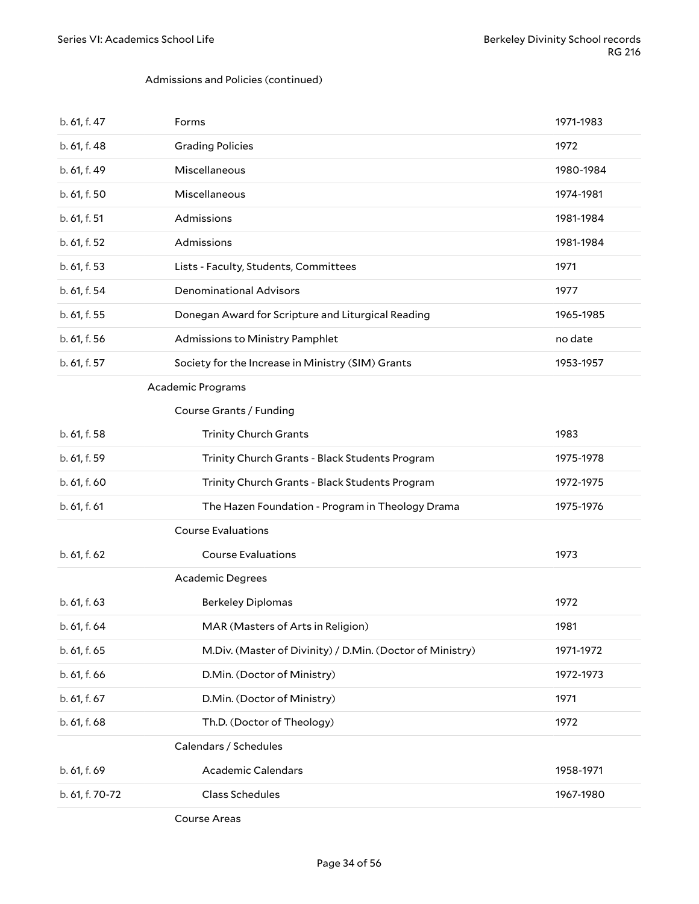Admissions and Policies (continued)

| | | |
|---|---|---|
| b. 61, f. 47 | Forms | 1971-1983 |
| b. 61, f. 48 | Grading Policies | 1972 |
| b. 61, f. 49 | Miscellaneous | 1980-1984 |
| b. 61, f. 50 | Miscellaneous | 1974-1981 |
| b. 61, f. 51 | Admissions | 1981-1984 |
| b. 61, f. 52 | Admissions | 1981-1984 |
| b. 61, f. 53 | Lists - Faculty, Students, Committees | 1971 |
| b. 61, f. 54 | Denominational Advisors | 1977 |
| b. 61, f. 55 | Donegan Award for Scripture and Liturgical Reading | 1965-1985 |
| b. 61, f. 56 | Admissions to Ministry Pamphlet | no date |
| b. 61, f. 57 | Society for the Increase in Ministry (SIM) Grants | 1953-1957 |

Academic Programs

Course Grants / Funding

| | | |
|---|---|---|
| b. 61, f. 58 | Trinity Church Grants | 1983 |
| b. 61, f. 59 | Trinity Church Grants - Black Students Program | 1975-1978 |
| b. 61, f. 60 | Trinity Church Grants - Black Students Program | 1972-1975 |
| b. 61, f. 61 | The Hazen Foundation - Program in Theology Drama | 1975-1976 |

Course Evaluations

| | | |
|---|---|---|
| b. 61, f. 62 | Course Evaluations | 1973 |

Academic Degrees

| | | |
|---|---|---|
| b. 61, f. 63 | Berkeley Diplomas | 1972 |
| b. 61, f. 64 | MAR (Masters of Arts in Religion) | 1981 |
| b. 61, f. 65 | M.Div. (Master of Divinity) / D.Min. (Doctor of Ministry) | 1971-1972 |
| b. 61, f. 66 | D.Min. (Doctor of Ministry) | 1972-1973 |
| b. 61, f. 67 | D.Min. (Doctor of Ministry) | 1971 |
| b. 61, f. 68 | Th.D. (Doctor of Theology) | 1972 |

Calendars / Schedules

| | | |
|---|---|---|
| b. 61, f. 69 | Academic Calendars | 1958-1971 |
| b. 61, f. 70-72 | Class Schedules | 1967-1980 |

Course Areas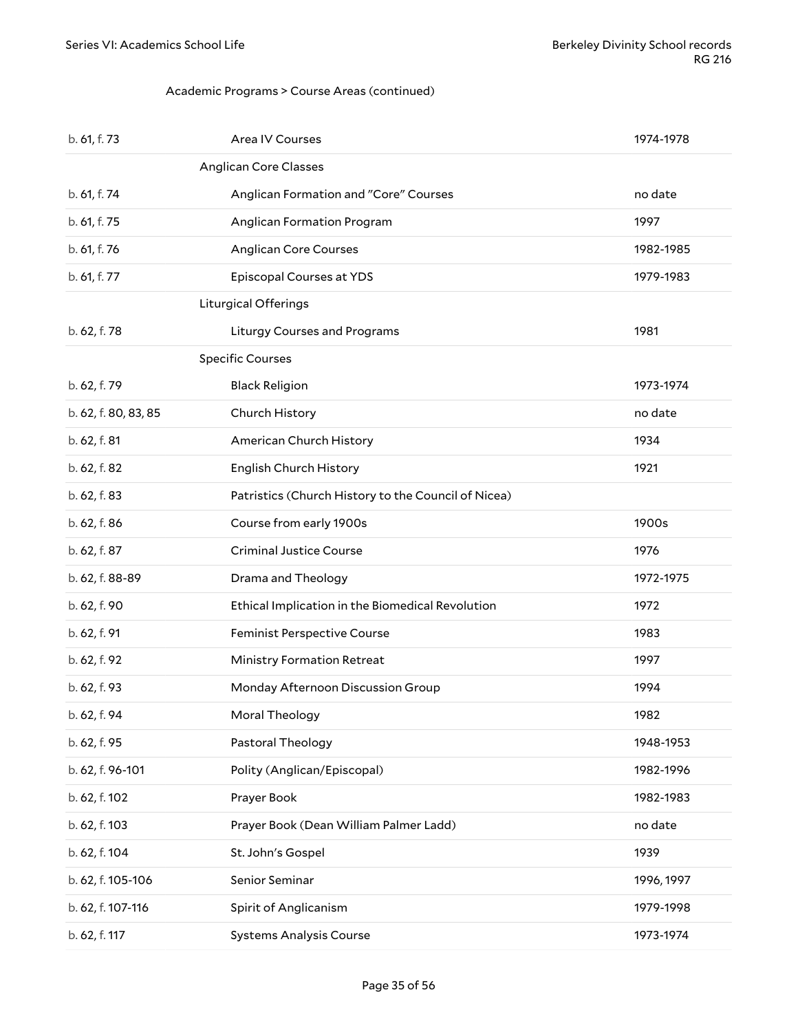Academic Programs > Course Areas (continued)

| | | |
|---|---|---|
| b. 61, f. 73 | Area IV Courses | 1974-1978 |
| | **Anglican Core Classes** | |
| b. 61, f. 74 | Anglican Formation and "Core" Courses | no date |
| b. 61, f. 75 | Anglican Formation Program | 1997 |
| b. 61, f. 76 | Anglican Core Courses | 1982-1985 |
| b. 61, f. 77 | Episcopal Courses at YDS | 1979-1983 |
| | **Liturgical Offerings** | |
| b. 62, f. 78 | Liturgy Courses and Programs | 1981 |
| | **Specific Courses** | |
| b. 62, f. 79 | Black Religion | 1973-1974 |
| b. 62, f. 80, 83, 85 | Church History | no date |
| b. 62, f. 81 | American Church History | 1934 |
| b. 62, f. 82 | English Church History | 1921 |
| b. 62, f. 83 | Patristics (Church History to the Council of Nicea) | |
| b. 62, f. 86 | Course from early 1900s | 1900s |
| b. 62, f. 87 | Criminal Justice Course | 1976 |
| b. 62, f. 88-89 | Drama and Theology | 1972-1975 |
| b. 62, f. 90 | Ethical Implication in the Biomedical Revolution | 1972 |
| b. 62, f. 91 | Feminist Perspective Course | 1983 |
| b. 62, f. 92 | Ministry Formation Retreat | 1997 |
| b. 62, f. 93 | Monday Afternoon Discussion Group | 1994 |
| b. 62, f. 94 | Moral Theology | 1982 |
| b. 62, f. 95 | Pastoral Theology | 1948-1953 |
| b. 62, f. 96-101 | Polity (Anglican/Episcopal) | 1982-1996 |
| b. 62, f. 102 | Prayer Book | 1982-1983 |
| b. 62, f. 103 | Prayer Book (Dean William Palmer Ladd) | no date |
| b. 62, f. 104 | St. John's Gospel | 1939 |
| b. 62, f. 105-106 | Senior Seminar | 1996, 1997 |
| b. 62, f. 107-116 | Spirit of Anglicanism | 1979-1998 |
| b. 62, f. 117 | Systems Analysis Course | 1973-1974 |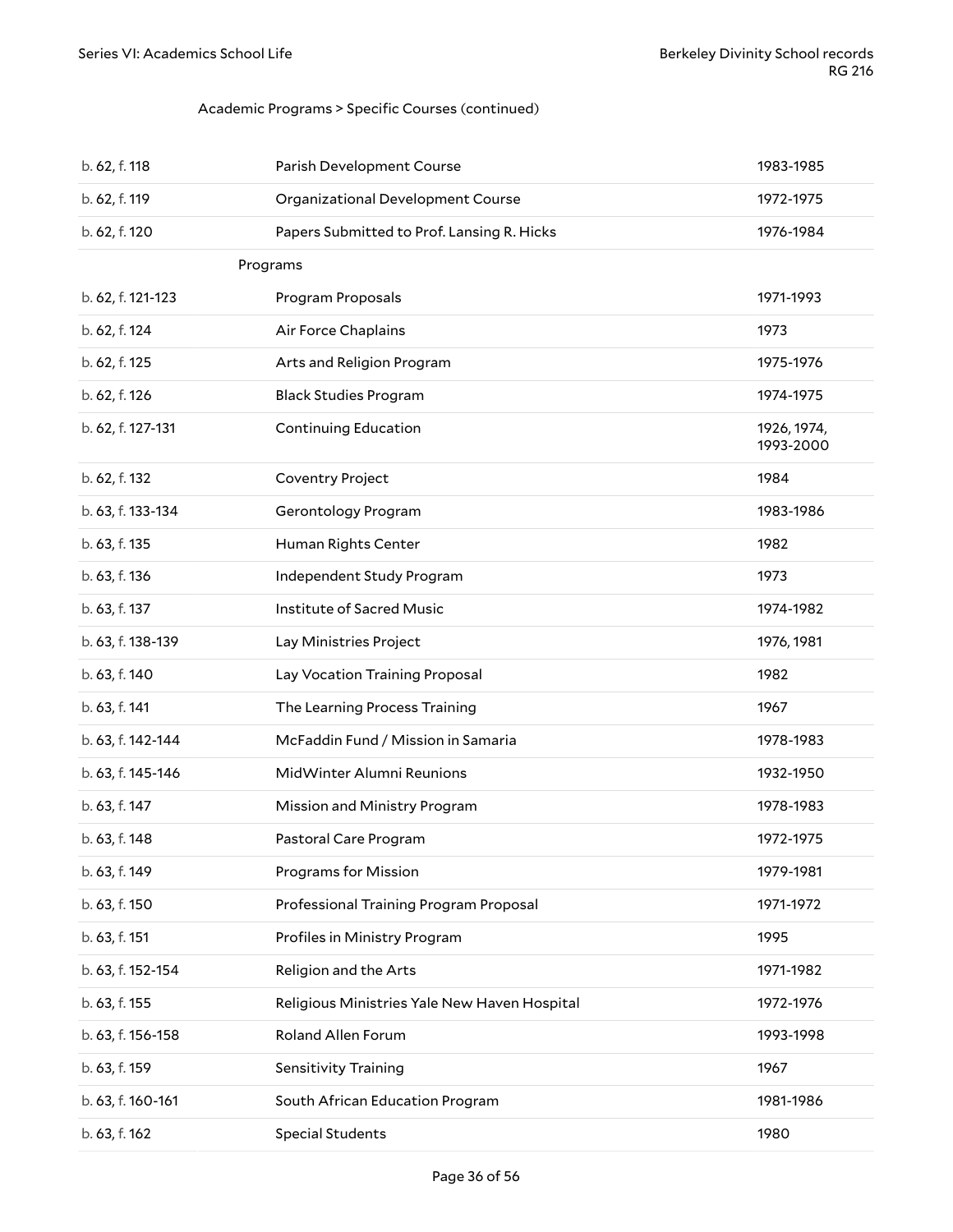Academic Programs > Specific Courses (continued)

| | | |
|---|---|---|
| b. 62, f. 118 | Parish Development Course | 1983-1985 |
| b. 62, f. 119 | Organizational Development Course | 1972-1975 |
| b. 62, f. 120 | Papers Submitted to Prof. Lansing R. Hicks | 1976-1984 |

Programs

| | | |
|---|---|---|
| b. 62, f. 121-123 | Program Proposals | 1971-1993 |
| b. 62, f. 124 | Air Force Chaplains | 1973 |
| b. 62, f. 125 | Arts and Religion Program | 1975-1976 |
| b. 62, f. 126 | Black Studies Program | 1974-1975 |
| b. 62, f. 127-131 | Continuing Education | 1926, 1974, 1993-2000 |
| b. 62, f. 132 | Coventry Project | 1984 |
| b. 63, f. 133-134 | Gerontology Program | 1983-1986 |
| b. 63, f. 135 | Human Rights Center | 1982 |
| b. 63, f. 136 | Independent Study Program | 1973 |
| b. 63, f. 137 | Institute of Sacred Music | 1974-1982 |
| b. 63, f. 138-139 | Lay Ministries Project | 1976, 1981 |
| b. 63, f. 140 | Lay Vocation Training Proposal | 1982 |
| b. 63, f. 141 | The Learning Process Training | 1967 |
| b. 63, f. 142-144 | McFaddin Fund / Mission in Samaria | 1978-1983 |
| b. 63, f. 145-146 | MidWinter Alumni Reunions | 1932-1950 |
| b. 63, f. 147 | Mission and Ministry Program | 1978-1983 |
| b. 63, f. 148 | Pastoral Care Program | 1972-1975 |
| b. 63, f. 149 | Programs for Mission | 1979-1981 |
| b. 63, f. 150 | Professional Training Program Proposal | 1971-1972 |
| b. 63, f. 151 | Profiles in Ministry Program | 1995 |
| b. 63, f. 152-154 | Religion and the Arts | 1971-1982 |
| b. 63, f. 155 | Religious Ministries Yale New Haven Hospital | 1972-1976 |
| b. 63, f. 156-158 | Roland Allen Forum | 1993-1998 |
| b. 63, f. 159 | Sensitivity Training | 1967 |
| b. 63, f. 160-161 | South African Education Program | 1981-1986 |
| b. 63, f. 162 | Special Students | 1980 |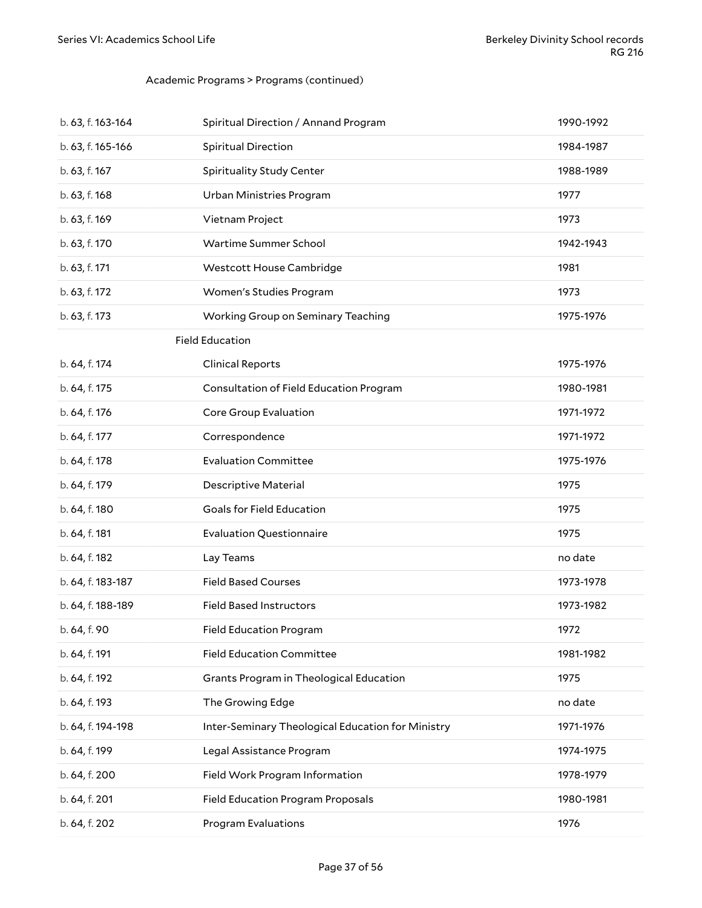Academic Programs > Programs (continued)

| | | |
|---|---|---|
| b. 63, f. 163-164 | Spiritual Direction / Annand Program | 1990-1992 |
| b. 63, f. 165-166 | Spiritual Direction | 1984-1987 |
| b. 63, f. 167 | Spirituality Study Center | 1988-1989 |
| b. 63, f. 168 | Urban Ministries Program | 1977 |
| b. 63, f. 169 | Vietnam Project | 1973 |
| b. 63, f. 170 | Wartime Summer School | 1942-1943 |
| b. 63, f. 171 | Westcott House Cambridge | 1981 |
| b. 63, f. 172 | Women's Studies Program | 1973 |
| b. 63, f. 173 | Working Group on Seminary Teaching | 1975-1976 |
| | **Field Education** | |
| b. 64, f. 174 | Clinical Reports | 1975-1976 |
| b. 64, f. 175 | Consultation of Field Education Program | 1980-1981 |
| b. 64, f. 176 | Core Group Evaluation | 1971-1972 |
| b. 64, f. 177 | Correspondence | 1971-1972 |
| b. 64, f. 178 | Evaluation Committee | 1975-1976 |
| b. 64, f. 179 | Descriptive Material | 1975 |
| b. 64, f. 180 | Goals for Field Education | 1975 |
| b. 64, f. 181 | Evaluation Questionnaire | 1975 |
| b. 64, f. 182 | Lay Teams | no date |
| b. 64, f. 183-187 | Field Based Courses | 1973-1978 |
| b. 64, f. 188-189 | Field Based Instructors | 1973-1982 |
| b. 64, f. 90 | Field Education Program | 1972 |
| b. 64, f. 191 | Field Education Committee | 1981-1982 |
| b. 64, f. 192 | Grants Program in Theological Education | 1975 |
| b. 64, f. 193 | The Growing Edge | no date |
| b. 64, f. 194-198 | Inter-Seminary Theological Education for Ministry | 1971-1976 |
| b. 64, f. 199 | Legal Assistance Program | 1974-1975 |
| b. 64, f. 200 | Field Work Program Information | 1978-1979 |
| b. 64, f. 201 | Field Education Program Proposals | 1980-1981 |
| b. 64, f. 202 | Program Evaluations | 1976 |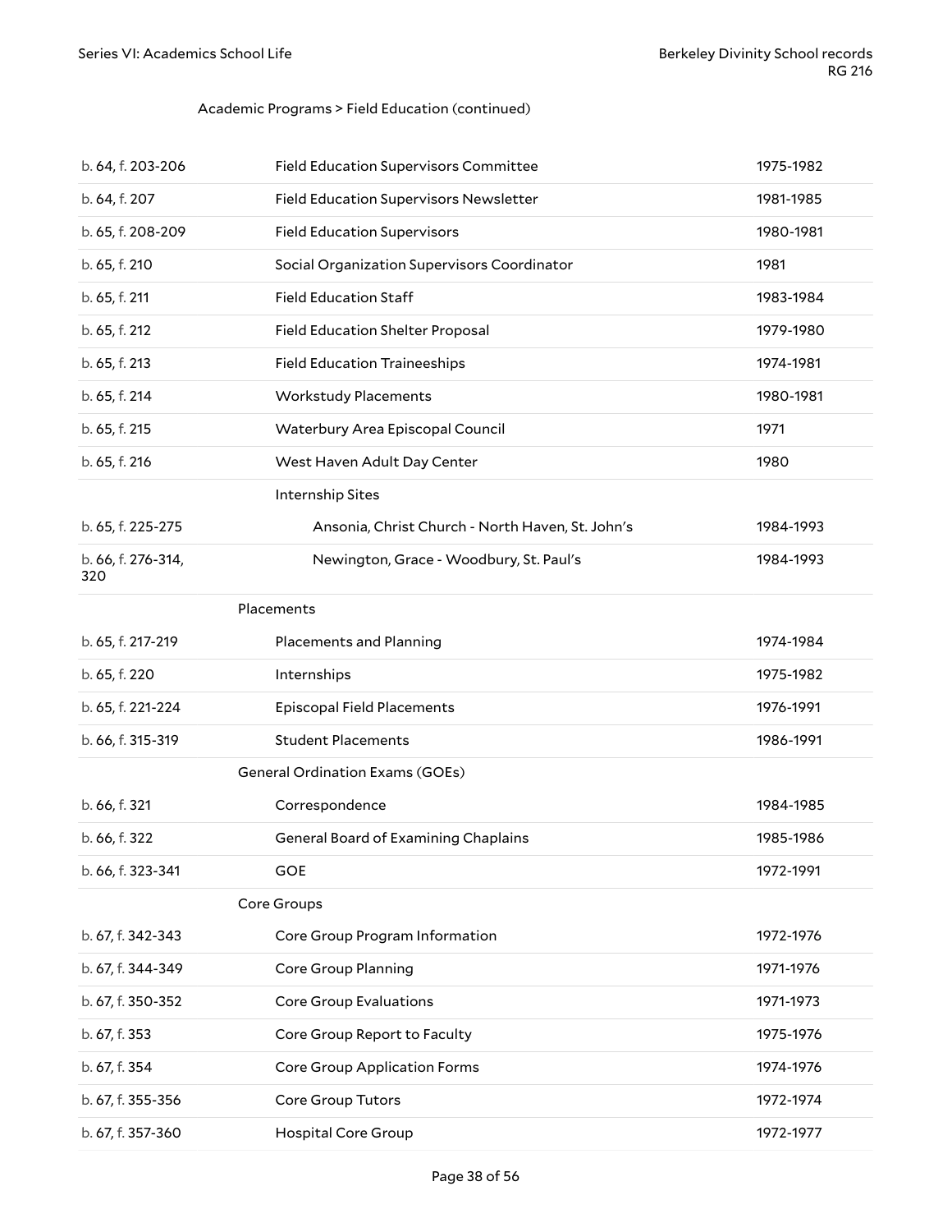Academic Programs > Field Education (continued)

| | | |
|---|---|---|
| b. 64, f. 203-206 | Field Education Supervisors Committee | 1975-1982 |
| b. 64, f. 207 | Field Education Supervisors Newsletter | 1981-1985 |
| b. 65, f. 208-209 | Field Education Supervisors | 1980-1981 |
| b. 65, f. 210 | Social Organization Supervisors Coordinator | 1981 |
| b. 65, f. 211 | Field Education Staff | 1983-1984 |
| b. 65, f. 212 | Field Education Shelter Proposal | 1979-1980 |
| b. 65, f. 213 | Field Education Traineeships | 1974-1981 |
| b. 65, f. 214 | Workstudy Placements | 1980-1981 |
| b. 65, f. 215 | Waterbury Area Episcopal Council | 1971 |
| b. 65, f. 216 | West Haven Adult Day Center | 1980 |
| | Internship Sites | |
| b. 65, f. 225-275 | Ansonia, Christ Church - North Haven, St. John's | 1984-1993 |
| b. 66, f. 276-314, 320 | Newington, Grace - Woodbury, St. Paul's | 1984-1993 |

Placements

| | | |
|---|---|---|
| b. 65, f. 217-219 | Placements and Planning | 1974-1984 |
| b. 65, f. 220 | Internships | 1975-1982 |
| b. 65, f. 221-224 | Episcopal Field Placements | 1976-1991 |
| b. 66, f. 315-319 | Student Placements | 1986-1991 |

General Ordination Exams (GOEs)

| | | |
|---|---|---|
| b. 66, f. 321 | Correspondence | 1984-1985 |
| b. 66, f. 322 | General Board of Examining Chaplains | 1985-1986 |
| b. 66, f. 323-341 | GOE | 1972-1991 |

Core Groups

| | | |
|---|---|---|
| b. 67, f. 342-343 | Core Group Program Information | 1972-1976 |
| b. 67, f. 344-349 | Core Group Planning | 1971-1976 |
| b. 67, f. 350-352 | Core Group Evaluations | 1971-1973 |
| b. 67, f. 353 | Core Group Report to Faculty | 1975-1976 |
| b. 67, f. 354 | Core Group Application Forms | 1974-1976 |
| b. 67, f. 355-356 | Core Group Tutors | 1972-1974 |
| b. 67, f. 357-360 | Hospital Core Group | 1972-1977 |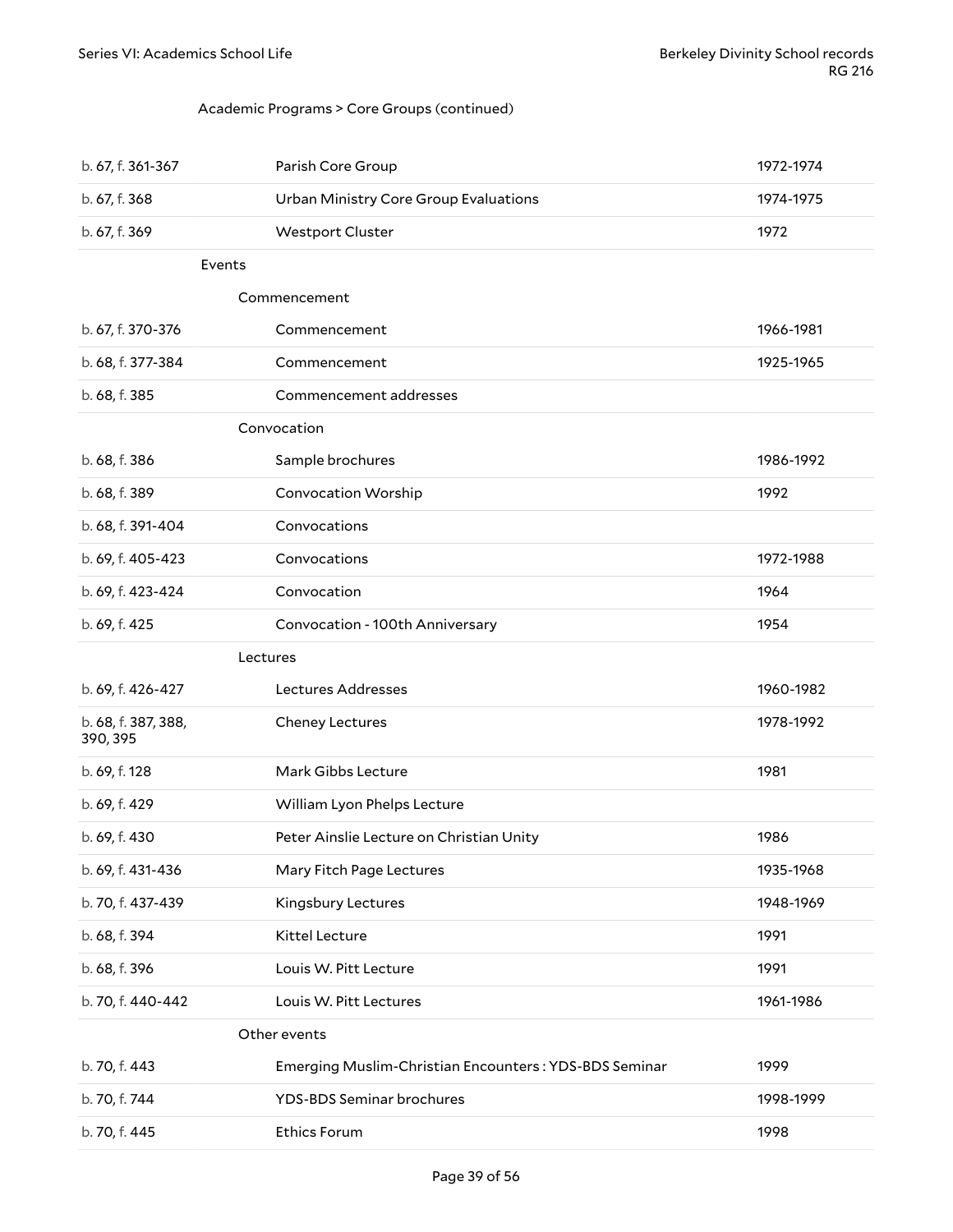Academic Programs > Core Groups (continued)

| | | |
|---|---|---|
| b. 67, f. 361-367 | Parish Core Group | 1972-1974 |
| b. 67, f. 368 | Urban Ministry Core Group Evaluations | 1974-1975 |
| b. 67, f. 369 | Westport Cluster | 1972 |

### Events

#### Commencement

| | | |
|---|---|---|
| b. 67, f. 370-376 | Commencement | 1966-1981 |
| b. 68, f. 377-384 | Commencement | 1925-1965 |
| b. 68, f. 385 | Commencement addresses | |

#### Convocation

| | | |
|---|---|---|
| b. 68, f. 386 | Sample brochures | 1986-1992 |
| b. 68, f. 389 | Convocation Worship | 1992 |
| b. 68, f. 391-404 | Convocations | |
| b. 69, f. 405-423 | Convocations | 1972-1988 |
| b. 69, f. 423-424 | Convocation | 1964 |
| b. 69, f. 425 | Convocation - 100th Anniversary | 1954 |

#### Lectures

| | | |
|---|---|---|
| b. 69, f. 426-427 | Lectures Addresses | 1960-1982 |
| b. 68, f. 387, 388, 390, 395 | Cheney Lectures | 1978-1992 |
| b. 69, f. 128 | Mark Gibbs Lecture | 1981 |
| b. 69, f. 429 | William Lyon Phelps Lecture | |
| b. 69, f. 430 | Peter Ainslie Lecture on Christian Unity | 1986 |
| b. 69, f. 431-436 | Mary Fitch Page Lectures | 1935-1968 |
| b. 70, f. 437-439 | Kingsbury Lectures | 1948-1969 |
| b. 68, f. 394 | Kittel Lecture | 1991 |
| b. 68, f. 396 | Louis W. Pitt Lecture | 1991 |
| b. 70, f. 440-442 | Louis W. Pitt Lectures | 1961-1986 |

#### Other events

| | | |
|---|---|---|
| b. 70, f. 443 | Emerging Muslim-Christian Encounters : YDS-BDS Seminar | 1999 |
| b. 70, f. 744 | YDS-BDS Seminar brochures | 1998-1999 |
| b. 70, f. 445 | Ethics Forum | 1998 |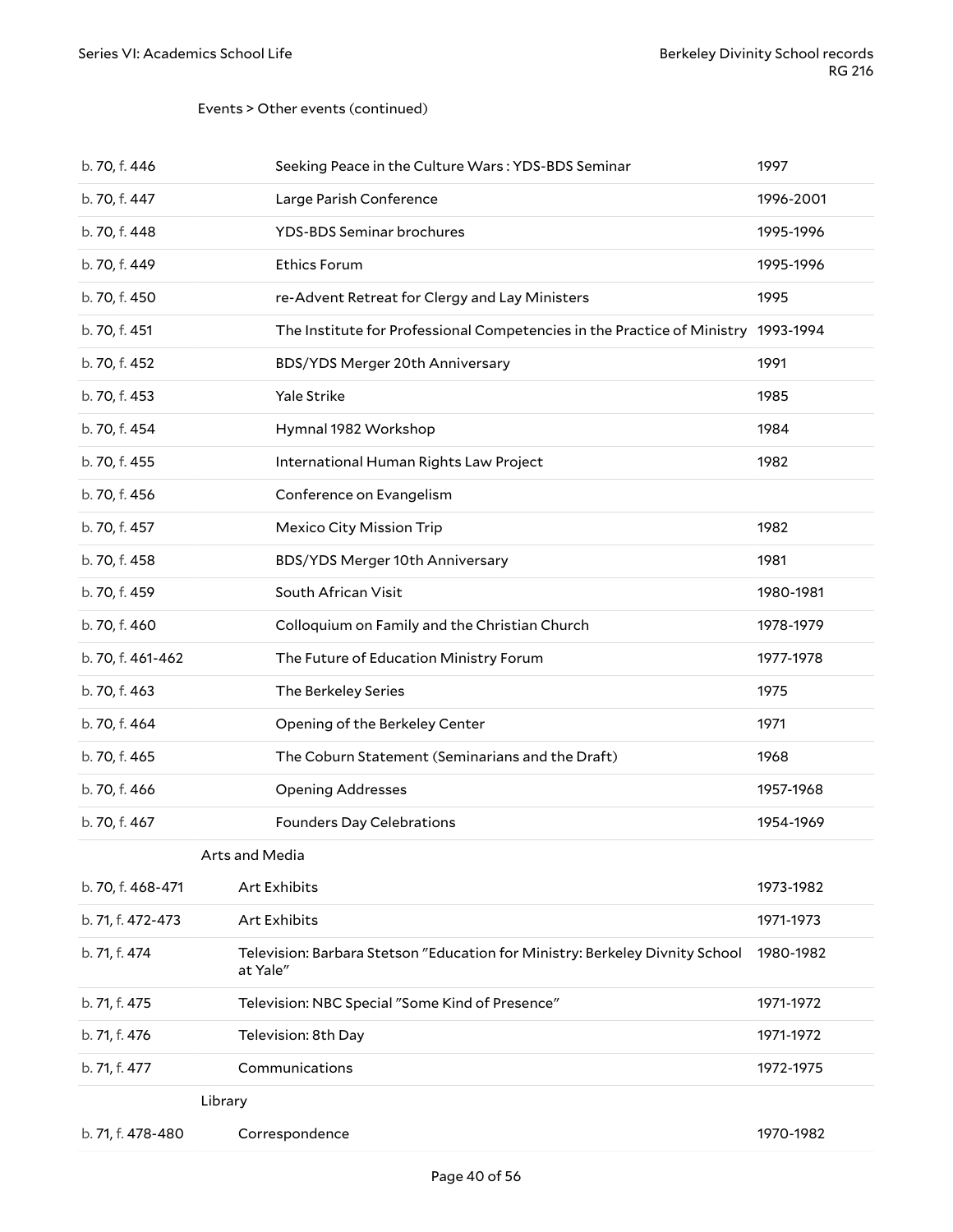Events > Other events (continued)

| | | |
|---|---|---|
| b. 70, f. 446 | Seeking Peace in the Culture Wars : YDS-BDS Seminar | 1997 |
| b. 70, f. 447 | Large Parish Conference | 1996-2001 |
| b. 70, f. 448 | YDS-BDS Seminar brochures | 1995-1996 |
| b. 70, f. 449 | Ethics Forum | 1995-1996 |
| b. 70, f. 450 | re-Advent Retreat for Clergy and Lay Ministers | 1995 |
| b. 70, f. 451 | The Institute for Professional Competencies in the Practice of Ministry | 1993-1994 |
| b. 70, f. 452 | BDS/YDS Merger 20th Anniversary | 1991 |
| b. 70, f. 453 | Yale Strike | 1985 |
| b. 70, f. 454 | Hymnal 1982 Workshop | 1984 |
| b. 70, f. 455 | International Human Rights Law Project | 1982 |
| b. 70, f. 456 | Conference on Evangelism | |
| b. 70, f. 457 | Mexico City Mission Trip | 1982 |
| b. 70, f. 458 | BDS/YDS Merger 10th Anniversary | 1981 |
| b. 70, f. 459 | South African Visit | 1980-1981 |
| b. 70, f. 460 | Colloquium on Family and the Christian Church | 1978-1979 |
| b. 70, f. 461-462 | The Future of Education Ministry Forum | 1977-1978 |
| b. 70, f. 463 | The Berkeley Series | 1975 |
| b. 70, f. 464 | Opening of the Berkeley Center | 1971 |
| b. 70, f. 465 | The Coburn Statement (Seminarians and the Draft) | 1968 |
| b. 70, f. 466 | Opening Addresses | 1957-1968 |
| b. 70, f. 467 | Founders Day Celebrations | 1954-1969 |

Arts and Media

| | | |
|---|---|---|
| b. 70, f. 468-471 | Art Exhibits | 1973-1982 |
| b. 71, f. 472-473 | Art Exhibits | 1971-1973 |
| b. 71, f. 474 | Television: Barbara Stetson "Education for Ministry: Berkeley Divnity School at Yale" | 1980-1982 |
| b. 71, f. 475 | Television: NBC Special "Some Kind of Presence" | 1971-1972 |
| b. 71, f. 476 | Television: 8th Day | 1971-1972 |
| b. 71, f. 477 | Communications | 1972-1975 |

Library

| | | |
|---|---|---|
| b. 71, f. 478-480 | Correspondence | 1970-1982 |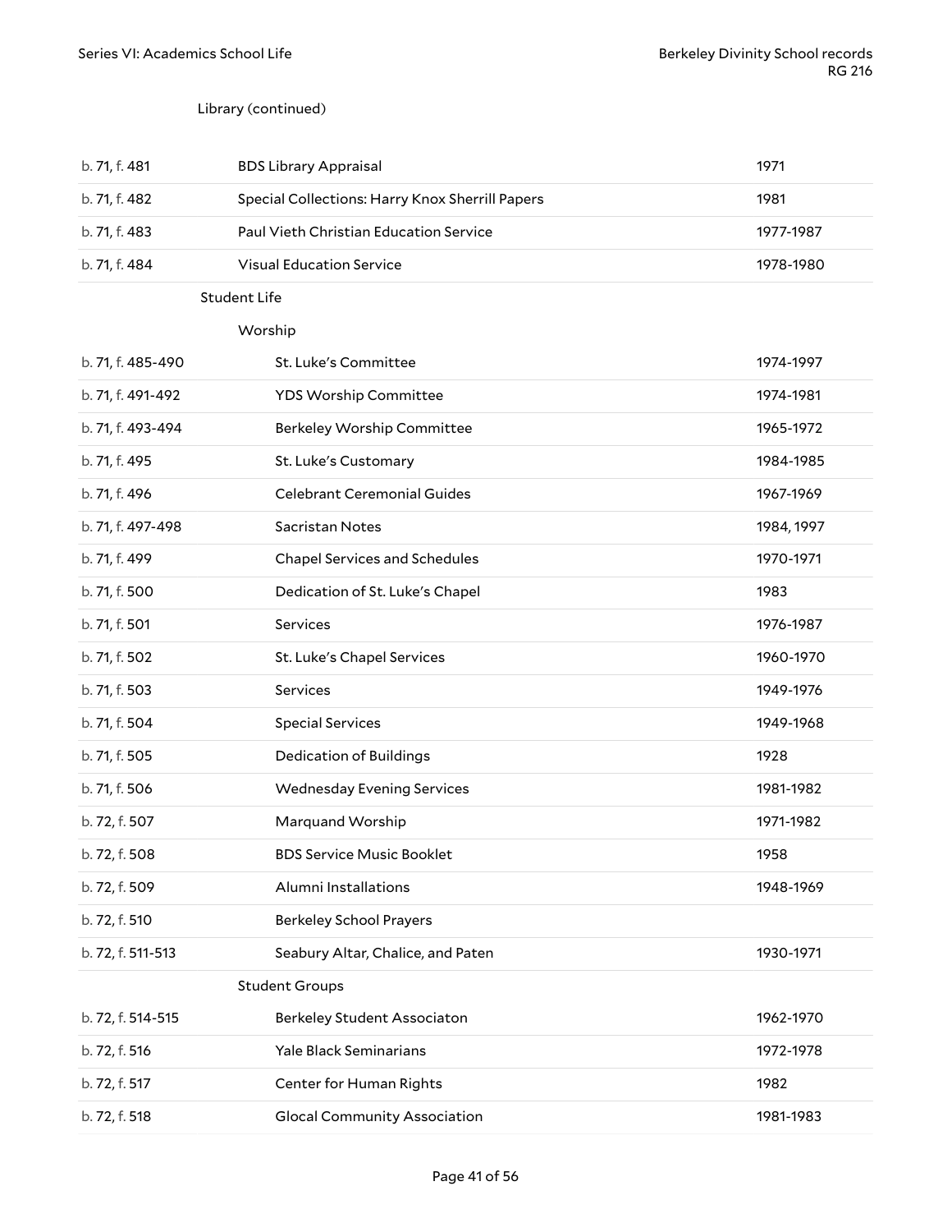Library (continued)

| Location | Title | Date |
|---|---|---|
| b. 71, f. 481 | BDS Library Appraisal | 1971 |
| b. 71, f. 482 | Special Collections: Harry Knox Sherrill Papers | 1981 |
| b. 71, f. 483 | Paul Vieth Christian Education Service | 1977-1987 |
| b. 71, f. 484 | Visual Education Service | 1978-1980 |

Student Life

Worship

| Location | Title | Date |
|---|---|---|
| b. 71, f. 485-490 | St. Luke's Committee | 1974-1997 |
| b. 71, f. 491-492 | YDS Worship Committee | 1974-1981 |
| b. 71, f. 493-494 | Berkeley Worship Committee | 1965-1972 |
| b. 71, f. 495 | St. Luke's Customary | 1984-1985 |
| b. 71, f. 496 | Celebrant Ceremonial Guides | 1967-1969 |
| b. 71, f. 497-498 | Sacristan Notes | 1984, 1997 |
| b. 71, f. 499 | Chapel Services and Schedules | 1970-1971 |
| b. 71, f. 500 | Dedication of St. Luke's Chapel | 1983 |
| b. 71, f. 501 | Services | 1976-1987 |
| b. 71, f. 502 | St. Luke's Chapel Services | 1960-1970 |
| b. 71, f. 503 | Services | 1949-1976 |
| b. 71, f. 504 | Special Services | 1949-1968 |
| b. 71, f. 505 | Dedication of Buildings | 1928 |
| b. 71, f. 506 | Wednesday Evening Services | 1981-1982 |
| b. 72, f. 507 | Marquand Worship | 1971-1982 |
| b. 72, f. 508 | BDS Service Music Booklet | 1958 |
| b. 72, f. 509 | Alumni Installations | 1948-1969 |
| b. 72, f. 510 | Berkeley School Prayers | |
| b. 72, f. 511-513 | Seabury Altar, Chalice, and Paten | 1930-1971 |

Student Groups

| Location | Title | Date |
|---|---|---|
| b. 72, f. 514-515 | Berkeley Student Associaton | 1962-1970 |
| b. 72, f. 516 | Yale Black Seminarians | 1972-1978 |
| b. 72, f. 517 | Center for Human Rights | 1982 |
| b. 72, f. 518 | Glocal Community Association | 1981-1983 |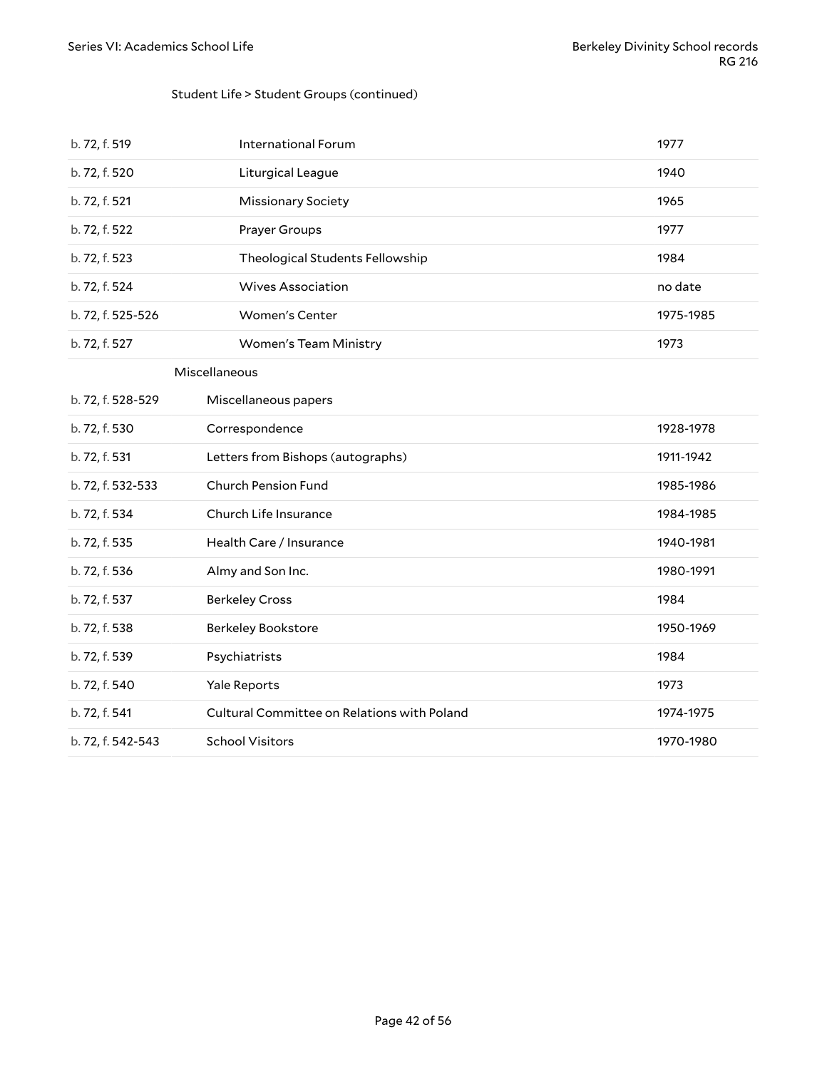Student Life > Student Groups (continued)

| | | |
|---|---|---|
| b. 72, f. 519 | International Forum | 1977 |
| b. 72, f. 520 | Liturgical League | 1940 |
| b. 72, f. 521 | Missionary Society | 1965 |
| b. 72, f. 522 | Prayer Groups | 1977 |
| b. 72, f. 523 | Theological Students Fellowship | 1984 |
| b. 72, f. 524 | Wives Association | no date |
| b. 72, f. 525-526 | Women's Center | 1975-1985 |
| b. 72, f. 527 | Women's Team Ministry | 1973 |

Miscellaneous

| | | |
|---|---|---|
| b. 72, f. 528-529 | Miscellaneous papers | |
| b. 72, f. 530 | Correspondence | 1928-1978 |
| b. 72, f. 531 | Letters from Bishops (autographs) | 1911-1942 |
| b. 72, f. 532-533 | Church Pension Fund | 1985-1986 |
| b. 72, f. 534 | Church Life Insurance | 1984-1985 |
| b. 72, f. 535 | Health Care / Insurance | 1940-1981 |
| b. 72, f. 536 | Almy and Son Inc. | 1980-1991 |
| b. 72, f. 537 | Berkeley Cross | 1984 |
| b. 72, f. 538 | Berkeley Bookstore | 1950-1969 |
| b. 72, f. 539 | Psychiatrists | 1984 |
| b. 72, f. 540 | Yale Reports | 1973 |
| b. 72, f. 541 | Cultural Committee on Relations with Poland | 1974-1975 |
| b. 72, f. 542-543 | School Visitors | 1970-1980 |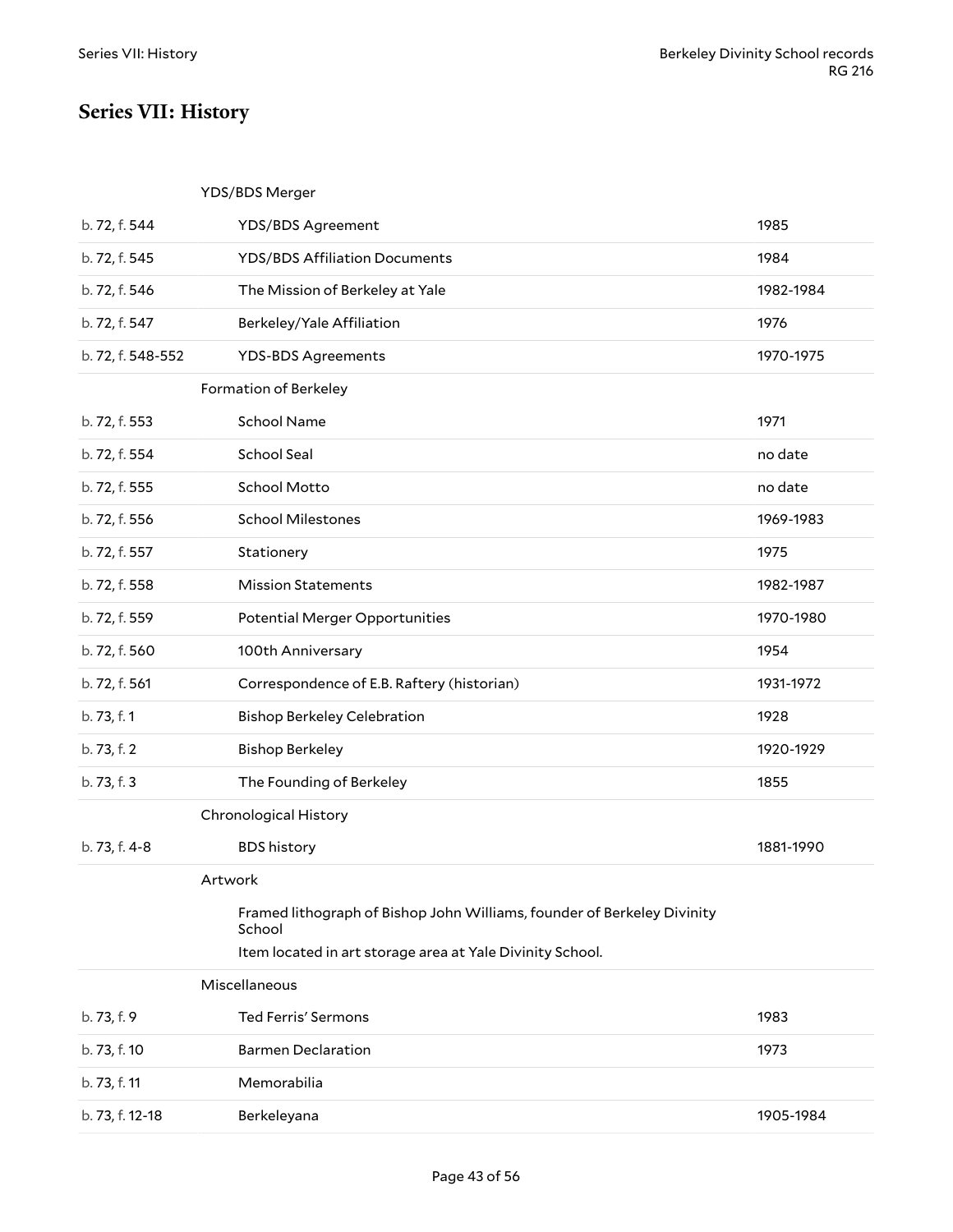# Series VII: History

| | | |
|---|---|---|
| | YDS/BDS Merger | |
| b. 72, f. 544 | YDS/BDS Agreement | 1985 |
| b. 72, f. 545 | YDS/BDS Affiliation Documents | 1984 |
| b. 72, f. 546 | The Mission of Berkeley at Yale | 1982-1984 |
| b. 72, f. 547 | Berkeley/Yale Affiliation | 1976 |
| b. 72, f. 548-552 | YDS-BDS Agreements | 1970-1975 |
| | Formation of Berkeley | |
| b. 72, f. 553 | School Name | 1971 |
| b. 72, f. 554 | School Seal | no date |
| b. 72, f. 555 | School Motto | no date |
| b. 72, f. 556 | School Milestones | 1969-1983 |
| b. 72, f. 557 | Stationery | 1975 |
| b. 72, f. 558 | Mission Statements | 1982-1987 |
| b. 72, f. 559 | Potential Merger Opportunities | 1970-1980 |
| b. 72, f. 560 | 100th Anniversary | 1954 |
| b. 72, f. 561 | Correspondence of E.B. Raftery (historian) | 1931-1972 |
| b. 73, f. 1 | Bishop Berkeley Celebration | 1928 |
| b. 73, f. 2 | Bishop Berkeley | 1920-1929 |
| b. 73, f. 3 | The Founding of Berkeley | 1855 |
| | Chronological History | |
| b. 73, f. 4-8 | BDS history | 1881-1990 |
| | Artwork | |
| | Framed lithograph of Bishop John Williams, founder of Berkeley Divinity School<br>Item located in art storage area at Yale Divinity School. | |
| | Miscellaneous | |
| b. 73, f. 9 | Ted Ferris' Sermons | 1983 |
| b. 73, f. 10 | Barmen Declaration | 1973 |
| b. 73, f. 11 | Memorabilia | |
| b. 73, f. 12-18 | Berkeleyana | 1905-1984 |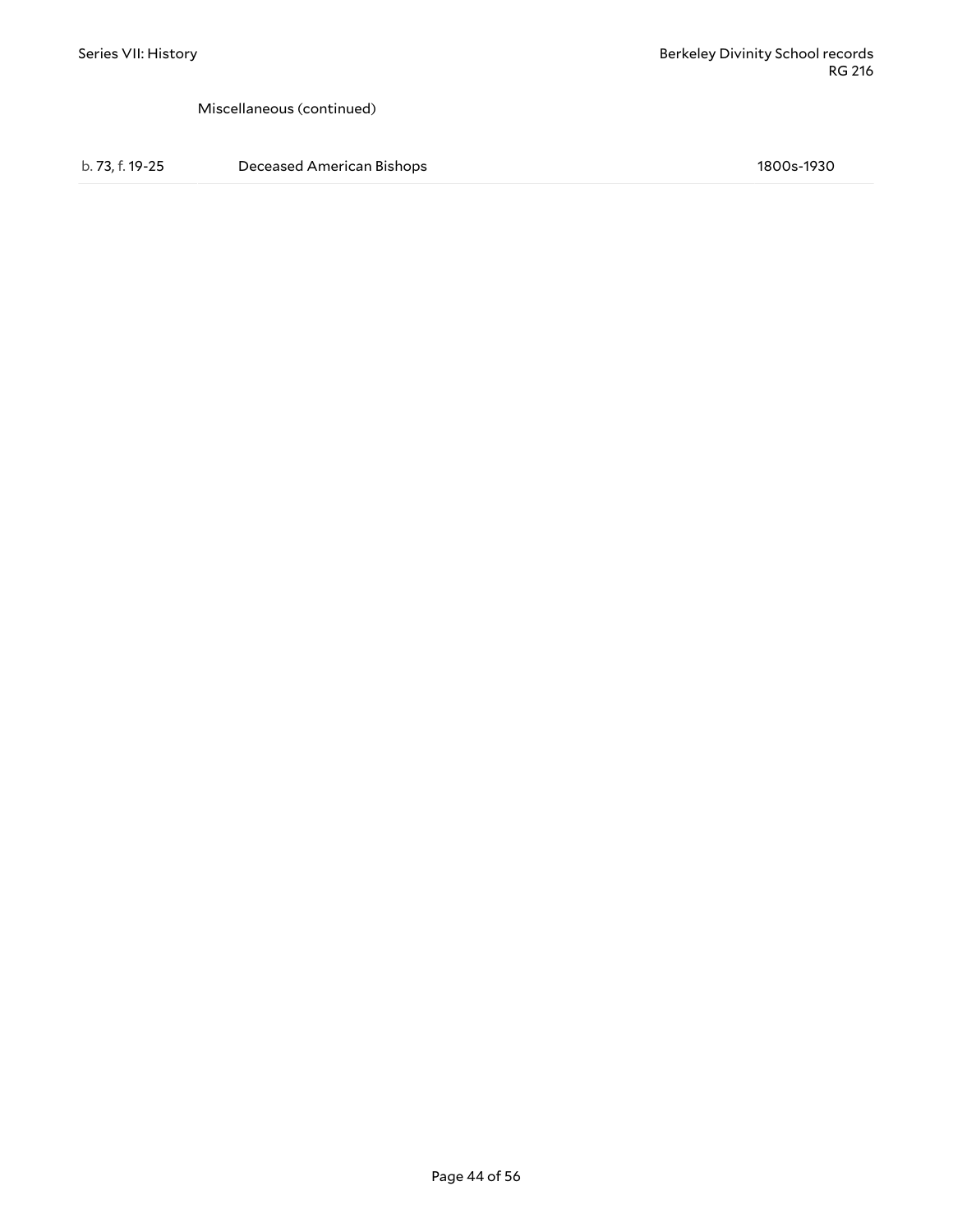Miscellaneous (continued)

| | | |
|---|---|---|
| b. 73, f. 19-25 | Deceased American Bishops | 1800s-1930 |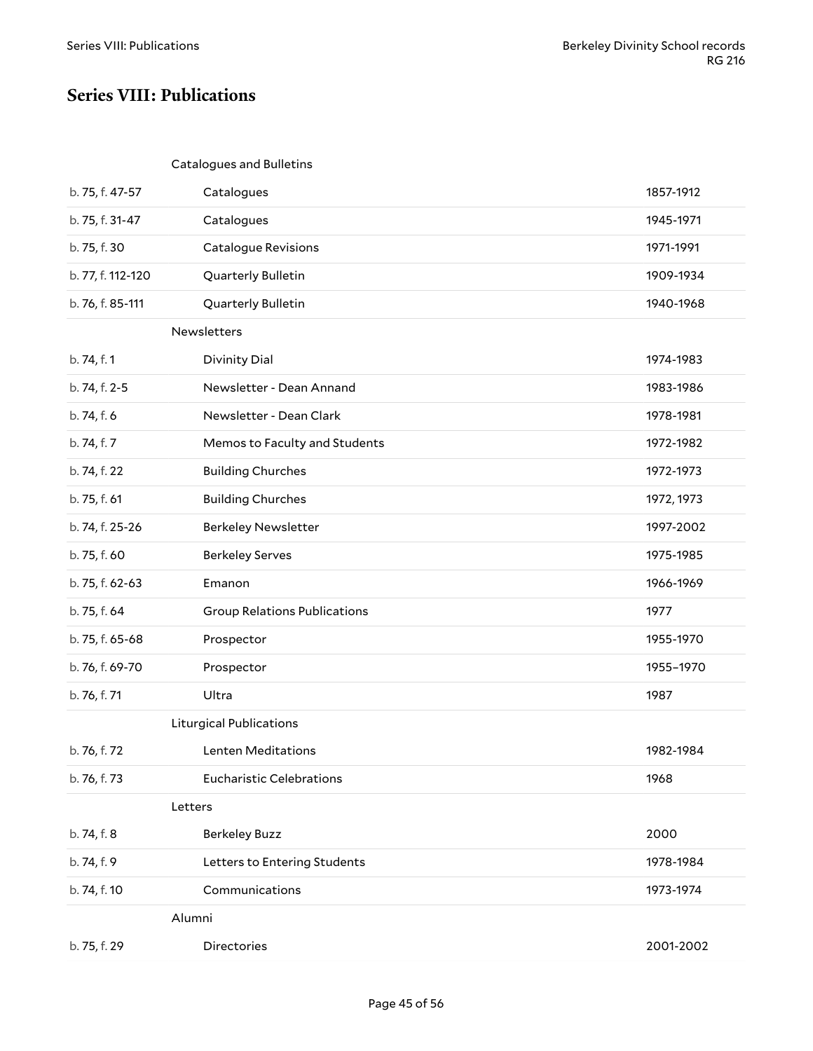## Series VIII: Publications

| | | |
|---|---|---|
| | **Catalogues and Bulletins** | |
| b. 75, f. 47-57 | Catalogues | 1857-1912 |
| b. 75, f. 31-47 | Catalogues | 1945-1971 |
| b. 75, f. 30 | Catalogue Revisions | 1971-1991 |
| b. 77, f. 112-120 | Quarterly Bulletin | 1909-1934 |
| b. 76, f. 85-111 | Quarterly Bulletin | 1940-1968 |
| | **Newsletters** | |
| b. 74, f. 1 | Divinity Dial | 1974-1983 |
| b. 74, f. 2-5 | Newsletter - Dean Annand | 1983-1986 |
| b. 74, f. 6 | Newsletter - Dean Clark | 1978-1981 |
| b. 74, f. 7 | Memos to Faculty and Students | 1972-1982 |
| b. 74, f. 22 | Building Churches | 1972-1973 |
| b. 75, f. 61 | Building Churches | 1972, 1973 |
| b. 74, f. 25-26 | Berkeley Newsletter | 1997-2002 |
| b. 75, f. 60 | Berkeley Serves | 1975-1985 |
| b. 75, f. 62-63 | Emanon | 1966-1969 |
| b. 75, f. 64 | Group Relations Publications | 1977 |
| b. 75, f. 65-68 | Prospector | 1955-1970 |
| b. 76, f. 69-70 | Prospector | 1955–1970 |
| b. 76, f. 71 | Ultra | 1987 |
| | **Liturgical Publications** | |
| b. 76, f. 72 | Lenten Meditations | 1982-1984 |
| b. 76, f. 73 | Eucharistic Celebrations | 1968 |
| | **Letters** | |
| b. 74, f. 8 | Berkeley Buzz | 2000 |
| b. 74, f. 9 | Letters to Entering Students | 1978-1984 |
| b. 74, f. 10 | Communications | 1973-1974 |
| | **Alumni** | |
| b. 75, f. 29 | Directories | 2001-2002 |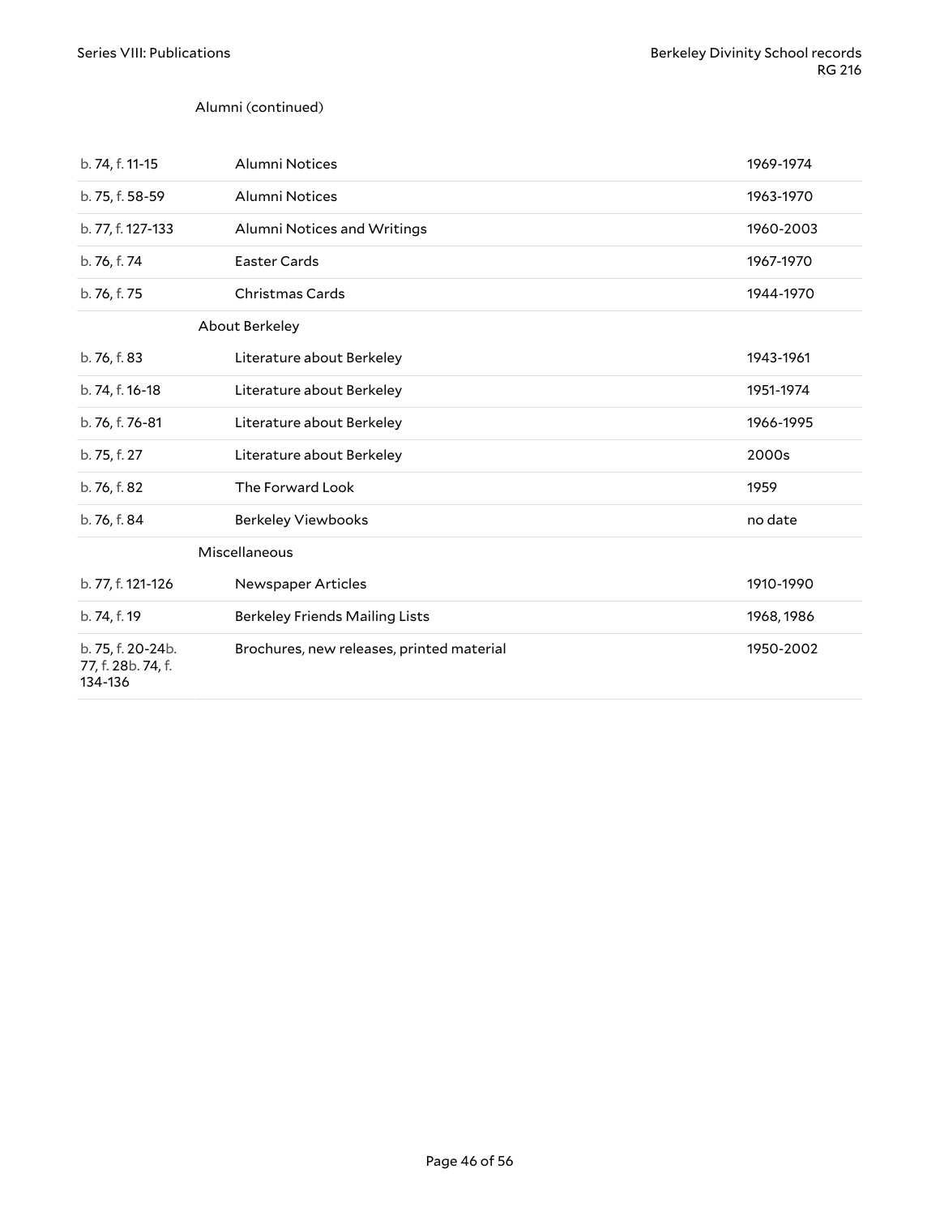Alumni (continued)

| | | |
|---|---|---|
| b. 74, f. 11-15 | Alumni Notices | 1969-1974 |
| b. 75, f. 58-59 | Alumni Notices | 1963-1970 |
| b. 77, f. 127-133 | Alumni Notices and Writings | 1960-2003 |
| b. 76, f. 74 | Easter Cards | 1967-1970 |
| b. 76, f. 75 | Christmas Cards | 1944-1970 |
| | About Berkeley | |
| b. 76, f. 83 | Literature about Berkeley | 1943-1961 |
| b. 74, f. 16-18 | Literature about Berkeley | 1951-1974 |
| b. 76, f. 76-81 | Literature about Berkeley | 1966-1995 |
| b. 75, f. 27 | Literature about Berkeley | 2000s |
| b. 76, f. 82 | The Forward Look | 1959 |
| b. 76, f. 84 | Berkeley Viewbooks | no date |
| | Miscellaneous | |
| b. 77, f. 121-126 | Newspaper Articles | 1910-1990 |
| b. 74, f. 19 | Berkeley Friends Mailing Lists | 1968, 1986 |
| b. 75, f. 20-24b. 77, f. 28b. 74, f. 134-136 | Brochures, new releases, printed material | 1950-2002 |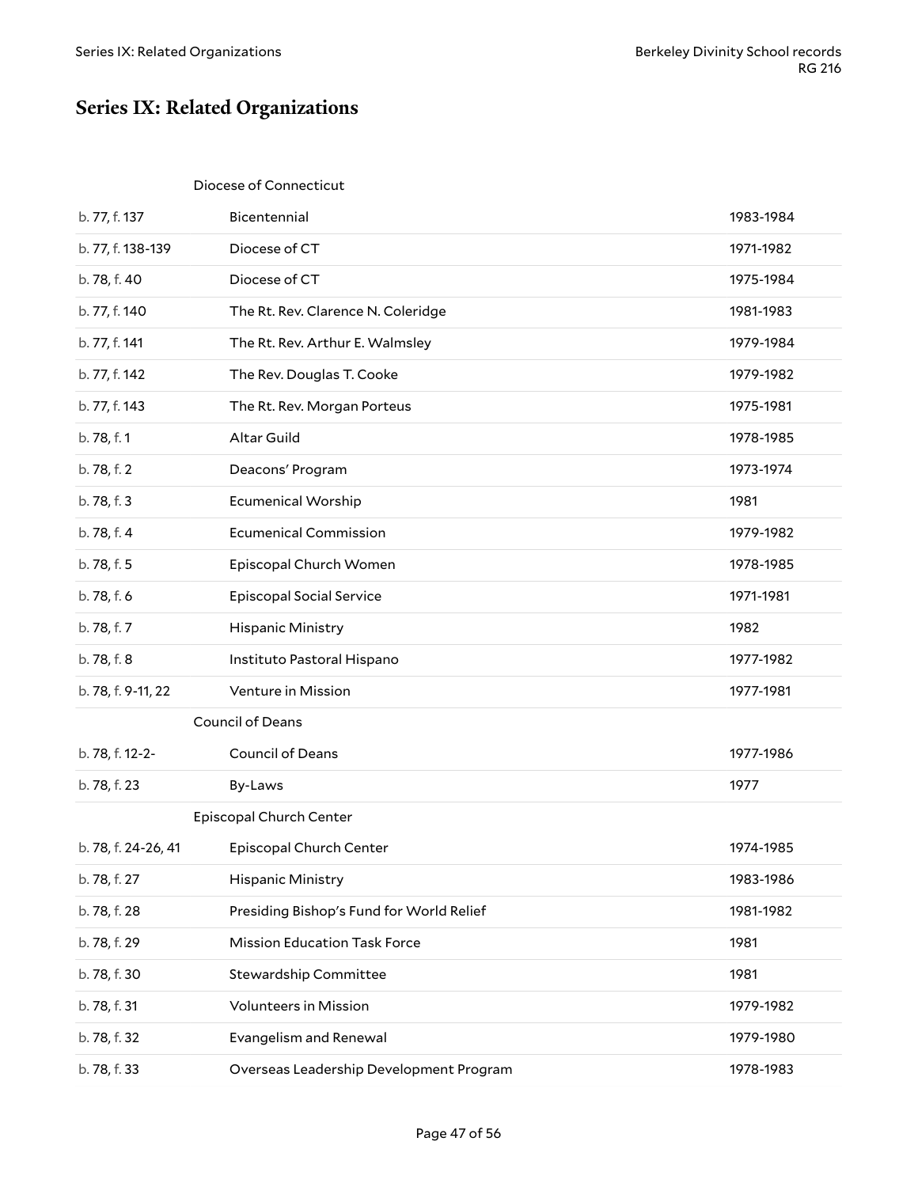# Series IX: Related Organizations

Diocese of Connecticut

| | | |
|---|---|---|
| b. 77, f. 137 | Bicentennial | 1983-1984 |
| b. 77, f. 138-139 | Diocese of CT | 1971-1982 |
| b. 78, f. 40 | Diocese of CT | 1975-1984 |
| b. 77, f. 140 | The Rt. Rev. Clarence N. Coleridge | 1981-1983 |
| b. 77, f. 141 | The Rt. Rev. Arthur E. Walmsley | 1979-1984 |
| b. 77, f. 142 | The Rev. Douglas T. Cooke | 1979-1982 |
| b. 77, f. 143 | The Rt. Rev. Morgan Porteus | 1975-1981 |
| b. 78, f. 1 | Altar Guild | 1978-1985 |
| b. 78, f. 2 | Deacons' Program | 1973-1974 |
| b. 78, f. 3 | Ecumenical Worship | 1981 |
| b. 78, f. 4 | Ecumenical Commission | 1979-1982 |
| b. 78, f. 5 | Episcopal Church Women | 1978-1985 |
| b. 78, f. 6 | Episcopal Social Service | 1971-1981 |
| b. 78, f. 7 | Hispanic Ministry | 1982 |
| b. 78, f. 8 | Instituto Pastoral Hispano | 1977-1982 |
| b. 78, f. 9-11, 22 | Venture in Mission | 1977-1981 |

Council of Deans

| | | |
|---|---|---|
| b. 78, f. 12-2- | Council of Deans | 1977-1986 |
| b. 78, f. 23 | By-Laws | 1977 |

Episcopal Church Center

| | | |
|---|---|---|
| b. 78, f. 24-26, 41 | Episcopal Church Center | 1974-1985 |
| b. 78, f. 27 | Hispanic Ministry | 1983-1986 |
| b. 78, f. 28 | Presiding Bishop's Fund for World Relief | 1981-1982 |
| b. 78, f. 29 | Mission Education Task Force | 1981 |
| b. 78, f. 30 | Stewardship Committee | 1981 |
| b. 78, f. 31 | Volunteers in Mission | 1979-1982 |
| b. 78, f. 32 | Evangelism and Renewal | 1979-1980 |
| b. 78, f. 33 | Overseas Leadership Development Program | 1978-1983 |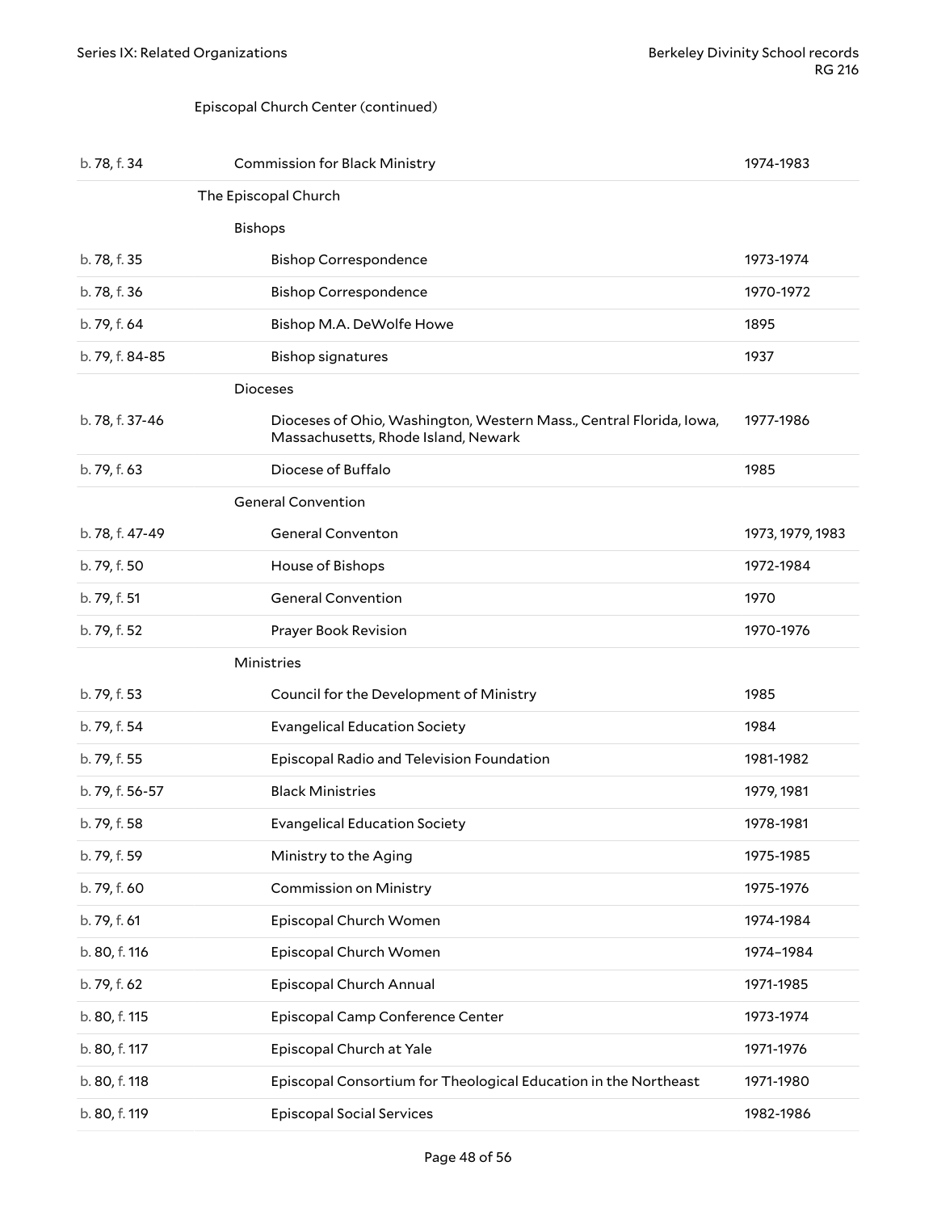Episcopal Church Center (continued)

| | | |
|---|---|---|
| b. 78, f. 34 | Commission for Black Ministry | 1974-1983 |
| | **The Episcopal Church** | |
| | **Bishops** | |
| b. 78, f. 35 | Bishop Correspondence | 1973-1974 |
| b. 78, f. 36 | Bishop Correspondence | 1970-1972 |
| b. 79, f. 64 | Bishop M.A. DeWolfe Howe | 1895 |
| b. 79, f. 84-85 | Bishop signatures | 1937 |
| | **Dioceses** | |
| b. 78, f. 37-46 | Dioceses of Ohio, Washington, Western Mass., Central Florida, Iowa, Massachusetts, Rhode Island, Newark | 1977-1986 |
| b. 79, f. 63 | Diocese of Buffalo | 1985 |
| | **General Convention** | |
| b. 78, f. 47-49 | General Conventon | 1973, 1979, 1983 |
| b. 79, f. 50 | House of Bishops | 1972-1984 |
| b. 79, f. 51 | General Convention | 1970 |
| b. 79, f. 52 | Prayer Book Revision | 1970-1976 |
| | **Ministries** | |
| b. 79, f. 53 | Council for the Development of Ministry | 1985 |
| b. 79, f. 54 | Evangelical Education Society | 1984 |
| b. 79, f. 55 | Episcopal Radio and Television Foundation | 1981-1982 |
| b. 79, f. 56-57 | Black Ministries | 1979, 1981 |
| b. 79, f. 58 | Evangelical Education Society | 1978-1981 |
| b. 79, f. 59 | Ministry to the Aging | 1975-1985 |
| b. 79, f. 60 | Commission on Ministry | 1975-1976 |
| b. 79, f. 61 | Episcopal Church Women | 1974-1984 |
| b. 80, f. 116 | Episcopal Church Women | 1974–1984 |
| b. 79, f. 62 | Episcopal Church Annual | 1971-1985 |
| b. 80, f. 115 | Episcopal Camp Conference Center | 1973-1974 |
| b. 80, f. 117 | Episcopal Church at Yale | 1971-1976 |
| b. 80, f. 118 | Episcopal Consortium for Theological Education in the Northeast | 1971-1980 |
| b. 80, f. 119 | Episcopal Social Services | 1982-1986 |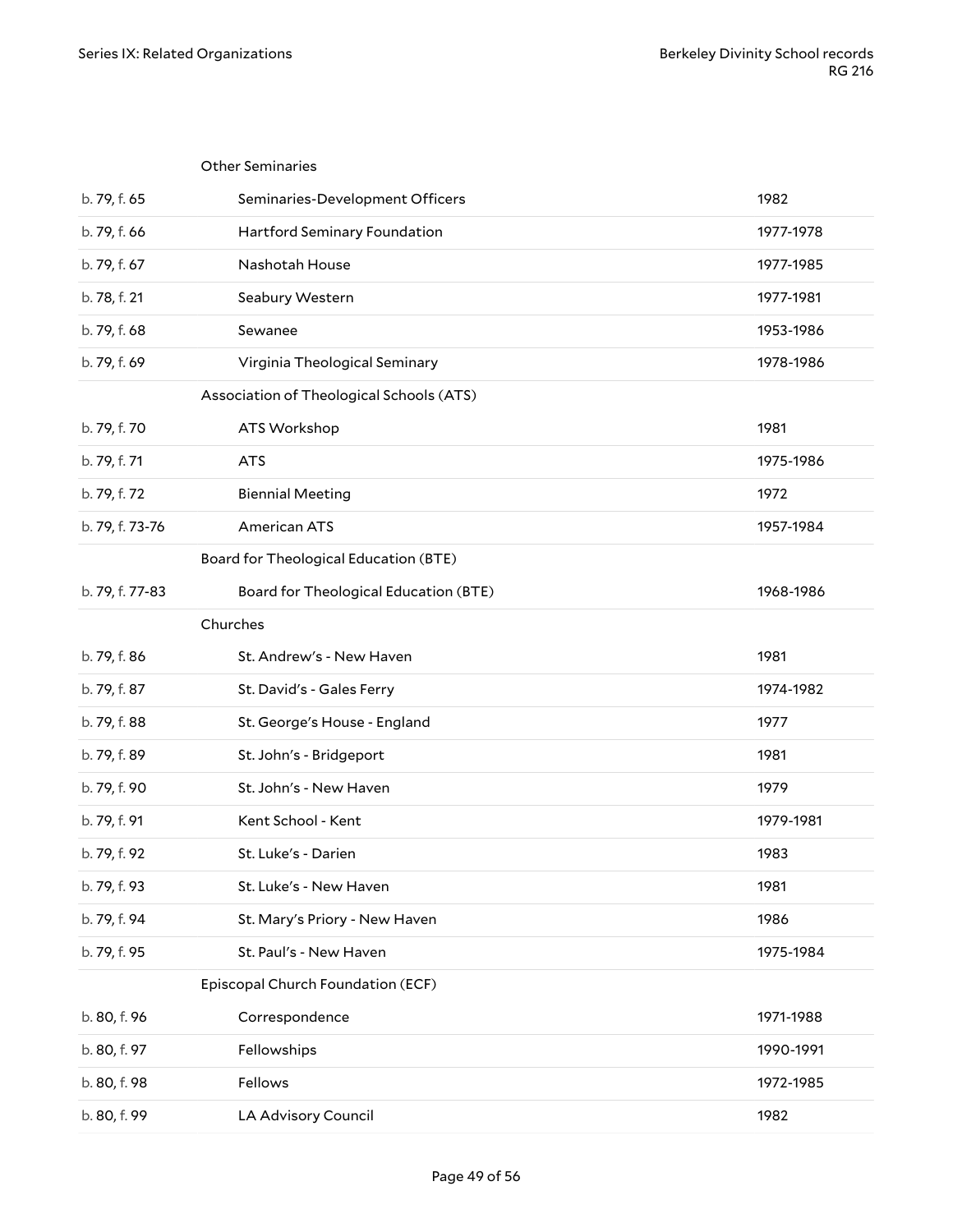| | | |
|---|---|---|
| | **Other Seminaries** | |
| b. 79, f. 65 | Seminaries-Development Officers | 1982 |
| b. 79, f. 66 | Hartford Seminary Foundation | 1977-1978 |
| b. 79, f. 67 | Nashotah House | 1977-1985 |
| b. 78, f. 21 | Seabury Western | 1977-1981 |
| b. 79, f. 68 | Sewanee | 1953-1986 |
| b. 79, f. 69 | Virginia Theological Seminary | 1978-1986 |
| | **Association of Theological Schools (ATS)** | |
| b. 79, f. 70 | ATS Workshop | 1981 |
| b. 79, f. 71 | ATS | 1975-1986 |
| b. 79, f. 72 | Biennial Meeting | 1972 |
| b. 79, f. 73-76 | American ATS | 1957-1984 |
| | **Board for Theological Education (BTE)** | |
| b. 79, f. 77-83 | Board for Theological Education (BTE) | 1968-1986 |
| | **Churches** | |
| b. 79, f. 86 | St. Andrew's - New Haven | 1981 |
| b. 79, f. 87 | St. David's - Gales Ferry | 1974-1982 |
| b. 79, f. 88 | St. George's House - England | 1977 |
| b. 79, f. 89 | St. John's - Bridgeport | 1981 |
| b. 79, f. 90 | St. John's - New Haven | 1979 |
| b. 79, f. 91 | Kent School - Kent | 1979-1981 |
| b. 79, f. 92 | St. Luke's - Darien | 1983 |
| b. 79, f. 93 | St. Luke's - New Haven | 1981 |
| b. 79, f. 94 | St. Mary's Priory - New Haven | 1986 |
| b. 79, f. 95 | St. Paul's - New Haven | 1975-1984 |
| | **Episcopal Church Foundation (ECF)** | |
| b. 80, f. 96 | Correspondence | 1971-1988 |
| b. 80, f. 97 | Fellowships | 1990-1991 |
| b. 80, f. 98 | Fellows | 1972-1985 |
| b. 80, f. 99 | LA Advisory Council | 1982 |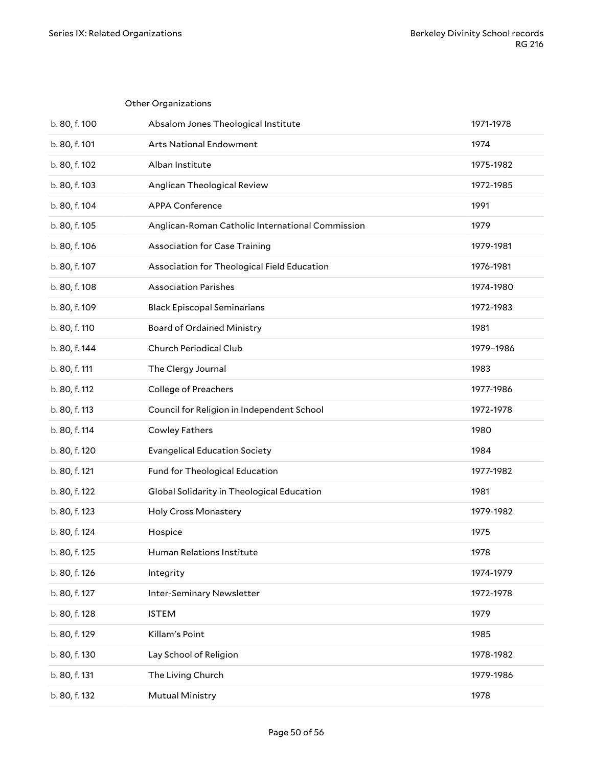Other Organizations

| | | |
|---|---|---|
| b. 80, f. 100 | Absalom Jones Theological Institute | 1971-1978 |
| b. 80, f. 101 | Arts National Endowment | 1974 |
| b. 80, f. 102 | Alban Institute | 1975-1982 |
| b. 80, f. 103 | Anglican Theological Review | 1972-1985 |
| b. 80, f. 104 | APPA Conference | 1991 |
| b. 80, f. 105 | Anglican-Roman Catholic International Commission | 1979 |
| b. 80, f. 106 | Association for Case Training | 1979-1981 |
| b. 80, f. 107 | Association for Theological Field Education | 1976-1981 |
| b. 80, f. 108 | Association Parishes | 1974-1980 |
| b. 80, f. 109 | Black Episcopal Seminarians | 1972-1983 |
| b. 80, f. 110 | Board of Ordained Ministry | 1981 |
| b. 80, f. 144 | Church Periodical Club | 1979–1986 |
| b. 80, f. 111 | The Clergy Journal | 1983 |
| b. 80, f. 112 | College of Preachers | 1977-1986 |
| b. 80, f. 113 | Council for Religion in Independent School | 1972-1978 |
| b. 80, f. 114 | Cowley Fathers | 1980 |
| b. 80, f. 120 | Evangelical Education Society | 1984 |
| b. 80, f. 121 | Fund for Theological Education | 1977-1982 |
| b. 80, f. 122 | Global Solidarity in Theological Education | 1981 |
| b. 80, f. 123 | Holy Cross Monastery | 1979-1982 |
| b. 80, f. 124 | Hospice | 1975 |
| b. 80, f. 125 | Human Relations Institute | 1978 |
| b. 80, f. 126 | Integrity | 1974-1979 |
| b. 80, f. 127 | Inter-Seminary Newsletter | 1972-1978 |
| b. 80, f. 128 | ISTEM | 1979 |
| b. 80, f. 129 | Killam's Point | 1985 |
| b. 80, f. 130 | Lay School of Religion | 1978-1982 |
| b. 80, f. 131 | The Living Church | 1979-1986 |
| b. 80, f. 132 | Mutual Ministry | 1978 |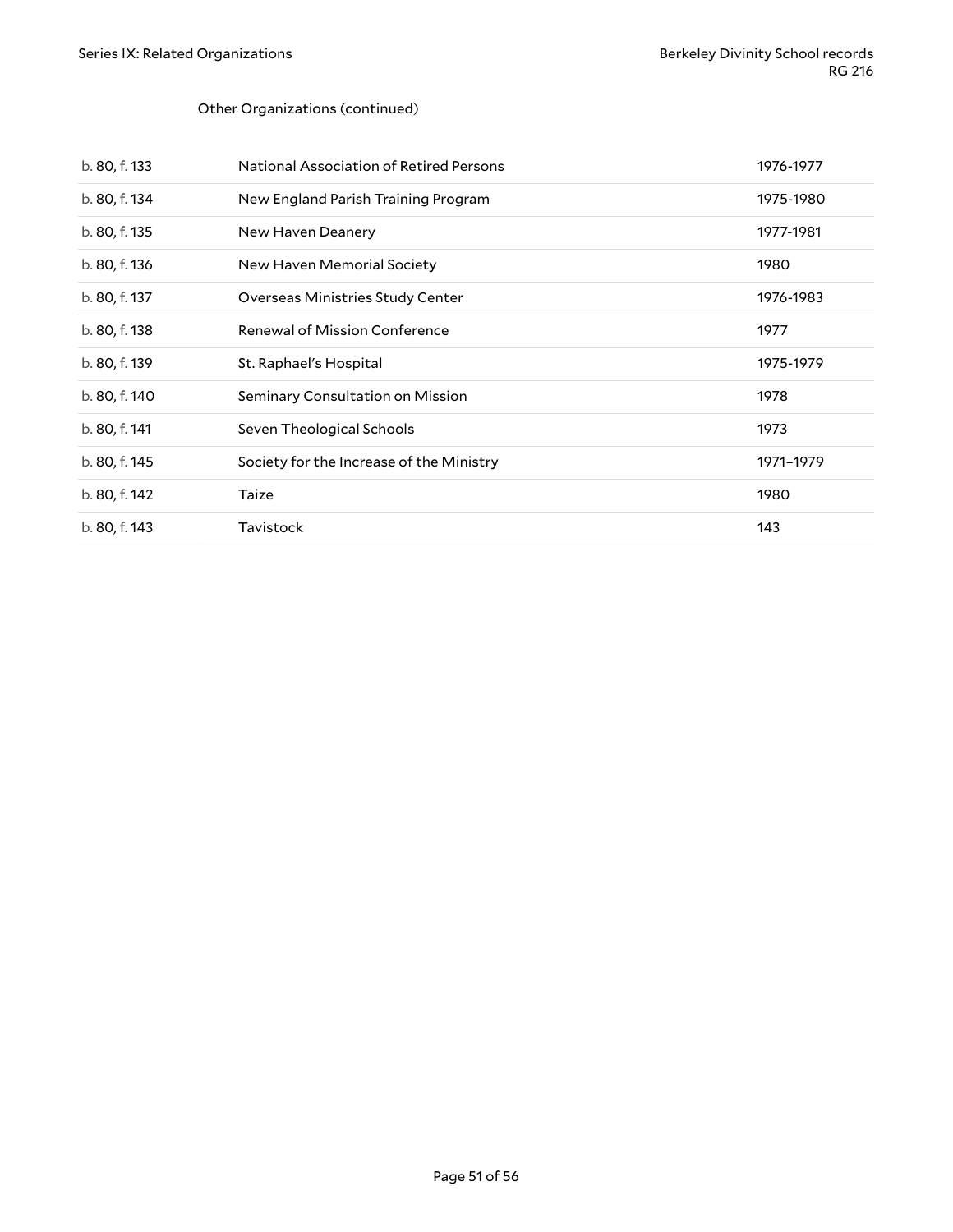Other Organizations (continued)

| | | |
|---|---|---|
| b. 80, f. 133 | National Association of Retired Persons | 1976-1977 |
| b. 80, f. 134 | New England Parish Training Program | 1975-1980 |
| b. 80, f. 135 | New Haven Deanery | 1977-1981 |
| b. 80, f. 136 | New Haven Memorial Society | 1980 |
| b. 80, f. 137 | Overseas Ministries Study Center | 1976-1983 |
| b. 80, f. 138 | Renewal of Mission Conference | 1977 |
| b. 80, f. 139 | St. Raphael's Hospital | 1975-1979 |
| b. 80, f. 140 | Seminary Consultation on Mission | 1978 |
| b. 80, f. 141 | Seven Theological Schools | 1973 |
| b. 80, f. 145 | Society for the Increase of the Ministry | 1971–1979 |
| b. 80, f. 142 | Taize | 1980 |
| b. 80, f. 143 | Tavistock | 143 |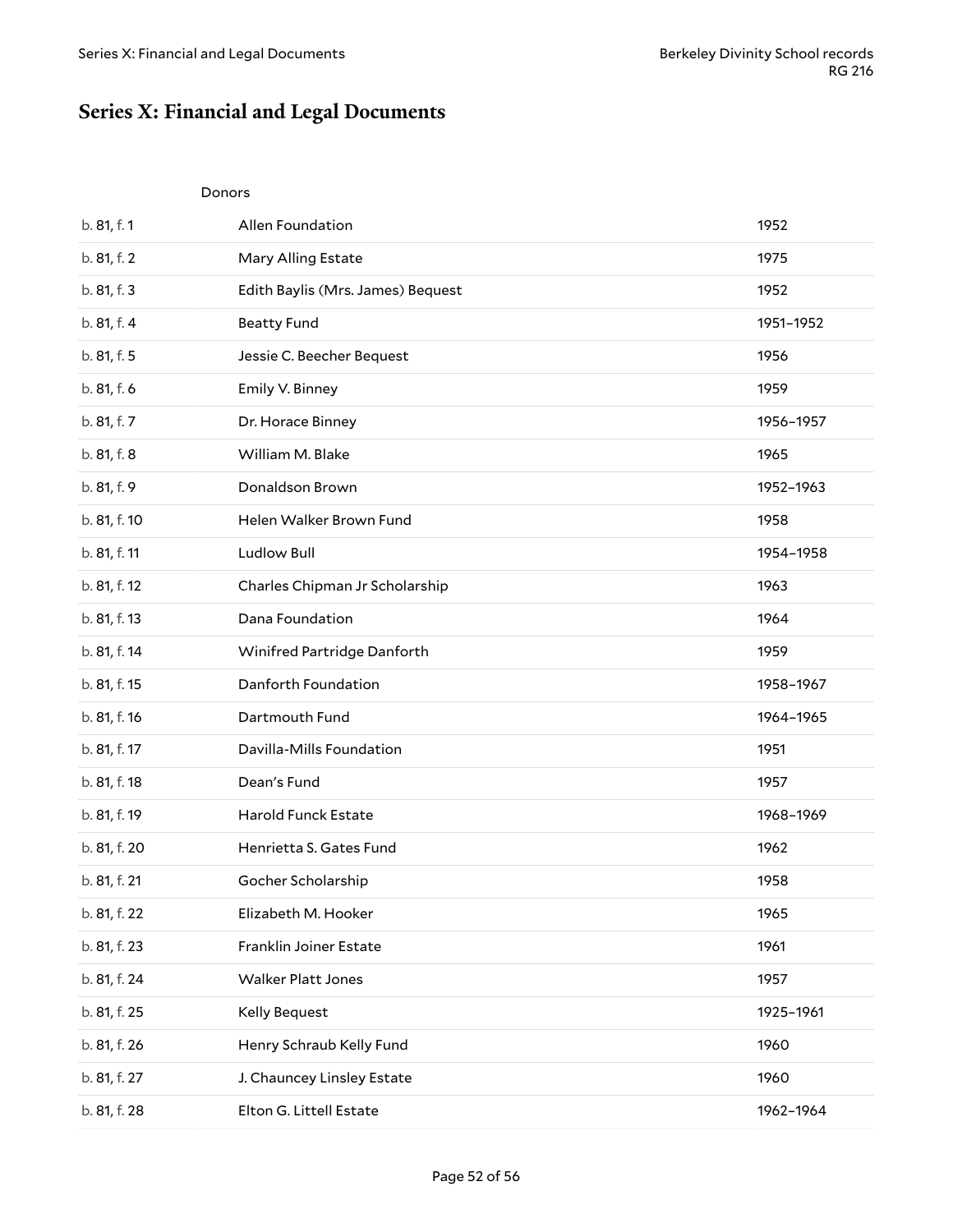# Series X: Financial and Legal Documents

Donors

| | | |
|---|---|---|
| b. 81, f. 1 | Allen Foundation | 1952 |
| b. 81, f. 2 | Mary Alling Estate | 1975 |
| b. 81, f. 3 | Edith Baylis (Mrs. James) Bequest | 1952 |
| b. 81, f. 4 | Beatty Fund | 1951–1952 |
| b. 81, f. 5 | Jessie C. Beecher Bequest | 1956 |
| b. 81, f. 6 | Emily V. Binney | 1959 |
| b. 81, f. 7 | Dr. Horace Binney | 1956–1957 |
| b. 81, f. 8 | William M. Blake | 1965 |
| b. 81, f. 9 | Donaldson Brown | 1952–1963 |
| b. 81, f. 10 | Helen Walker Brown Fund | 1958 |
| b. 81, f. 11 | Ludlow Bull | 1954–1958 |
| b. 81, f. 12 | Charles Chipman Jr Scholarship | 1963 |
| b. 81, f. 13 | Dana Foundation | 1964 |
| b. 81, f. 14 | Winifred Partridge Danforth | 1959 |
| b. 81, f. 15 | Danforth Foundation | 1958–1967 |
| b. 81, f. 16 | Dartmouth Fund | 1964–1965 |
| b. 81, f. 17 | Davilla-Mills Foundation | 1951 |
| b. 81, f. 18 | Dean's Fund | 1957 |
| b. 81, f. 19 | Harold Funck Estate | 1968–1969 |
| b. 81, f. 20 | Henrietta S. Gates Fund | 1962 |
| b. 81, f. 21 | Gocher Scholarship | 1958 |
| b. 81, f. 22 | Elizabeth M. Hooker | 1965 |
| b. 81, f. 23 | Franklin Joiner Estate | 1961 |
| b. 81, f. 24 | Walker Platt Jones | 1957 |
| b. 81, f. 25 | Kelly Bequest | 1925–1961 |
| b. 81, f. 26 | Henry Schraub Kelly Fund | 1960 |
| b. 81, f. 27 | J. Chauncey Linsley Estate | 1960 |
| b. 81, f. 28 | Elton G. Littell Estate | 1962–1964 |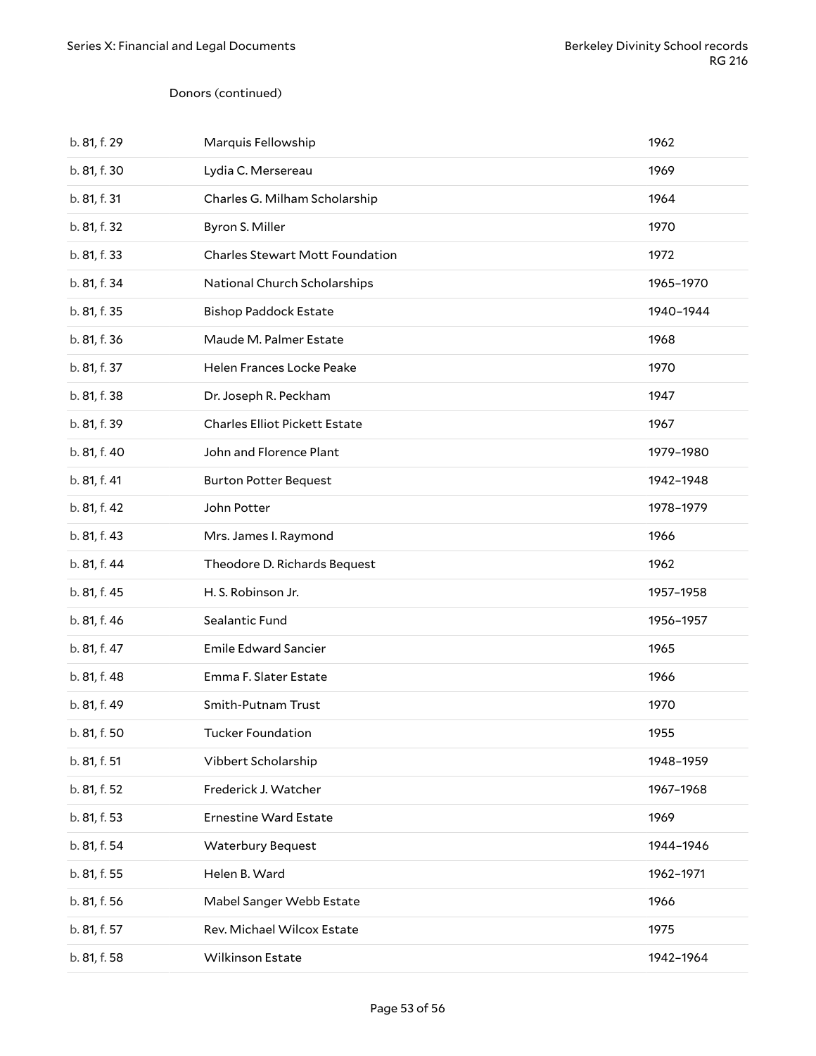Donors (continued)

| | | |
|---|---|---|
| b. 81, f. 29 | Marquis Fellowship | 1962 |
| b. 81, f. 30 | Lydia C. Mersereau | 1969 |
| b. 81, f. 31 | Charles G. Milham Scholarship | 1964 |
| b. 81, f. 32 | Byron S. Miller | 1970 |
| b. 81, f. 33 | Charles Stewart Mott Foundation | 1972 |
| b. 81, f. 34 | National Church Scholarships | 1965–1970 |
| b. 81, f. 35 | Bishop Paddock Estate | 1940–1944 |
| b. 81, f. 36 | Maude M. Palmer Estate | 1968 |
| b. 81, f. 37 | Helen Frances Locke Peake | 1970 |
| b. 81, f. 38 | Dr. Joseph R. Peckham | 1947 |
| b. 81, f. 39 | Charles Elliot Pickett Estate | 1967 |
| b. 81, f. 40 | John and Florence Plant | 1979–1980 |
| b. 81, f. 41 | Burton Potter Bequest | 1942–1948 |
| b. 81, f. 42 | John Potter | 1978–1979 |
| b. 81, f. 43 | Mrs. James I. Raymond | 1966 |
| b. 81, f. 44 | Theodore D. Richards Bequest | 1962 |
| b. 81, f. 45 | H. S. Robinson Jr. | 1957–1958 |
| b. 81, f. 46 | Sealantic Fund | 1956–1957 |
| b. 81, f. 47 | Emile Edward Sancier | 1965 |
| b. 81, f. 48 | Emma F. Slater Estate | 1966 |
| b. 81, f. 49 | Smith-Putnam Trust | 1970 |
| b. 81, f. 50 | Tucker Foundation | 1955 |
| b. 81, f. 51 | Vibbert Scholarship | 1948–1959 |
| b. 81, f. 52 | Frederick J. Watcher | 1967–1968 |
| b. 81, f. 53 | Ernestine Ward Estate | 1969 |
| b. 81, f. 54 | Waterbury Bequest | 1944–1946 |
| b. 81, f. 55 | Helen B. Ward | 1962–1971 |
| b. 81, f. 56 | Mabel Sanger Webb Estate | 1966 |
| b. 81, f. 57 | Rev. Michael Wilcox Estate | 1975 |
| b. 81, f. 58 | Wilkinson Estate | 1942–1964 |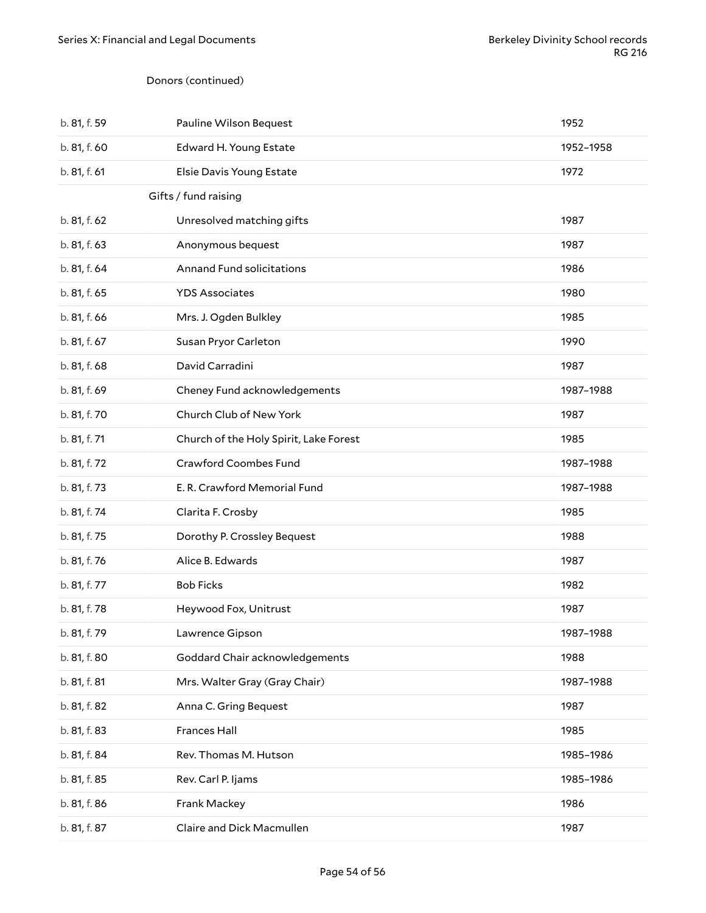Donors (continued)

| | | |
|---|---|---|
| b. 81, f. 59 | Pauline Wilson Bequest | 1952 |
| b. 81, f. 60 | Edward H. Young Estate | 1952–1958 |
| b. 81, f. 61 | Elsie Davis Young Estate | 1972 |
| | Gifts / fund raising | |
| b. 81, f. 62 | Unresolved matching gifts | 1987 |
| b. 81, f. 63 | Anonymous bequest | 1987 |
| b. 81, f. 64 | Annand Fund solicitations | 1986 |
| b. 81, f. 65 | YDS Associates | 1980 |
| b. 81, f. 66 | Mrs. J. Ogden Bulkley | 1985 |
| b. 81, f. 67 | Susan Pryor Carleton | 1990 |
| b. 81, f. 68 | David Carradini | 1987 |
| b. 81, f. 69 | Cheney Fund acknowledgements | 1987–1988 |
| b. 81, f. 70 | Church Club of New York | 1987 |
| b. 81, f. 71 | Church of the Holy Spirit, Lake Forest | 1985 |
| b. 81, f. 72 | Crawford Coombes Fund | 1987–1988 |
| b. 81, f. 73 | E. R. Crawford Memorial Fund | 1987–1988 |
| b. 81, f. 74 | Clarita F. Crosby | 1985 |
| b. 81, f. 75 | Dorothy P. Crossley Bequest | 1988 |
| b. 81, f. 76 | Alice B. Edwards | 1987 |
| b. 81, f. 77 | Bob Ficks | 1982 |
| b. 81, f. 78 | Heywood Fox, Unitrust | 1987 |
| b. 81, f. 79 | Lawrence Gipson | 1987–1988 |
| b. 81, f. 80 | Goddard Chair acknowledgements | 1988 |
| b. 81, f. 81 | Mrs. Walter Gray (Gray Chair) | 1987–1988 |
| b. 81, f. 82 | Anna C. Gring Bequest | 1987 |
| b. 81, f. 83 | Frances Hall | 1985 |
| b. 81, f. 84 | Rev. Thomas M. Hutson | 1985–1986 |
| b. 81, f. 85 | Rev. Carl P. Ijams | 1985–1986 |
| b. 81, f. 86 | Frank Mackey | 1986 |
| b. 81, f. 87 | Claire and Dick Macmullen | 1987 |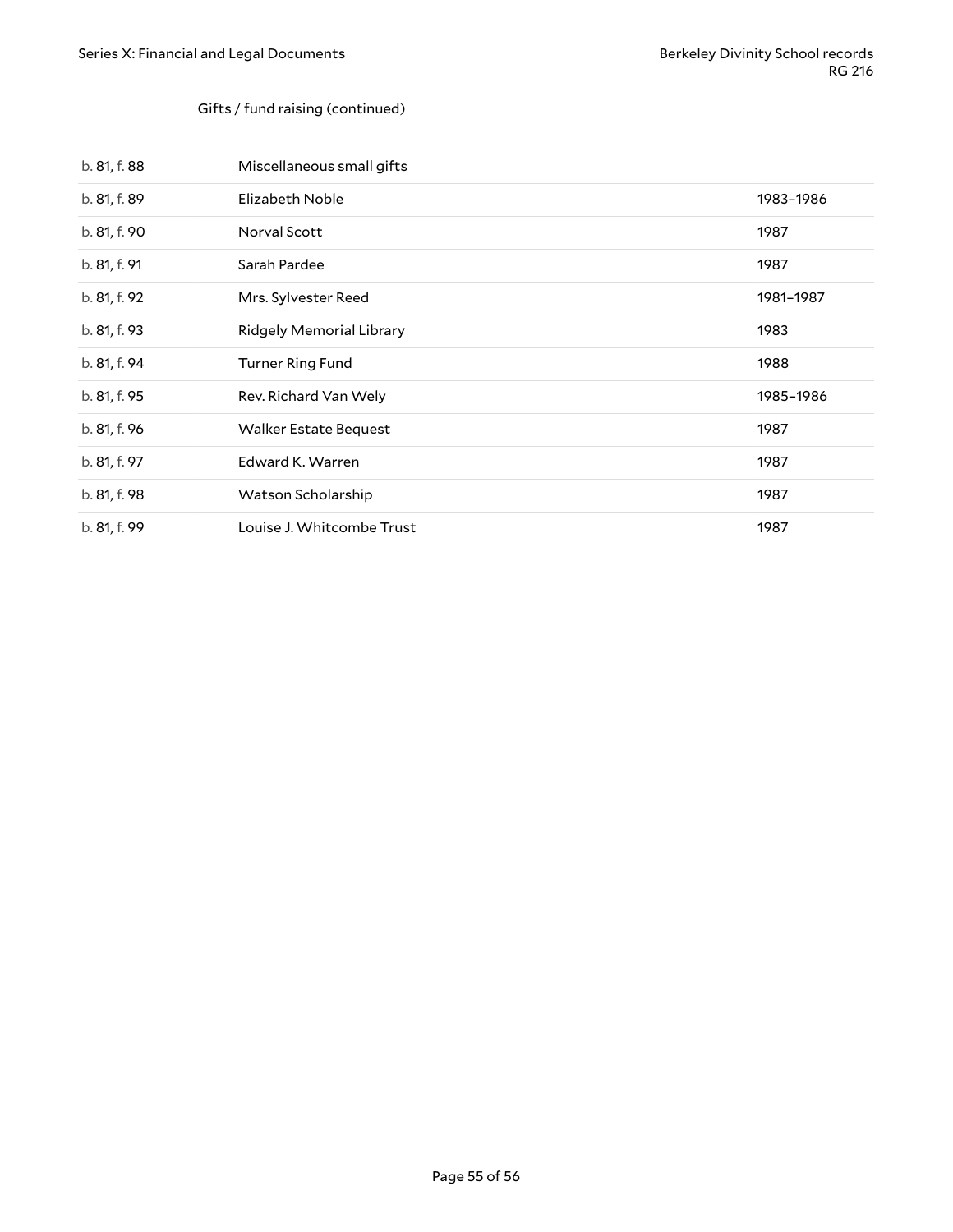Gifts / fund raising (continued)

| | | |
|---|---|---|
| b. 81, f. 88 | Miscellaneous small gifts | |
| b. 81, f. 89 | Elizabeth Noble | 1983–1986 |
| b. 81, f. 90 | Norval Scott | 1987 |
| b. 81, f. 91 | Sarah Pardee | 1987 |
| b. 81, f. 92 | Mrs. Sylvester Reed | 1981–1987 |
| b. 81, f. 93 | Ridgely Memorial Library | 1983 |
| b. 81, f. 94 | Turner Ring Fund | 1988 |
| b. 81, f. 95 | Rev. Richard Van Wely | 1985–1986 |
| b. 81, f. 96 | Walker Estate Bequest | 1987 |
| b. 81, f. 97 | Edward K. Warren | 1987 |
| b. 81, f. 98 | Watson Scholarship | 1987 |
| b. 81, f. 99 | Louise J. Whitcombe Trust | 1987 |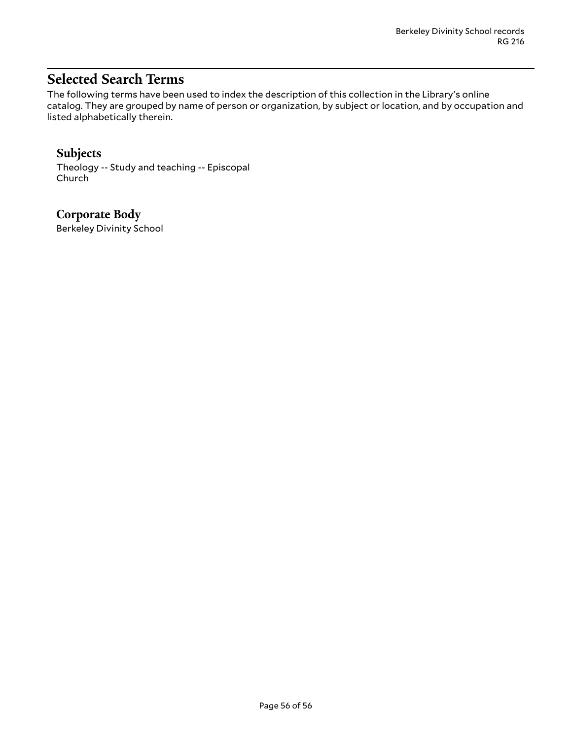## Selected Search Terms

The following terms have been used to index the description of this collection in the Library's online catalog. They are grouped by name of person or organization, by subject or location, and by occupation and listed alphabetically therein.

### Subjects

Theology -- Study and teaching -- Episcopal Church

### Corporate Body

Berkeley Divinity School